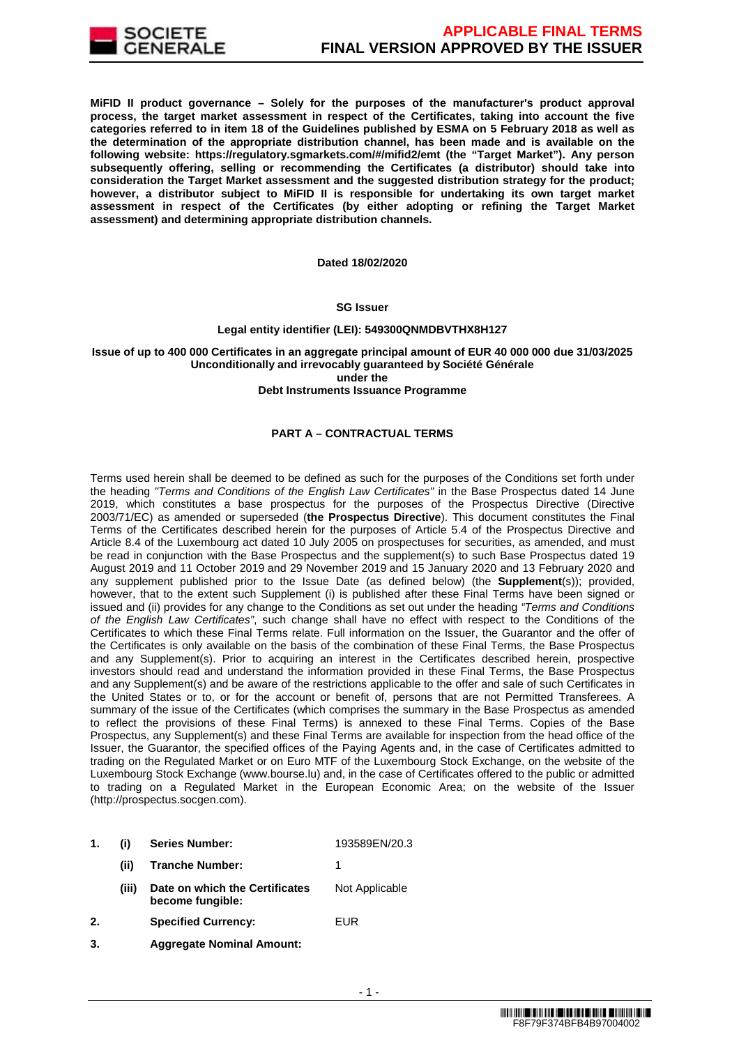**MiFID II product governance – Solely for the purposes of the manufacturer's product approval process, the target market assessment in respect of the Certificates, taking into account the five categories referred to in item 18 of the Guidelines published by ESMA on 5 February 2018 as well as the determination of the appropriate distribution channel, has been made and is available on the following website: https://regulatory.sgmarkets.com/#/mifid2/emt (the "Target Market"). Any person subsequently offering, selling or recommending the Certificates (a distributor) should take into consideration the Target Market assessment and the suggested distribution strategy for the product; however, a distributor subject to MiFID II is responsible for undertaking its own target market assessment in respect of the Certificates (by either adopting or refining the Target Market assessment) and determining appropriate distribution channels.**

**Dated 18/02/2020**

**SG Issuer**

**Legal entity identifier (LEI): 549300QNMDBVTHX8H127**

**Issue of up to 400 000 Certificates in an aggregate principal amount of EUR 40 000 000 due 31/03/2025**
**Unconditionally and irrevocably guaranteed by Société Générale**
**under the**
**Debt Instruments Issuance Programme**

## PART A – CONTRACTUAL TERMS

Terms used herein shall be deemed to be defined as such for the purposes of the Conditions set forth under the heading *"Terms and Conditions of the English Law Certificates"* in the Base Prospectus dated 14 June 2019, which constitutes a base prospectus for the purposes of the Prospectus Directive (Directive 2003/71/EC) as amended or superseded (**the Prospectus Directive**). This document constitutes the Final Terms of the Certificates described herein for the purposes of Article 5.4 of the Prospectus Directive and Article 8.4 of the Luxembourg act dated 10 July 2005 on prospectuses for securities, as amended, and must be read in conjunction with the Base Prospectus and the supplement(s) to such Base Prospectus dated 19 August 2019 and 11 October 2019 and 29 November 2019 and 15 January 2020 and 13 February 2020 and any supplement published prior to the Issue Date (as defined below) (the **Supplement**(s)); provided, however, that to the extent such Supplement (i) is published after these Final Terms have been signed or issued and (ii) provides for any change to the Conditions as set out under the heading *"Terms and Conditions of the English Law Certificates"*, such change shall have no effect with respect to the Conditions of the Certificates to which these Final Terms relate. Full information on the Issuer, the Guarantor and the offer of the Certificates is only available on the basis of the combination of these Final Terms, the Base Prospectus and any Supplement(s). Prior to acquiring an interest in the Certificates described herein, prospective investors should read and understand the information provided in these Final Terms, the Base Prospectus and any Supplement(s) and be aware of the restrictions applicable to the offer and sale of such Certificates in the United States or to, or for the account or benefit of, persons that are not Permitted Transferees. A summary of the issue of the Certificates (which comprises the summary in the Base Prospectus as amended to reflect the provisions of these Final Terms) is annexed to these Final Terms. Copies of the Base Prospectus, any Supplement(s) and these Final Terms are available for inspection from the head office of the Issuer, the Guarantor, the specified offices of the Paying Agents and, in the case of Certificates admitted to trading on the Regulated Market or on Euro MTF of the Luxembourg Stock Exchange, on the website of the Luxembourg Stock Exchange (www.bourse.lu) and, in the case of Certificates offered to the public or admitted to trading on a Regulated Market in the European Economic Area; on the website of the Issuer (http://prospectus.socgen.com).

| | | | |
|---|---|---|---|
| 1. | (i) | **Series Number:** | 193589EN/20.3 |
| | (ii) | **Tranche Number:** | 1 |
| | (iii) | **Date on which the Certificates become fungible:** | Not Applicable |
| 2. | | **Specified Currency:** | EUR |
| 3. | | **Aggregate Nominal Amount:** | |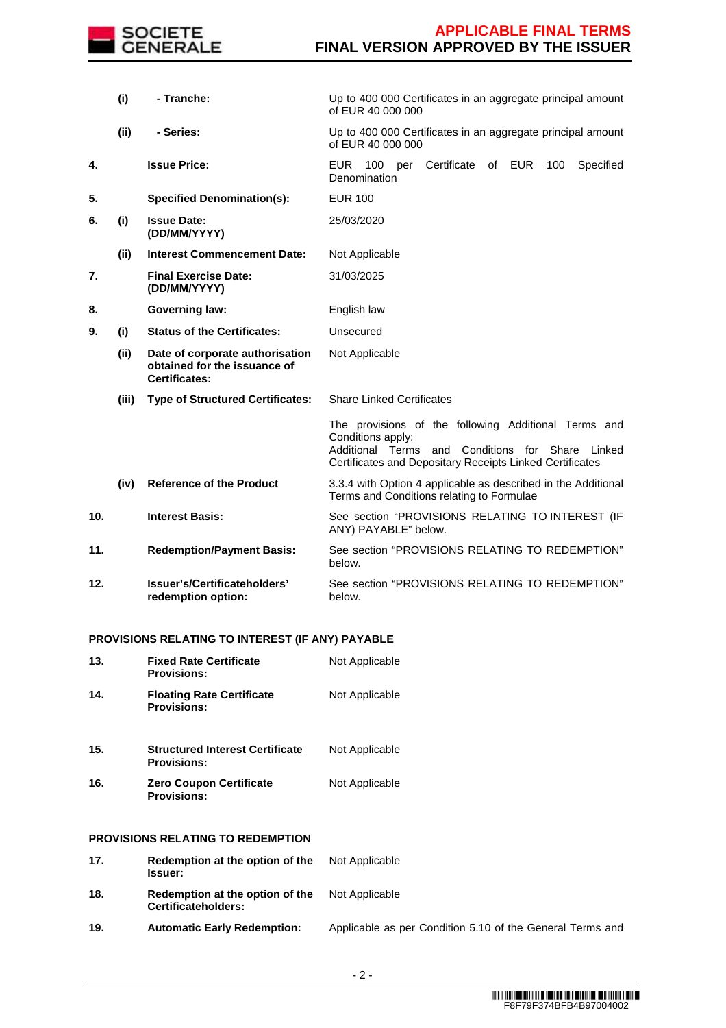| | | | |
|---|---|---|---|
| | (i) | - Tranche: | Up to 400 000 Certificates in an aggregate principal amount of EUR 40 000 000 |
| | (ii) | - Series: | Up to 400 000 Certificates in an aggregate principal amount of EUR 40 000 000 |
| 4. | | **Issue Price:** | EUR 100 per Certificate of EUR 100 Specified Denomination |
| 5. | | **Specified Denomination(s):** | EUR 100 |
| 6. | (i) | **Issue Date: (DD/MM/YYYY)** | 25/03/2020 |
| | (ii) | **Interest Commencement Date:** | Not Applicable |
| 7. | | **Final Exercise Date: (DD/MM/YYYY)** | 31/03/2025 |
| 8. | | **Governing law:** | English law |
| 9. | (i) | **Status of the Certificates:** | Unsecured |
| | (ii) | **Date of corporate authorisation obtained for the issuance of Certificates:** | Not Applicable |
| | (iii) | **Type of Structured Certificates:** | Share Linked Certificates |
| | | | The provisions of the following Additional Terms and Conditions apply: Additional Terms and Conditions for Share Linked Certificates and Depositary Receipts Linked Certificates |
| | (iv) | **Reference of the Product** | 3.3.4 with Option 4 applicable as described in the Additional Terms and Conditions relating to Formulae |
| 10. | | **Interest Basis:** | See section "PROVISIONS RELATING TO INTEREST (IF ANY) PAYABLE" below. |
| 11. | | **Redemption/Payment Basis:** | See section "PROVISIONS RELATING TO REDEMPTION" below. |
| 12. | | **Issuer's/Certificateholders' redemption option:** | See section "PROVISIONS RELATING TO REDEMPTION" below. |

**PROVISIONS RELATING TO INTEREST (IF ANY) PAYABLE**

| | | |
|---|---|---|
| 13. | **Fixed Rate Certificate Provisions:** | Not Applicable |
| 14. | **Floating Rate Certificate Provisions:** | Not Applicable |
| 15. | **Structured Interest Certificate Provisions:** | Not Applicable |
| 16. | **Zero Coupon Certificate Provisions:** | Not Applicable |

**PROVISIONS RELATING TO REDEMPTION**

| | | |
|---|---|---|
| 17. | **Redemption at the option of the Issuer:** | Not Applicable |
| 18. | **Redemption at the option of the Certificateholders:** | Not Applicable |
| 19. | **Automatic Early Redemption:** | Applicable as per Condition 5.10 of the General Terms and |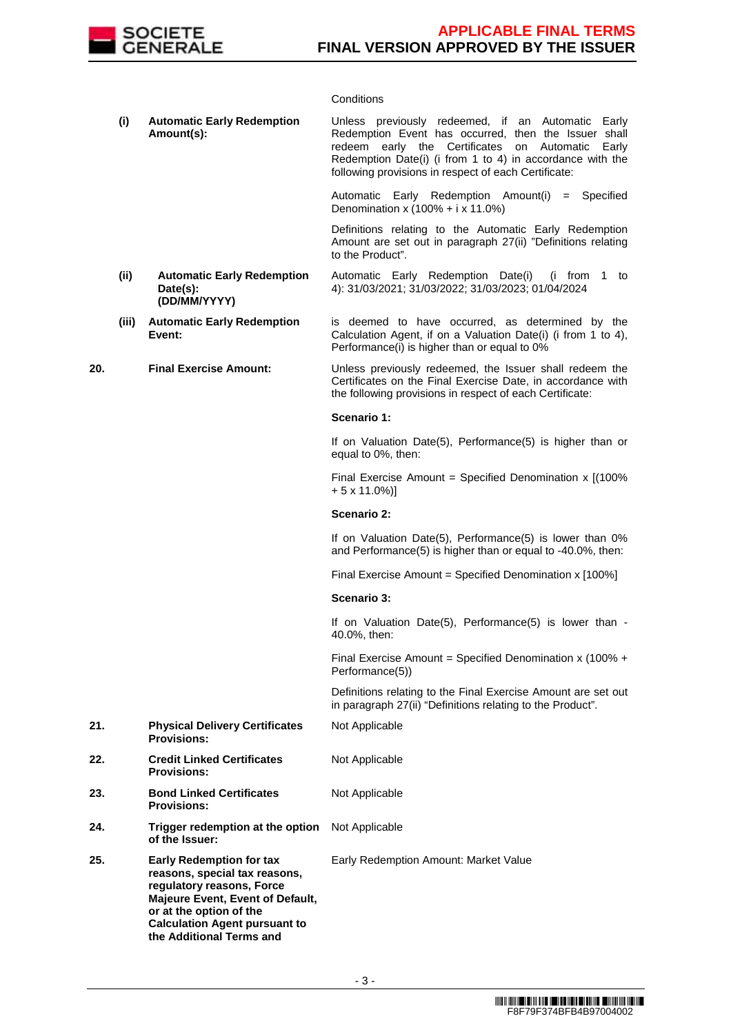| | | | |
|---|---|---|---|
| | | | Conditions |
| | (i) | **Automatic Early Redemption Amount(s):** | Unless previously redeemed, if an Automatic Early Redemption Event has occurred, then the Issuer shall redeem early the Certificates on Automatic Early Redemption Date(i) (i from 1 to 4) in accordance with the following provisions in respect of each Certificate:<br><br>Automatic Early Redemption Amount(i) = Specified Denomination x (100% + i x 11.0%)<br><br>Definitions relating to the Automatic Early Redemption Amount are set out in paragraph 27(ii) "Definitions relating to the Product". |
| | (ii) | **Automatic Early Redemption Date(s): (DD/MM/YYYY)** | Automatic Early Redemption Date(i) (i from 1 to 4): 31/03/2021; 31/03/2022; 31/03/2023; 01/04/2024 |
| | (iii) | **Automatic Early Redemption Event:** | is deemed to have occurred, as determined by the Calculation Agent, if on a Valuation Date(i) (i from 1 to 4), Performance(i) is higher than or equal to 0% |
| 20. | | **Final Exercise Amount:** | Unless previously redeemed, the Issuer shall redeem the Certificates on the Final Exercise Date, in accordance with the following provisions in respect of each Certificate:<br><br>**Scenario 1:**<br><br>If on Valuation Date(5), Performance(5) is higher than or equal to 0%, then:<br><br>Final Exercise Amount = Specified Denomination x [(100% + 5 x 11.0%)]<br><br>**Scenario 2:**<br><br>If on Valuation Date(5), Performance(5) is lower than 0% and Performance(5) is higher than or equal to -40.0%, then:<br><br>Final Exercise Amount = Specified Denomination x [100%]<br><br>**Scenario 3:**<br><br>If on Valuation Date(5), Performance(5) is lower than -40.0%, then:<br><br>Final Exercise Amount = Specified Denomination x (100% + Performance(5))<br><br>Definitions relating to the Final Exercise Amount are set out in paragraph 27(ii) "Definitions relating to the Product". |
| 21. | | **Physical Delivery Certificates Provisions:** | Not Applicable |
| 22. | | **Credit Linked Certificates Provisions:** | Not Applicable |
| 23. | | **Bond Linked Certificates Provisions:** | Not Applicable |
| 24. | | **Trigger redemption at the option of the Issuer:** | Not Applicable |
| 25. | | **Early Redemption for tax reasons, special tax reasons, regulatory reasons, Force Majeure Event, Event of Default, or at the option of the Calculation Agent pursuant to the Additional Terms and** | Early Redemption Amount: Market Value |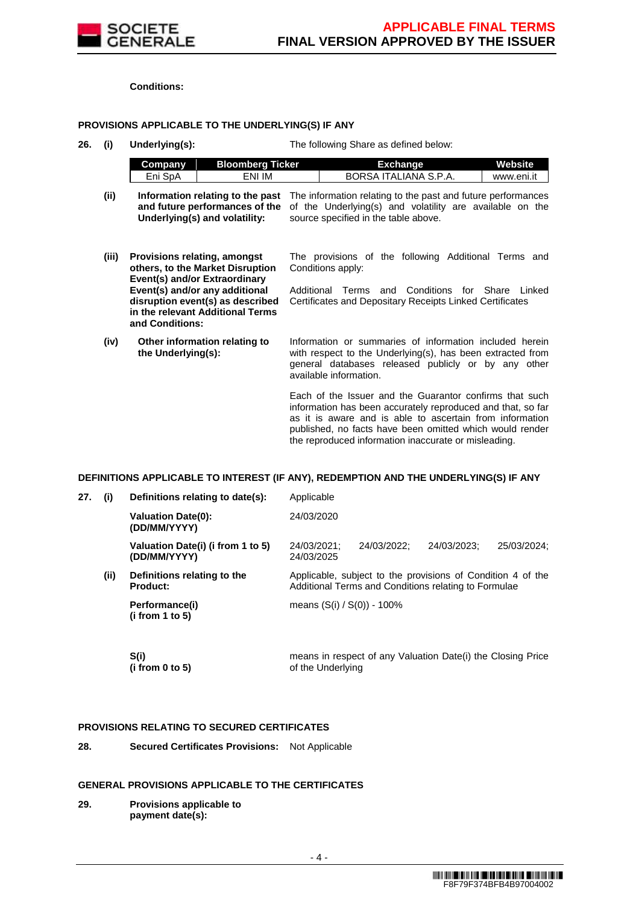**Conditions:**

**PROVISIONS APPLICABLE TO THE UNDERLYING(S) IF ANY**

**26. (i) Underlying(s):** The following Share as defined below:

| Company | Bloomberg Ticker | Exchange | Website |
|---|---|---|---|
| Eni SpA | ENI IM | BORSA ITALIANA S.P.A. | www.eni.it |

**(ii) Information relating to the past and future performances of the Underlying(s) and volatility:** The information relating to the past and future performances of the Underlying(s) and volatility are available on the source specified in the table above.

**(iii) Provisions relating, amongst others, to the Market Disruption Event(s) and/or Extraordinary Event(s) and/or any additional disruption event(s) as described in the relevant Additional Terms and Conditions:** The provisions of the following Additional Terms and Conditions apply:

Additional Terms and Conditions for Share Linked Certificates and Depositary Receipts Linked Certificates

**(iv) Other information relating to the Underlying(s):** Information or summaries of information included herein with respect to the Underlying(s), has been extracted from general databases released publicly or by any other available information.

Each of the Issuer and the Guarantor confirms that such information has been accurately reproduced and that, so far as it is aware and is able to ascertain from information published, no facts have been omitted which would render the reproduced information inaccurate or misleading.

**DEFINITIONS APPLICABLE TO INTEREST (IF ANY), REDEMPTION AND THE UNDERLYING(S) IF ANY**

**27. (i) Definitions relating to date(s):** Applicable

**Valuation Date(0): (DD/MM/YYYY)** 24/03/2020

**Valuation Date(i) (i from 1 to 5) (DD/MM/YYYY)** 24/03/2021; 24/03/2022; 24/03/2023; 25/03/2024; 24/03/2025

**(ii) Definitions relating to the Product:** Applicable, subject to the provisions of Condition 4 of the Additional Terms and Conditions relating to Formulae

**Performance(i) (i from 1 to 5)** means (S(i) / S(0)) - 100%

**S(i) (i from 0 to 5)** means in respect of any Valuation Date(i) the Closing Price of the Underlying

**PROVISIONS RELATING TO SECURED CERTIFICATES**

**28. Secured Certificates Provisions:** Not Applicable

**GENERAL PROVISIONS APPLICABLE TO THE CERTIFICATES**

**29. Provisions applicable to payment date(s):**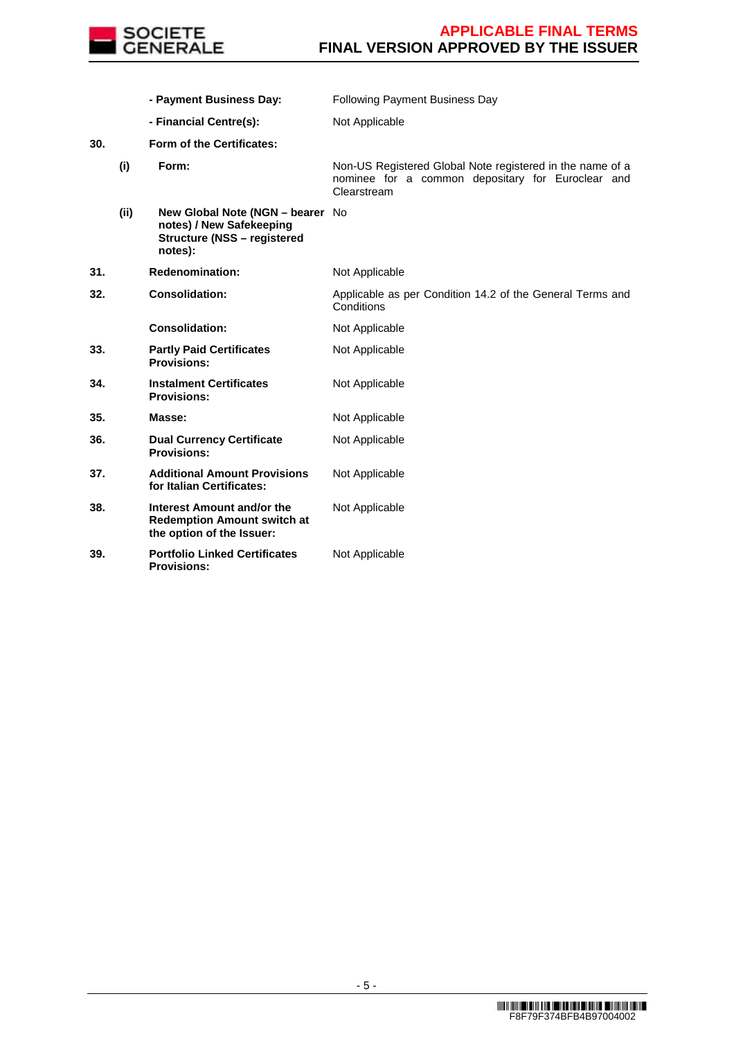| | | | |
|---|---|---|---|
| | | **- Payment Business Day:** | Following Payment Business Day |
| | | **- Financial Centre(s):** | Not Applicable |
| **30.** | | **Form of the Certificates:** | |
| | **(i)** | **Form:** | Non-US Registered Global Note registered in the name of a nominee for a common depositary for Euroclear and Clearstream |
| | **(ii)** | **New Global Note (NGN – bearer notes) / New Safekeeping Structure (NSS – registered notes):** | No |
| **31.** | | **Redenomination:** | Not Applicable |
| **32.** | | **Consolidation:** | Applicable as per Condition 14.2 of the General Terms and Conditions |
| | | **Consolidation:** | Not Applicable |
| **33.** | | **Partly Paid Certificates Provisions:** | Not Applicable |
| **34.** | | **Instalment Certificates Provisions:** | Not Applicable |
| **35.** | | **Masse:** | Not Applicable |
| **36.** | | **Dual Currency Certificate Provisions:** | Not Applicable |
| **37.** | | **Additional Amount Provisions for Italian Certificates:** | Not Applicable |
| **38.** | | **Interest Amount and/or the Redemption Amount switch at the option of the Issuer:** | Not Applicable |
| **39.** | | **Portfolio Linked Certificates Provisions:** | Not Applicable |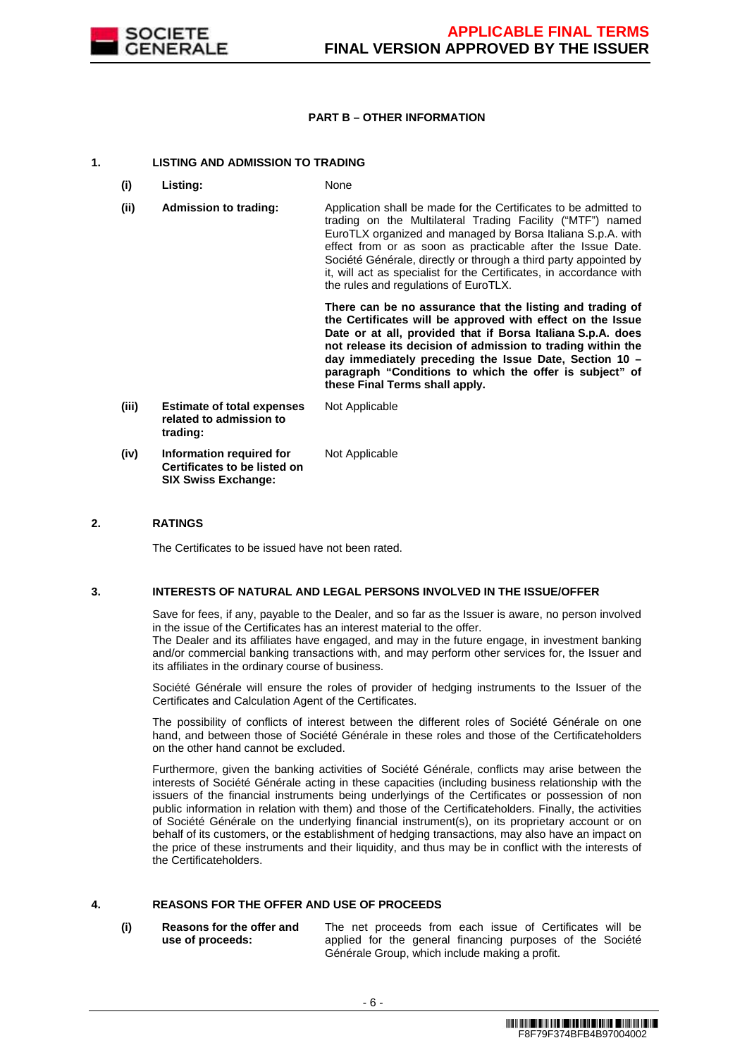## PART B – OTHER INFORMATION

### 1. LISTING AND ADMISSION TO TRADING

| | | |
|---|---|---|
| (i) | **Listing:** | None |
| (ii) | **Admission to trading:** | Application shall be made for the Certificates to be admitted to trading on the Multilateral Trading Facility ("MTF") named EuroTLX organized and managed by Borsa Italiana S.p.A. with effect from or as soon as practicable after the Issue Date. Société Générale, directly or through a third party appointed by it, will act as specialist for the Certificates, in accordance with the rules and regulations of EuroTLX.<br><br>**There can be no assurance that the listing and trading of the Certificates will be approved with effect on the Issue Date or at all, provided that if Borsa Italiana S.p.A. does not release its decision of admission to trading within the day immediately preceding the Issue Date, Section 10 – paragraph "Conditions to which the offer is subject" of these Final Terms shall apply.** |
| (iii) | **Estimate of total expenses related to admission to trading:** | Not Applicable |
| (iv) | **Information required for Certificates to be listed on SIX Swiss Exchange:** | Not Applicable |

### 2. RATINGS

The Certificates to be issued have not been rated.

### 3. INTERESTS OF NATURAL AND LEGAL PERSONS INVOLVED IN THE ISSUE/OFFER

Save for fees, if any, payable to the Dealer, and so far as the Issuer is aware, no person involved in the issue of the Certificates has an interest material to the offer.
The Dealer and its affiliates have engaged, and may in the future engage, in investment banking and/or commercial banking transactions with, and may perform other services for, the Issuer and its affiliates in the ordinary course of business.

Société Générale will ensure the roles of provider of hedging instruments to the Issuer of the Certificates and Calculation Agent of the Certificates.

The possibility of conflicts of interest between the different roles of Société Générale on one hand, and between those of Société Générale in these roles and those of the Certificateholders on the other hand cannot be excluded.

Furthermore, given the banking activities of Société Générale, conflicts may arise between the interests of Société Générale acting in these capacities (including business relationship with the issuers of the financial instruments being underlyings of the Certificates or possession of non public information in relation with them) and those of the Certificateholders. Finally, the activities of Société Générale on the underlying financial instrument(s), on its proprietary account or on behalf of its customers, or the establishment of hedging transactions, may also have an impact on the price of these instruments and their liquidity, and thus may be in conflict with the interests of the Certificateholders.

### 4. REASONS FOR THE OFFER AND USE OF PROCEEDS

| | | |
|---|---|---|
| (i) | **Reasons for the offer and use of proceeds:** | The net proceeds from each issue of Certificates will be applied for the general financing purposes of the Société Générale Group, which include making a profit. |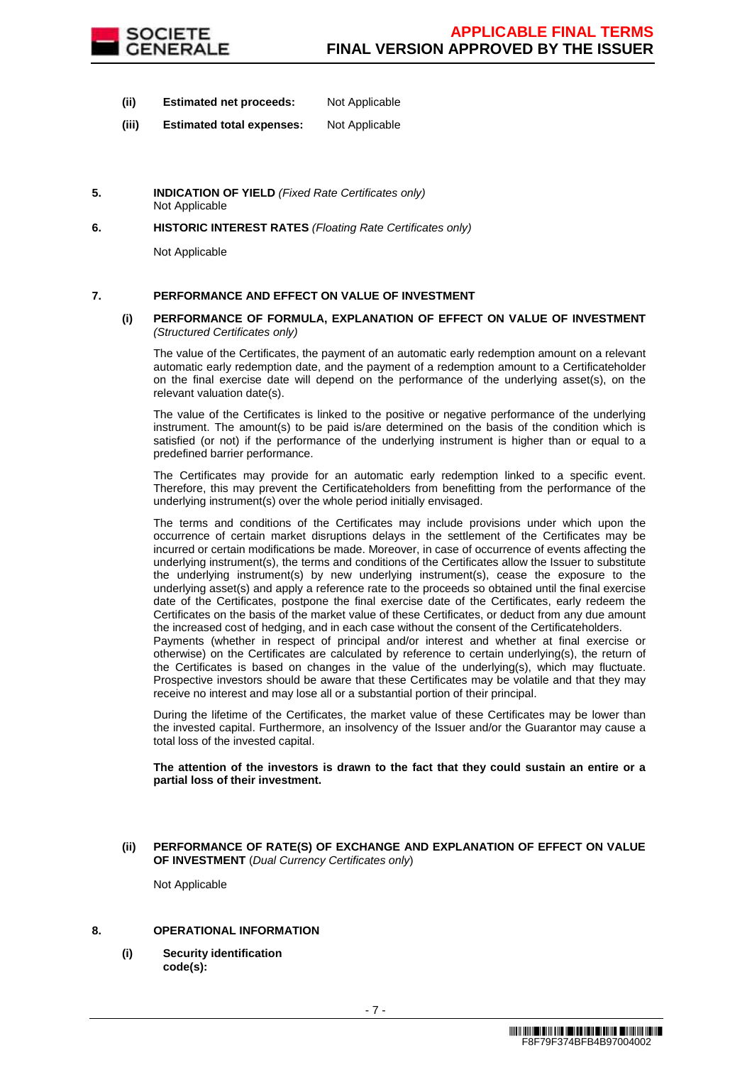**(ii) Estimated net proceeds:** Not Applicable

**(iii) Estimated total expenses:** Not Applicable

**5. INDICATION OF YIELD** *(Fixed Rate Certificates only)*

Not Applicable

**6. HISTORIC INTEREST RATES** *(Floating Rate Certificates only)*

Not Applicable

**7. PERFORMANCE AND EFFECT ON VALUE OF INVESTMENT**

**(i) PERFORMANCE OF FORMULA, EXPLANATION OF EFFECT ON VALUE OF INVESTMENT** *(Structured Certificates only)*

The value of the Certificates, the payment of an automatic early redemption amount on a relevant automatic early redemption date, and the payment of a redemption amount to a Certificateholder on the final exercise date will depend on the performance of the underlying asset(s), on the relevant valuation date(s).

The value of the Certificates is linked to the positive or negative performance of the underlying instrument. The amount(s) to be paid is/are determined on the basis of the condition which is satisfied (or not) if the performance of the underlying instrument is higher than or equal to a predefined barrier performance.

The Certificates may provide for an automatic early redemption linked to a specific event. Therefore, this may prevent the Certificateholders from benefitting from the performance of the underlying instrument(s) over the whole period initially envisaged.

The terms and conditions of the Certificates may include provisions under which upon the occurrence of certain market disruptions delays in the settlement of the Certificates may be incurred or certain modifications be made. Moreover, in case of occurrence of events affecting the underlying instrument(s), the terms and conditions of the Certificates allow the Issuer to substitute the underlying instrument(s) by new underlying instrument(s), cease the exposure to the underlying asset(s) and apply a reference rate to the proceeds so obtained until the final exercise date of the Certificates, postpone the final exercise date of the Certificates, early redeem the Certificates on the basis of the market value of these Certificates, or deduct from any due amount the increased cost of hedging, and in each case without the consent of the Certificateholders.
Payments (whether in respect of principal and/or interest and whether at final exercise or otherwise) on the Certificates are calculated by reference to certain underlying(s), the return of the Certificates is based on changes in the value of the underlying(s), which may fluctuate. Prospective investors should be aware that these Certificates may be volatile and that they may receive no interest and may lose all or a substantial portion of their principal.

During the lifetime of the Certificates, the market value of these Certificates may be lower than the invested capital. Furthermore, an insolvency of the Issuer and/or the Guarantor may cause a total loss of the invested capital.

**The attention of the investors is drawn to the fact that they could sustain an entire or a partial loss of their investment.**

**(ii) PERFORMANCE OF RATE(S) OF EXCHANGE AND EXPLANATION OF EFFECT ON VALUE OF INVESTMENT** (*Dual Currency Certificates only*)

Not Applicable

**8. OPERATIONAL INFORMATION**

**(i) Security identification code(s):**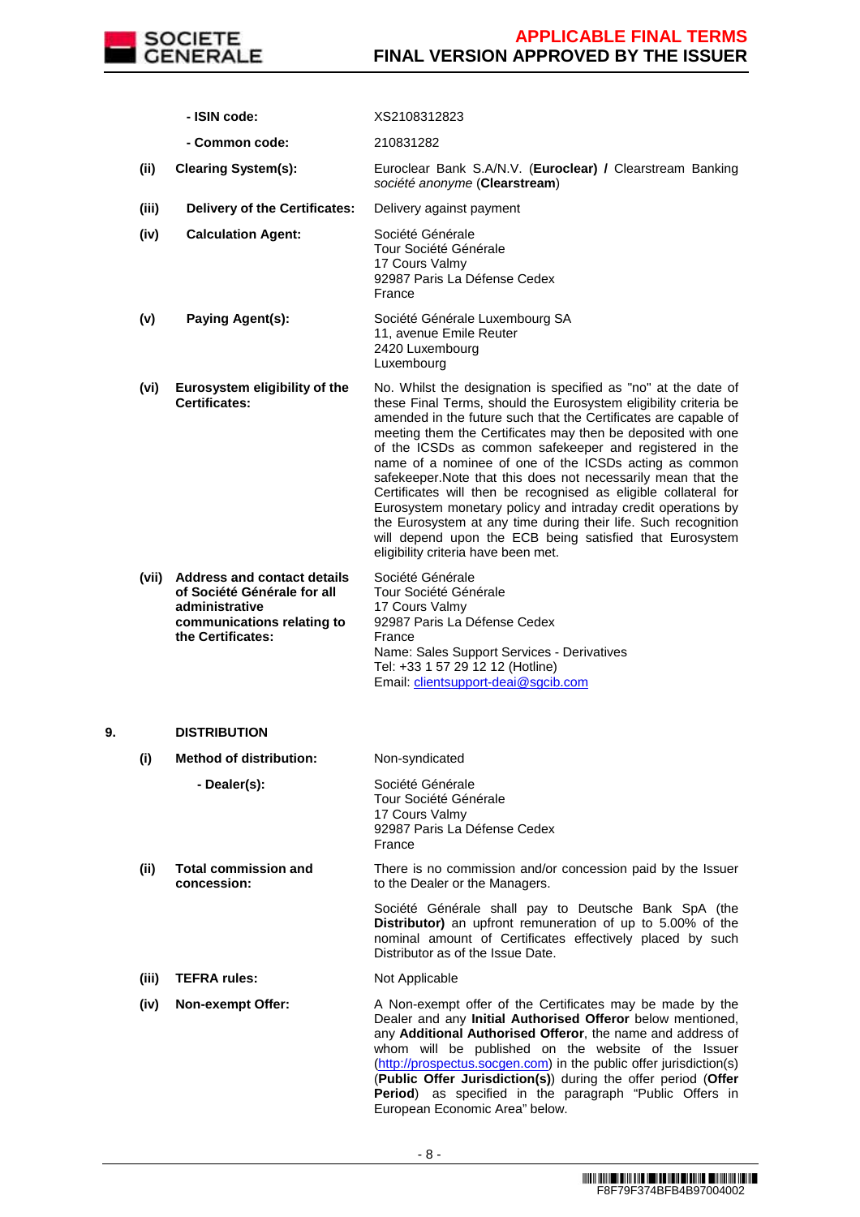| | | |
|---|---|---|
| | **- ISIN code:** | XS2108312823 |
| | **- Common code:** | 210831282 |
| **(ii)** | **Clearing System(s):** | Euroclear Bank S.A/N.V. (**Euroclear) /** Clearstream Banking *société anonyme* (**Clearstream**) |
| **(iii)** | **Delivery of the Certificates:** | Delivery against payment |
| **(iv)** | **Calculation Agent:** | Société Générale<br>Tour Société Générale<br>17 Cours Valmy<br>92987 Paris La Défense Cedex<br>France |
| **(v)** | **Paying Agent(s):** | Société Générale Luxembourg SA<br>11, avenue Emile Reuter<br>2420 Luxembourg<br>Luxembourg |
| **(vi)** | **Eurosystem eligibility of the Certificates:** | No. Whilst the designation is specified as "no" at the date of these Final Terms, should the Eurosystem eligibility criteria be amended in the future such that the Certificates are capable of meeting them the Certificates may then be deposited with one of the ICSDs as common safekeeper and registered in the name of a nominee of one of the ICSDs acting as common safekeeper.Note that this does not necessarily mean that the Certificates will then be recognised as eligible collateral for Eurosystem monetary policy and intraday credit operations by the Eurosystem at any time during their life. Such recognition will depend upon the ECB being satisfied that Eurosystem eligibility criteria have been met. |
| **(vii)** | **Address and contact details of Société Générale for all administrative communications relating to the Certificates:** | Société Générale<br>Tour Société Générale<br>17 Cours Valmy<br>92987 Paris La Défense Cedex<br>France<br>Name: Sales Support Services - Derivatives<br>Tel: +33 1 57 29 12 12 (Hotline)<br>Email: clientsupport-deai@sgcib.com |

**9. DISTRIBUTION**

| | | |
|---|---|---|
| **(i)** | **Method of distribution:** | Non-syndicated |
| | **- Dealer(s):** | Société Générale<br>Tour Société Générale<br>17 Cours Valmy<br>92987 Paris La Défense Cedex<br>France |
| **(ii)** | **Total commission and concession:** | There is no commission and/or concession paid by the Issuer to the Dealer or the Managers.<br><br>Société Générale shall pay to Deutsche Bank SpA (the **Distributor)** an upfront remuneration of up to 5.00% of the nominal amount of Certificates effectively placed by such Distributor as of the Issue Date. |
| **(iii)** | **TEFRA rules:** | Not Applicable |
| **(iv)** | **Non-exempt Offer:** | A Non-exempt offer of the Certificates may be made by the Dealer and any **Initial Authorised Offeror** below mentioned, any **Additional Authorised Offeror**, the name and address of whom will be published on the website of the Issuer (http://prospectus.socgen.com) in the public offer jurisdiction(s) (**Public Offer Jurisdiction(s)**) during the offer period (**Offer Period**) as specified in the paragraph "Public Offers in European Economic Area" below. |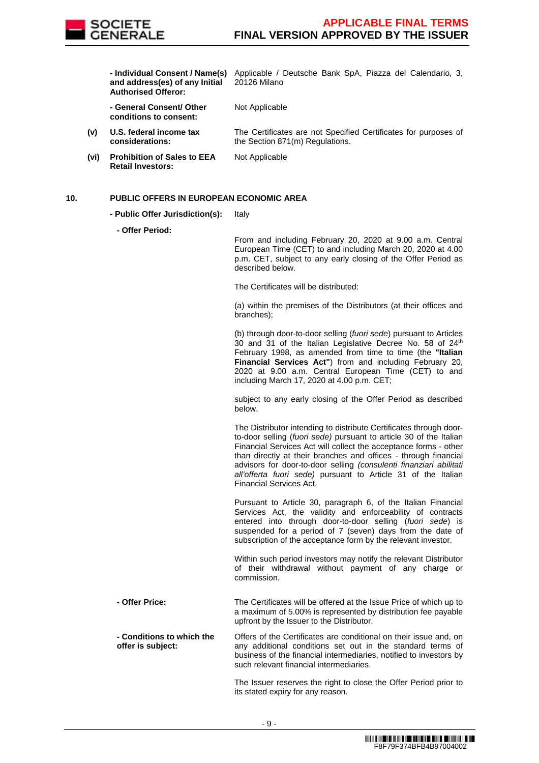| | | |
|---|---|---|
| | **- Individual Consent / Name(s) and address(es) of any Initial Authorised Offeror:** | Applicable / Deutsche Bank SpA, Piazza del Calendario, 3, 20126 Milano |
| | **- General Consent/ Other conditions to consent:** | Not Applicable |
| **(v)** | **U.S. federal income tax considerations:** | The Certificates are not Specified Certificates for purposes of the Section 871(m) Regulations. |
| **(vi)** | **Prohibition of Sales to EEA Retail Investors:** | Not Applicable |

**10. PUBLIC OFFERS IN EUROPEAN ECONOMIC AREA**

**- Public Offer Jurisdiction(s):** Italy

**- Offer Period:**

From and including February 20, 2020 at 9.00 a.m. Central European Time (CET) to and including March 20, 2020 at 4.00 p.m. CET, subject to any early closing of the Offer Period as described below.

The Certificates will be distributed:

(a) within the premises of the Distributors (at their offices and branches);

(b) through door-to-door selling (*fuori sede*) pursuant to Articles 30 and 31 of the Italian Legislative Decree No. 58 of 24th February 1998, as amended from time to time (the **"Italian Financial Services Act"**) from and including February 20, 2020 at 9.00 a.m. Central European Time (CET) to and including March 17, 2020 at 4.00 p.m. CET;

subject to any early closing of the Offer Period as described below.

The Distributor intending to distribute Certificates through door-to-door selling (*fuori sede)* pursuant to article 30 of the Italian Financial Services Act will collect the acceptance forms - other than directly at their branches and offices - through financial advisors for door-to-door selling *(consulenti finanziari abilitati all'offerta fuori sede)* pursuant to Article 31 of the Italian Financial Services Act.

Pursuant to Article 30, paragraph 6, of the Italian Financial Services Act, the validity and enforceability of contracts entered into through door-to-door selling (*fuori sede*) is suspended for a period of 7 (seven) days from the date of subscription of the acceptance form by the relevant investor.

Within such period investors may notify the relevant Distributor of their withdrawal without payment of any charge or commission.

**- Offer Price:** The Certificates will be offered at the Issue Price of which up to a maximum of 5.00% is represented by distribution fee payable upfront by the Issuer to the Distributor.

**- Conditions to which the offer is subject:** Offers of the Certificates are conditional on their issue and, on any additional conditions set out in the standard terms of business of the financial intermediaries, notified to investors by such relevant financial intermediaries.

The Issuer reserves the right to close the Offer Period prior to its stated expiry for any reason.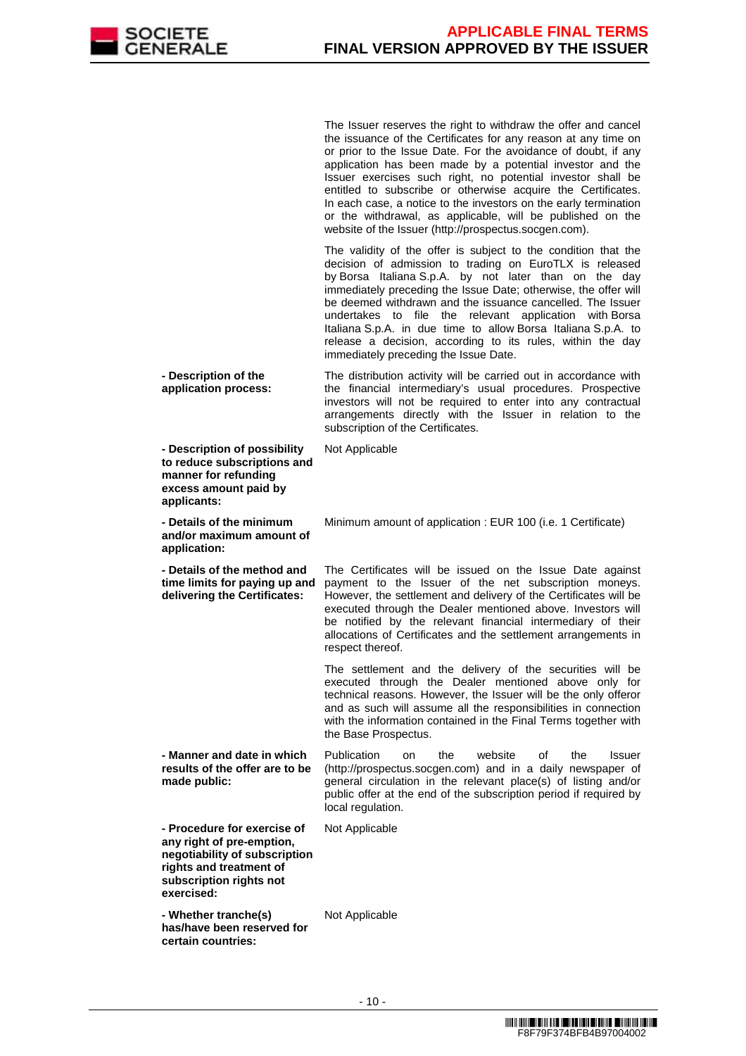| | |
|---|---|
| | The Issuer reserves the right to withdraw the offer and cancel the issuance of the Certificates for any reason at any time on or prior to the Issue Date. For the avoidance of doubt, if any application has been made by a potential investor and the Issuer exercises such right, no potential investor shall be entitled to subscribe or otherwise acquire the Certificates. In each case, a notice to the investors on the early termination or the withdrawal, as applicable, will be published on the website of the Issuer (http://prospectus.socgen.com).<br><br>The validity of the offer is subject to the condition that the decision of admission to trading on EuroTLX is released by Borsa Italiana S.p.A. by not later than on the day immediately preceding the Issue Date; otherwise, the offer will be deemed withdrawn and the issuance cancelled. The Issuer undertakes to file the relevant application with Borsa Italiana S.p.A. in due time to allow Borsa Italiana S.p.A. to release a decision, according to its rules, within the day immediately preceding the Issue Date. |
| **- Description of the application process:** | The distribution activity will be carried out in accordance with the financial intermediary's usual procedures. Prospective investors will not be required to enter into any contractual arrangements directly with the Issuer in relation to the subscription of the Certificates. |
| **- Description of possibility to reduce subscriptions and manner for refunding excess amount paid by applicants:** | Not Applicable |
| **- Details of the minimum and/or maximum amount of application:** | Minimum amount of application : EUR 100 (i.e. 1 Certificate) |
| **- Details of the method and time limits for paying up and delivering the Certificates:** | The Certificates will be issued on the Issue Date against payment to the Issuer of the net subscription moneys. However, the settlement and delivery of the Certificates will be executed through the Dealer mentioned above. Investors will be notified by the relevant financial intermediary of their allocations of Certificates and the settlement arrangements in respect thereof.<br><br>The settlement and the delivery of the securities will be executed through the Dealer mentioned above only for technical reasons. However, the Issuer will be the only offeror and as such will assume all the responsibilities in connection with the information contained in the Final Terms together with the Base Prospectus. |
| **- Manner and date in which results of the offer are to be made public:** | Publication on the website of the Issuer (http://prospectus.socgen.com) and in a daily newspaper of general circulation in the relevant place(s) of listing and/or public offer at the end of the subscription period if required by local regulation. |
| **- Procedure for exercise of any right of pre-emption, negotiability of subscription rights and treatment of subscription rights not exercised:** | Not Applicable |
| **- Whether tranche(s) has/have been reserved for certain countries:** | Not Applicable |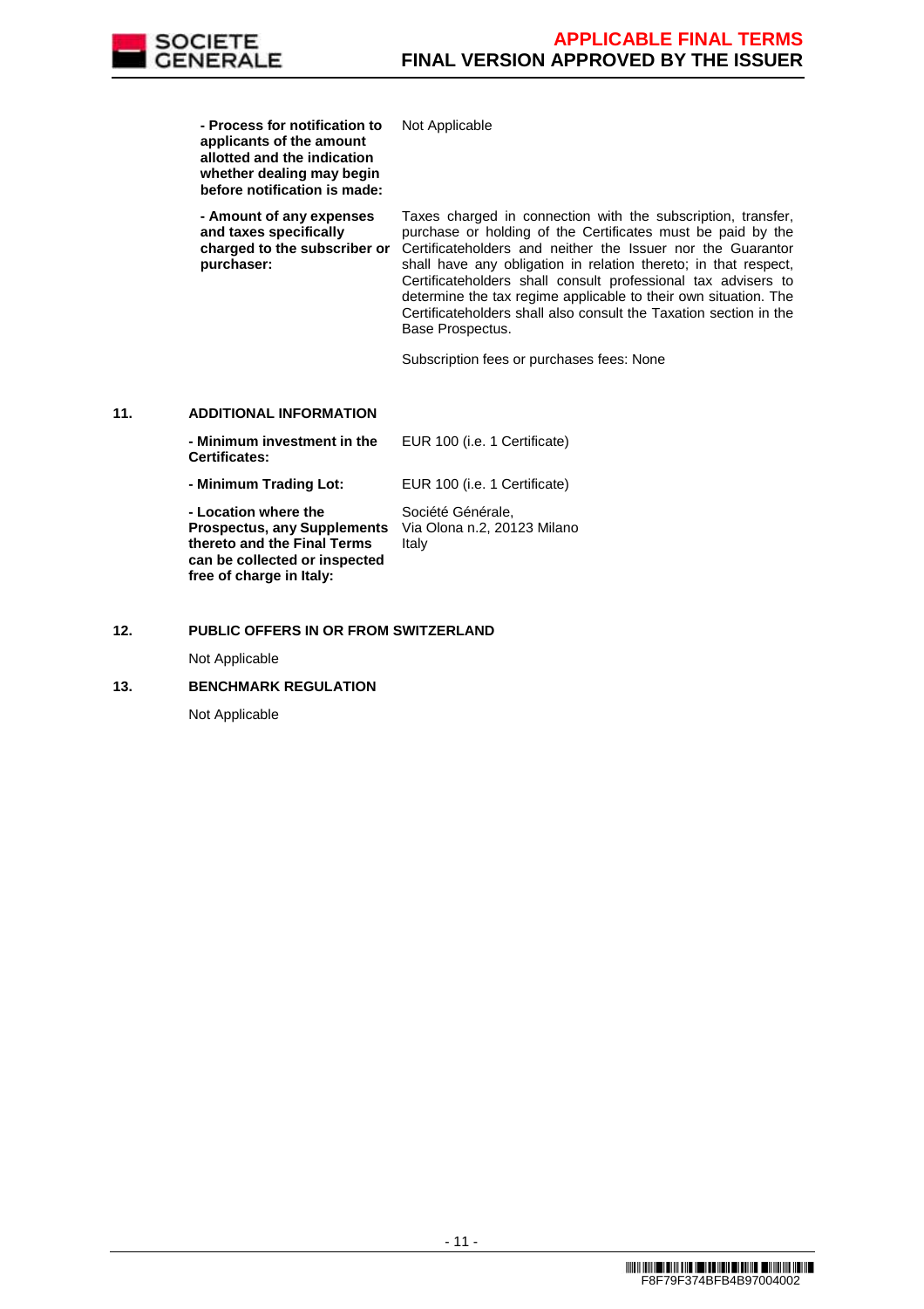| | |
|---|---|
| **- Process for notification to applicants of the amount allotted and the indication whether dealing may begin before notification is made:** | Not Applicable |
| **- Amount of any expenses and taxes specifically charged to the subscriber or purchaser:** | Taxes charged in connection with the subscription, transfer, purchase or holding of the Certificates must be paid by the Certificateholders and neither the Issuer nor the Guarantor shall have any obligation in relation thereto; in that respect, Certificateholders shall consult professional tax advisers to determine the tax regime applicable to their own situation. The Certificateholders shall also consult the Taxation section in the Base Prospectus.<br><br>Subscription fees or purchases fees: None |

## 11. ADDITIONAL INFORMATION

| | |
|---|---|
| **- Minimum investment in the Certificates:** | EUR 100 (i.e. 1 Certificate) |
| **- Minimum Trading Lot:** | EUR 100 (i.e. 1 Certificate) |
| **- Location where the Prospectus, any Supplements thereto and the Final Terms can be collected or inspected free of charge in Italy:** | Société Générale,<br>Via Olona n.2, 20123 Milano<br>Italy |

## 12. PUBLIC OFFERS IN OR FROM SWITZERLAND

Not Applicable

## 13. BENCHMARK REGULATION

Not Applicable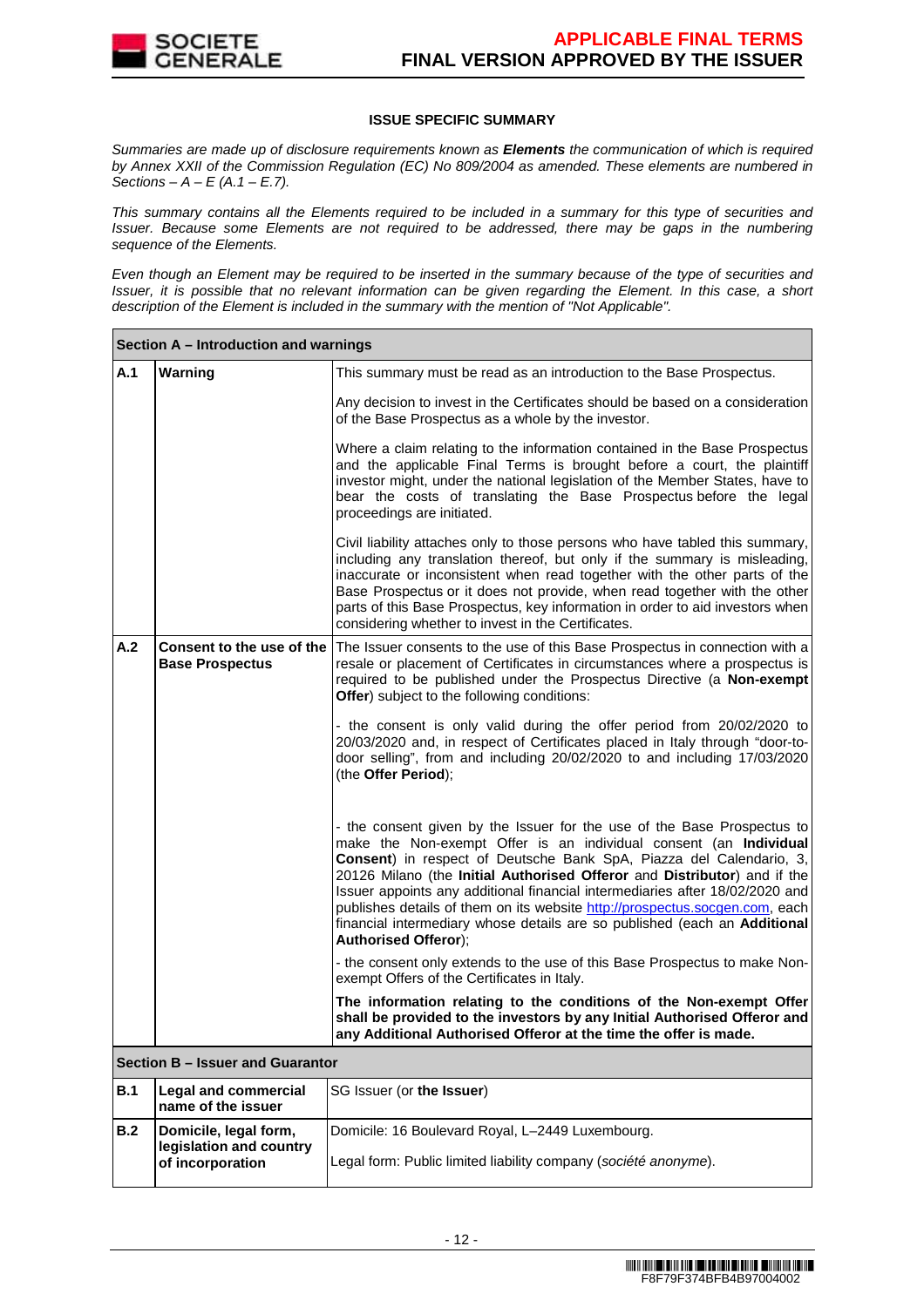### ISSUE SPECIFIC SUMMARY

*Summaries are made up of disclosure requirements known as **Elements** the communication of which is required by Annex XXII of the Commission Regulation (EC) No 809/2004 as amended. These elements are numbered in Sections – A – E (A.1 – E.7).*

*This summary contains all the Elements required to be included in a summary for this type of securities and Issuer. Because some Elements are not required to be addressed, there may be gaps in the numbering sequence of the Elements.*

*Even though an Element may be required to be inserted in the summary because of the type of securities and Issuer, it is possible that no relevant information can be given regarding the Element. In this case, a short description of the Element is included in the summary with the mention of "Not Applicable".*

| **Section A – Introduction and warnings** | | |
|---|---|---|
| **A.1** | **Warning** | This summary must be read as an introduction to the Base Prospectus.<br><br>Any decision to invest in the Certificates should be based on a consideration of the Base Prospectus as a whole by the investor.<br><br>Where a claim relating to the information contained in the Base Prospectus and the applicable Final Terms is brought before a court, the plaintiff investor might, under the national legislation of the Member States, have to bear the costs of translating the Base Prospectus before the legal proceedings are initiated.<br><br>Civil liability attaches only to those persons who have tabled this summary, including any translation thereof, but only if the summary is misleading, inaccurate or inconsistent when read together with the other parts of the Base Prospectus or it does not provide, when read together with the other parts of this Base Prospectus, key information in order to aid investors when considering whether to invest in the Certificates. |
| **A.2** | **Consent to the use of the Base Prospectus** | The Issuer consents to the use of this Base Prospectus in connection with a resale or placement of Certificates in circumstances where a prospectus is required to be published under the Prospectus Directive (a **Non-exempt Offer**) subject to the following conditions:<br><br>- the consent is only valid during the offer period from 20/02/2020 to 20/03/2020 and, in respect of Certificates placed in Italy through "door-to-door selling", from and including 20/02/2020 to and including 17/03/2020 (the **Offer Period**);<br><br>- the consent given by the Issuer for the use of the Base Prospectus to make the Non-exempt Offer is an individual consent (an **Individual Consent**) in respect of Deutsche Bank SpA, Piazza del Calendario, 3, 20126 Milano (the **Initial Authorised Offeror** and **Distributor**) and if the Issuer appoints any additional financial intermediaries after 18/02/2020 and publishes details of them on its website http://prospectus.socgen.com, each financial intermediary whose details are so published (each an **Additional Authorised Offeror**);<br><br>- the consent only extends to the use of this Base Prospectus to make Non-exempt Offers of the Certificates in Italy.<br><br>**The information relating to the conditions of the Non-exempt Offer shall be provided to the investors by any Initial Authorised Offeror and any Additional Authorised Offeror at the time the offer is made.** |
| **Section B – Issuer and Guarantor** | | |
| **B.1** | **Legal and commercial name of the issuer** | SG Issuer (or **the Issuer**) |
| **B.2** | **Domicile, legal form, legislation and country of incorporation** | Domicile: 16 Boulevard Royal, L–2449 Luxembourg.<br><br>Legal form: Public limited liability company (*société anonyme*). |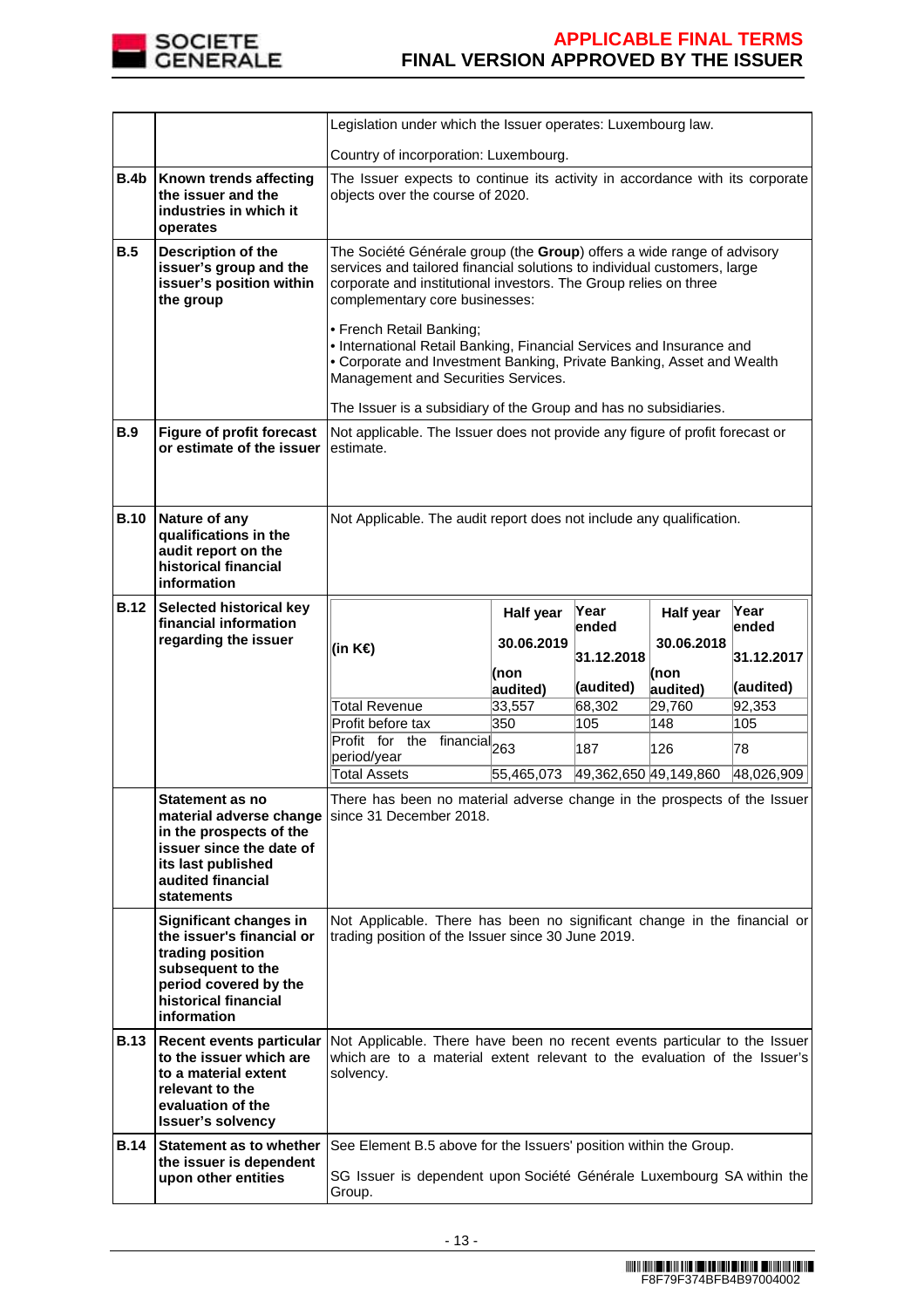| | | |
|---|---|---|
| | | Legislation under which the Issuer operates: Luxembourg law.<br><br>Country of incorporation: Luxembourg. |
| **B.4b** | **Known trends affecting the issuer and the industries in which it operates** | The Issuer expects to continue its activity in accordance with its corporate objects over the course of 2020. |
| **B.5** | **Description of the issuer's group and the issuer's position within the group** | The Société Générale group (the **Group**) offers a wide range of advisory services and tailored financial solutions to individual customers, large corporate and institutional investors. The Group relies on three complementary core businesses:<br><br>• French Retail Banking;<br>• International Retail Banking, Financial Services and Insurance and<br>• Corporate and Investment Banking, Private Banking, Asset and Wealth Management and Securities Services.<br><br>The Issuer is a subsidiary of the Group and has no subsidiaries. |
| **B.9** | **Figure of profit forecast or estimate of the issuer** | Not applicable. The Issuer does not provide any figure of profit forecast or estimate. |
| **B.10** | **Nature of any qualifications in the audit report on the historical financial information** | Not Applicable. The audit report does not include any qualification. |
| **B.12** | **Selected historical key financial information regarding the issuer** | (see table below) |
| | **Statement as no material adverse change in the prospects of the issuer since the date of its last published audited financial statements** | There has been no material adverse change in the prospects of the Issuer since 31 December 2018. |
| | **Significant changes in the issuer's financial or trading position subsequent to the period covered by the historical financial information** | Not Applicable. There has been no significant change in the financial or trading position of the Issuer since 30 June 2019. |
| **B.13** | **Recent events particular to the issuer which are to a material extent relevant to the evaluation of the Issuer's solvency** | Not Applicable. There have been no recent events particular to the Issuer which are to a material extent relevant to the evaluation of the Issuer's solvency. |
| **B.14** | **Statement as to whether the issuer is dependent upon other entities** | See Element B.5 above for the Issuers' position within the Group.<br><br>SG Issuer is dependent upon Société Générale Luxembourg SA within the Group. |

B.12 – Selected historical key financial information regarding the issuer:

| **(in K€)** | **Half year 30.06.2019 (non audited)** | **Year ended 31.12.2018 (audited)** | **Half year 30.06.2018 (non audited)** | **Year ended 31.12.2017 (audited)** |
|---|---|---|---|---|
| Total Revenue | 33,557 | 68,302 | 29,760 | 92,353 |
| Profit before tax | 350 | 105 | 148 | 105 |
| Profit for the financial period/year | 263 | 187 | 126 | 78 |
| Total Assets | 55,465,073 | 49,362,650 | 49,149,860 | 48,026,909 |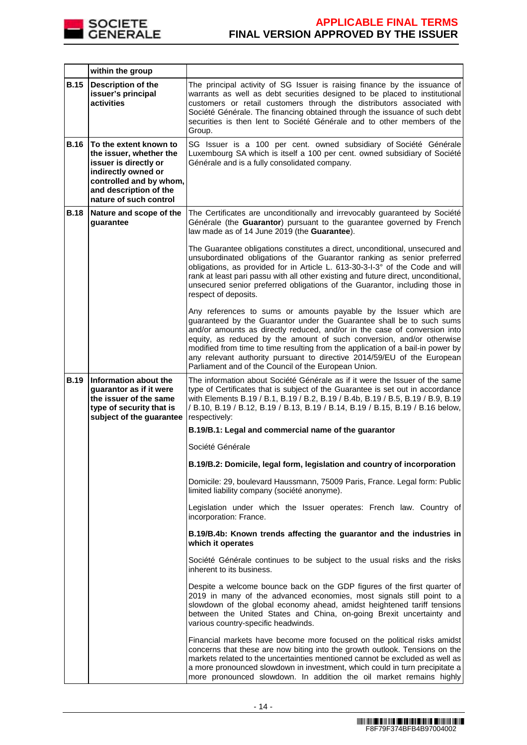| | | |
|---|---|---|
| | **within the group** | |
| **B.15** | **Description of the issuer's principal activities** | The principal activity of SG Issuer is raising finance by the issuance of warrants as well as debt securities designed to be placed to institutional customers or retail customers through the distributors associated with Société Générale. The financing obtained through the issuance of such debt securities is then lent to Société Générale and to other members of the Group. |
| **B.16** | **To the extent known to the issuer, whether the issuer is directly or indirectly owned or controlled and by whom, and description of the nature of such control** | SG Issuer is a 100 per cent. owned subsidiary of Société Générale Luxembourg SA which is itself a 100 per cent. owned subsidiary of Société Générale and is a fully consolidated company. |
| **B.18** | **Nature and scope of the guarantee** | The Certificates are unconditionally and irrevocably guaranteed by Société Générale (the **Guarantor**) pursuant to the guarantee governed by French law made as of 14 June 2019 (the **Guarantee**).<br><br>The Guarantee obligations constitutes a direct, unconditional, unsecured and unsubordinated obligations of the Guarantor ranking as senior preferred obligations, as provided for in Article L. 613-30-3-I-3° of the Code and will rank at least pari passu with all other existing and future direct, unconditional, unsecured senior preferred obligations of the Guarantor, including those in respect of deposits.<br><br>Any references to sums or amounts payable by the Issuer which are guaranteed by the Guarantor under the Guarantee shall be to such sums and/or amounts as directly reduced, and/or in the case of conversion into equity, as reduced by the amount of such conversion, and/or otherwise modified from time to time resulting from the application of a bail-in power by any relevant authority pursuant to directive 2014/59/EU of the European Parliament and of the Council of the European Union. |
| **B.19** | **Information about the guarantor as if it were the issuer of the same type of security that is subject of the guarantee** | The information about Société Générale as if it were the Issuer of the same type of Certificates that is subject of the Guarantee is set out in accordance with Elements B.19 / B.1, B.19 / B.2, B.19 / B.4b, B.19 / B.5, B.19 / B.9, B.19 / B.10, B.19 / B.12, B.19 / B.13, B.19 / B.14, B.19 / B.15, B.19 / B.16 below, respectively:<br><br>**B.19/B.1: Legal and commercial name of the guarantor**<br><br>Société Générale<br><br>**B.19/B.2: Domicile, legal form, legislation and country of incorporation**<br><br>Domicile: 29, boulevard Haussmann, 75009 Paris, France. Legal form: Public limited liability company (société anonyme).<br><br>Legislation under which the Issuer operates: French law. Country of incorporation: France.<br><br>**B.19/B.4b: Known trends affecting the guarantor and the industries in which it operates**<br><br>Société Générale continues to be subject to the usual risks and the risks inherent to its business.<br><br>Despite a welcome bounce back on the GDP figures of the first quarter of 2019 in many of the advanced economies, most signals still point to a slowdown of the global economy ahead, amidst heightened tariff tensions between the United States and China, on-going Brexit uncertainty and various country-specific headwinds.<br><br>Financial markets have become more focused on the political risks amidst concerns that these are now biting into the growth outlook. Tensions on the markets related to the uncertainties mentioned cannot be excluded as well as a more pronounced slowdown in investment, which could in turn precipitate a more pronounced slowdown. In addition the oil market remains highly |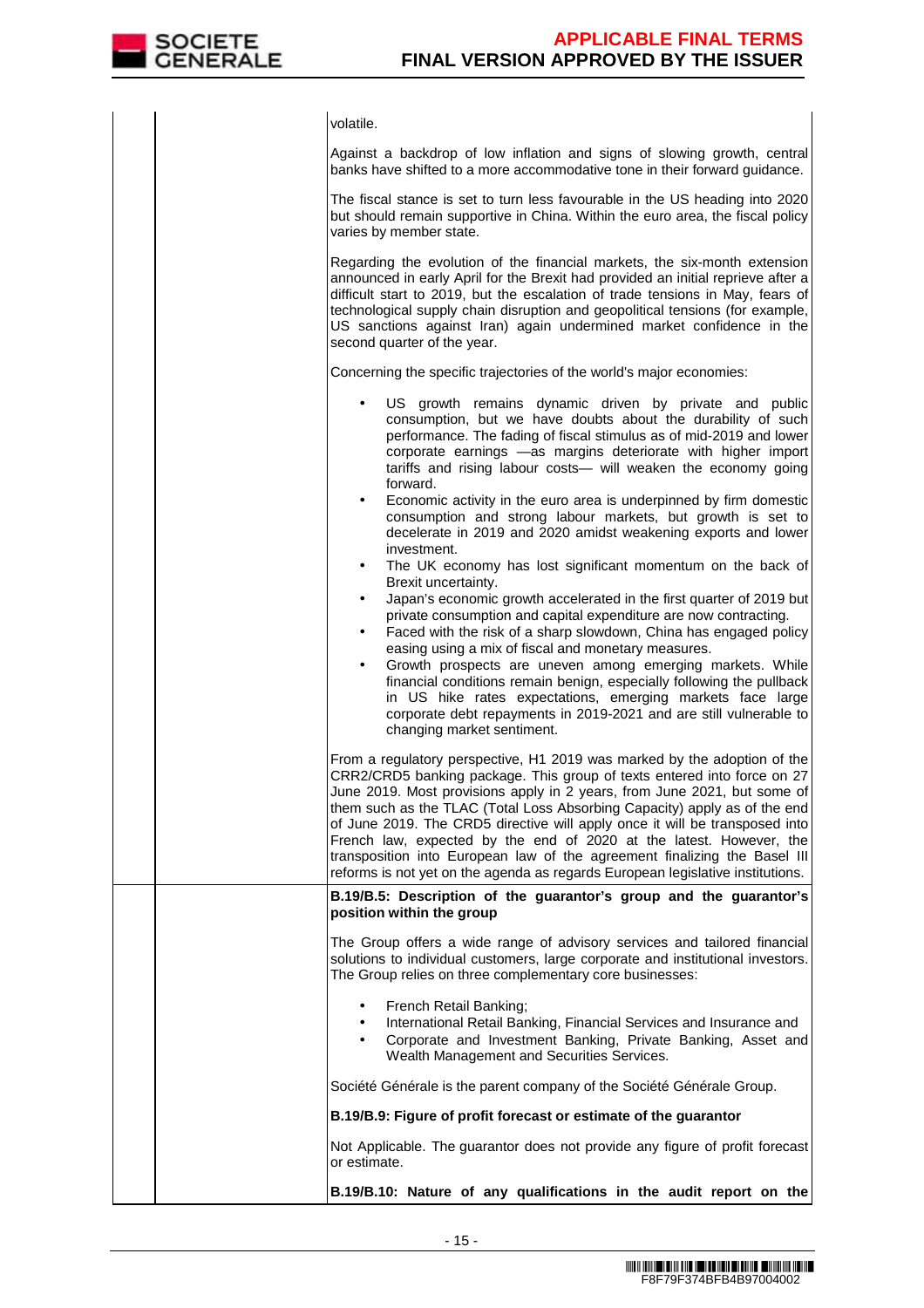| | | |
|---|---|---|
| | | volatile.<br><br>Against a backdrop of low inflation and signs of slowing growth, central banks have shifted to a more accommodative tone in their forward guidance.<br><br>The fiscal stance is set to turn less favourable in the US heading into 2020 but should remain supportive in China. Within the euro area, the fiscal policy varies by member state.<br><br>Regarding the evolution of the financial markets, the six-month extension announced in early April for the Brexit had provided an initial reprieve after a difficult start to 2019, but the escalation of trade tensions in May, fears of technological supply chain disruption and geopolitical tensions (for example, US sanctions against Iran) again undermined market confidence in the second quarter of the year.<br><br>Concerning the specific trajectories of the world's major economies:<br><br>• US growth remains dynamic driven by private and public consumption, but we have doubts about the durability of such performance. The fading of fiscal stimulus as of mid-2019 and lower corporate earnings —as margins deteriorate with higher import tariffs and rising labour costs— will weaken the economy going forward.<br>• Economic activity in the euro area is underpinned by firm domestic consumption and strong labour markets, but growth is set to decelerate in 2019 and 2020 amidst weakening exports and lower investment.<br>• The UK economy has lost significant momentum on the back of Brexit uncertainty.<br>• Japan's economic growth accelerated in the first quarter of 2019 but private consumption and capital expenditure are now contracting.<br>• Faced with the risk of a sharp slowdown, China has engaged policy easing using a mix of fiscal and monetary measures.<br>• Growth prospects are uneven among emerging markets. While financial conditions remain benign, especially following the pullback in US hike rates expectations, emerging markets face large corporate debt repayments in 2019-2021 and are still vulnerable to changing market sentiment.<br><br>From a regulatory perspective, H1 2019 was marked by the adoption of the CRR2/CRD5 banking package. This group of texts entered into force on 27 June 2019. Most provisions apply in 2 years, from June 2021, but some of them such as the TLAC (Total Loss Absorbing Capacity) apply as of the end of June 2019. The CRD5 directive will apply once it will be transposed into French law, expected by the end of 2020 at the latest. However, the transposition into European law of the agreement finalizing the Basel III reforms is not yet on the agenda as regards European legislative institutions. |
| | | **B.19/B.5: Description of the guarantor's group and the guarantor's position within the group**<br><br>The Group offers a wide range of advisory services and tailored financial solutions to individual customers, large corporate and institutional investors. The Group relies on three complementary core businesses:<br><br>• French Retail Banking;<br>• International Retail Banking, Financial Services and Insurance and<br>• Corporate and Investment Banking, Private Banking, Asset and Wealth Management and Securities Services.<br><br>Société Générale is the parent company of the Société Générale Group.<br><br>**B.19/B.9: Figure of profit forecast or estimate of the guarantor**<br><br>Not Applicable. The guarantor does not provide any figure of profit forecast or estimate.<br><br>**B.19/B.10: Nature of any qualifications in the audit report on the** |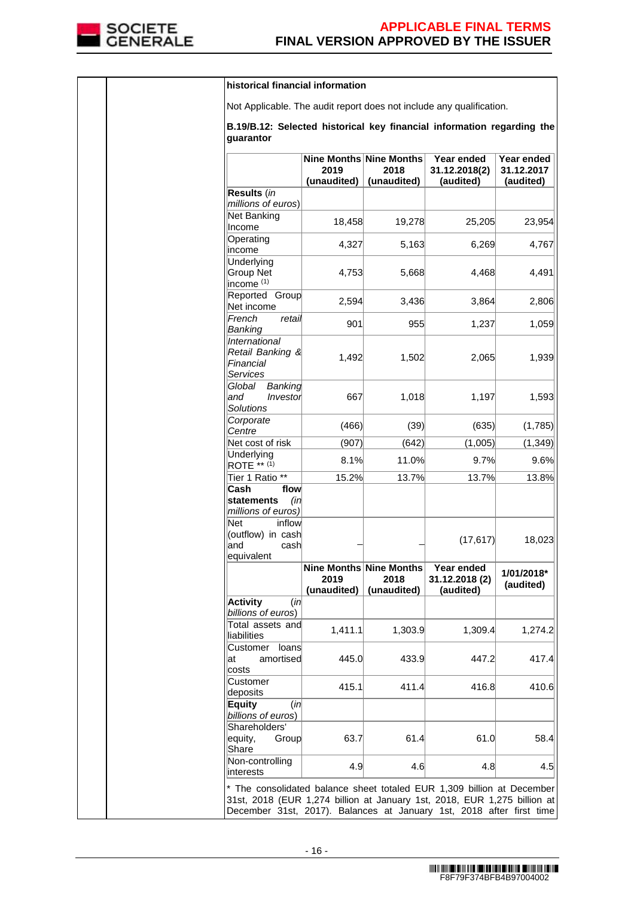historical financial information

Not Applicable. The audit report does not include any qualification.

**B.19/B.12: Selected historical key financial information regarding the guarantor**

| | Nine Months 2019 (unaudited) | Nine Months 2018 (unaudited) | Year ended 31.12.2018(2) (audited) | Year ended 31.12.2017 (audited) |
|---|---|---|---|---|
| **Results** (*in millions of euros*) | | | | |
| Net Banking Income | 18,458 | 19,278 | 25,205 | 23,954 |
| Operating income | 4,327 | 5,163 | 6,269 | 4,767 |
| Underlying Group Net income (1) | 4,753 | 5,668 | 4,468 | 4,491 |
| Reported Group Net income | 2,594 | 3,436 | 3,864 | 2,806 |
| *French retail Banking* | 901 | 955 | 1,237 | 1,059 |
| *International Retail Banking & Financial Services* | 1,492 | 1,502 | 2,065 | 1,939 |
| *Global Banking and Investor Solutions* | 667 | 1,018 | 1,197 | 1,593 |
| *Corporate Centre* | (466) | (39) | (635) | (1,785) |
| Net cost of risk | (907) | (642) | (1,005) | (1,349) |
| Underlying ROTE ** (1) | 8.1% | 11.0% | 9.7% | 9.6% |
| Tier 1 Ratio ** | 15.2% | 13.7% | 13.7% | 13.8% |
| **Cash flow statements** (*in millions of euros*) | | | | |
| Net inflow (outflow) in cash and cash equivalent | – | – | (17,617) | 18,023 |
| | **Nine Months 2019 (unaudited)** | **Nine Months 2018 (unaudited)** | **Year ended 31.12.2018 (2) (audited)** | **1/01/2018* (audited)** |
| **Activity** (*in billions of euros*) | | | | |
| Total assets and liabilities | 1,411.1 | 1,303.9 | 1,309.4 | 1,274.2 |
| Customer loans at amortised costs | 445.0 | 433.9 | 447.2 | 417.4 |
| Customer deposits | 415.1 | 411.4 | 416.8 | 410.6 |
| **Equity** (*in billions of euros*) | | | | |
| Shareholders' equity, Group Share | 63.7 | 61.4 | 61.0 | 58.4 |
| Non-controlling interests | 4.9 | 4.6 | 4.8 | 4.5 |

* The consolidated balance sheet totaled EUR 1,309 billion at December 31st, 2018 (EUR 1,274 billion at January 1st, 2018, EUR 1,275 billion at December 31st, 2017). Balances at January 1st, 2018 after first time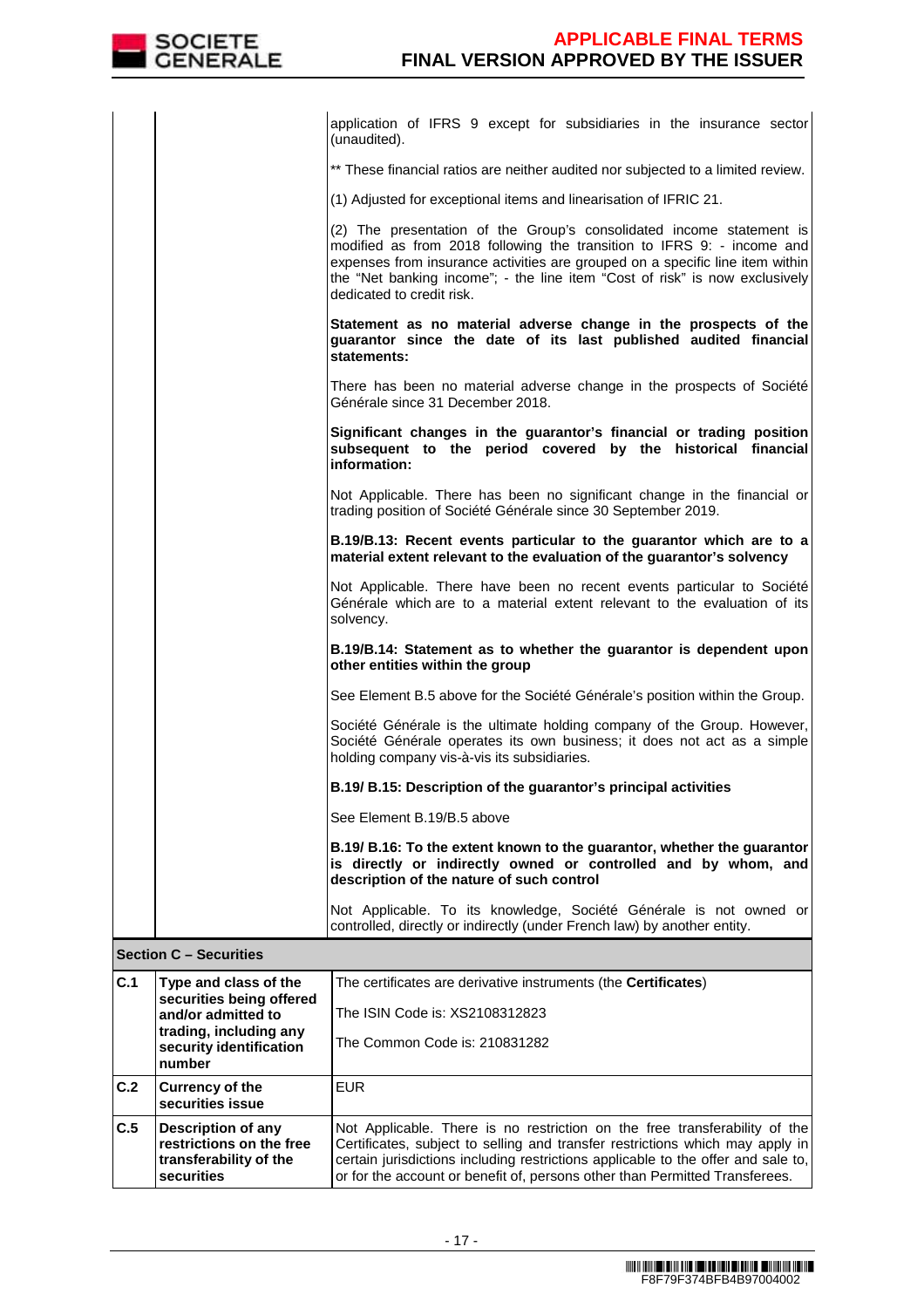| | | |
|---|---|---|
| | | application of IFRS 9 except for subsidiaries in the insurance sector (unaudited).<br><br>** These financial ratios are neither audited nor subjected to a limited review.<br><br>(1) Adjusted for exceptional items and linearisation of IFRIC 21.<br><br>(2) The presentation of the Group's consolidated income statement is modified as from 2018 following the transition to IFRS 9: - income and expenses from insurance activities are grouped on a specific line item within the "Net banking income"; - the line item "Cost of risk" is now exclusively dedicated to credit risk.<br><br>**Statement as no material adverse change in the prospects of the guarantor since the date of its last published audited financial statements:**<br><br>There has been no material adverse change in the prospects of Société Générale since 31 December 2018.<br><br>**Significant changes in the guarantor's financial or trading position subsequent to the period covered by the historical financial information:**<br><br>Not Applicable. There has been no significant change in the financial or trading position of Société Générale since 30 September 2019.<br><br>**B.19/B.13: Recent events particular to the guarantor which are to a material extent relevant to the evaluation of the guarantor's solvency**<br><br>Not Applicable. There have been no recent events particular to Société Générale which are to a material extent relevant to the evaluation of its solvency.<br><br>**B.19/B.14: Statement as to whether the guarantor is dependent upon other entities within the group**<br><br>See Element B.5 above for the Société Générale's position within the Group.<br><br>Société Générale is the ultimate holding company of the Group. However, Société Générale operates its own business; it does not act as a simple holding company vis-à-vis its subsidiaries.<br><br>**B.19/ B.15: Description of the guarantor's principal activities**<br><br>See Element B.19/B.5 above<br><br>**B.19/ B.16: To the extent known to the guarantor, whether the guarantor is directly or indirectly owned or controlled and by whom, and description of the nature of such control**<br><br>Not Applicable. To its knowledge, Société Générale is not owned or controlled, directly or indirectly (under French law) by another entity. |
| **Section C – Securities** | | |
| **C.1** | **Type and class of the securities being offered and/or admitted to trading, including any security identification number** | The certificates are derivative instruments (the **Certificates**)<br><br>The ISIN Code is: XS2108312823<br><br>The Common Code is: 210831282 |
| **C.2** | **Currency of the securities issue** | EUR |
| **C.5** | **Description of any restrictions on the free transferability of the securities** | Not Applicable. There is no restriction on the free transferability of the Certificates, subject to selling and transfer restrictions which may apply in certain jurisdictions including restrictions applicable to the offer and sale to, or for the account or benefit of, persons other than Permitted Transferees. |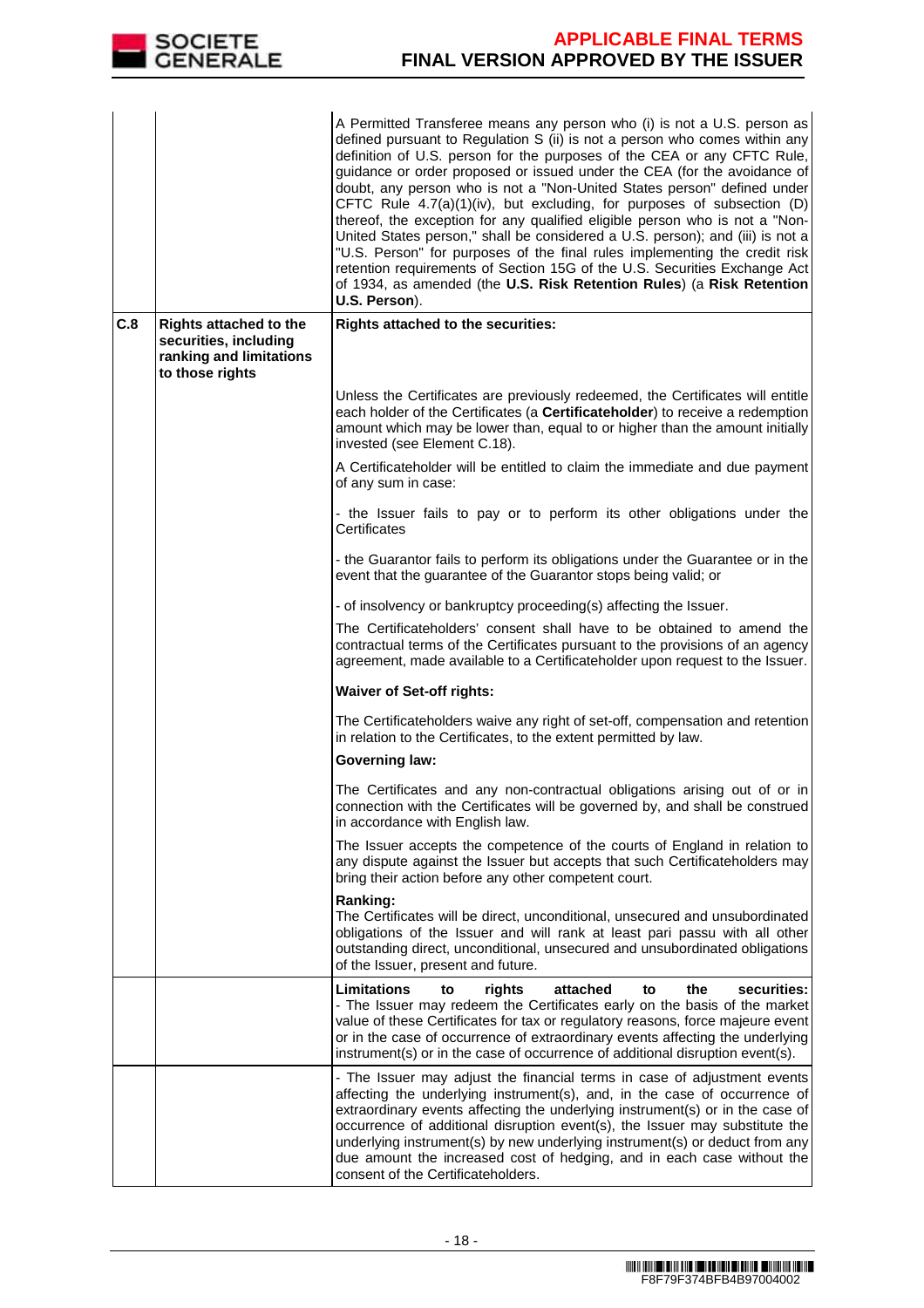| | | |
|---|---|---|
| | | A Permitted Transferee means any person who (i) is not a U.S. person as defined pursuant to Regulation S (ii) is not a person who comes within any definition of U.S. person for the purposes of the CEA or any CFTC Rule, guidance or order proposed or issued under the CEA (for the avoidance of doubt, any person who is not a "Non-United States person" defined under CFTC Rule 4.7(a)(1)(iv), but excluding, for purposes of subsection (D) thereof, the exception for any qualified eligible person who is not a "Non-United States person," shall be considered a U.S. person); and (iii) is not a "U.S. Person" for purposes of the final rules implementing the credit risk retention requirements of Section 15G of the U.S. Securities Exchange Act of 1934, as amended (the **U.S. Risk Retention Rules**) (a **Risk Retention U.S. Person**). |
| **C.8** | **Rights attached to the securities, including ranking and limitations to those rights** | **Rights attached to the securities:**<br><br>Unless the Certificates are previously redeemed, the Certificates will entitle each holder of the Certificates (a **Certificateholder**) to receive a redemption amount which may be lower than, equal to or higher than the amount initially invested (see Element C.18).<br><br>A Certificateholder will be entitled to claim the immediate and due payment of any sum in case:<br><br>- the Issuer fails to pay or to perform its other obligations under the Certificates<br><br>- the Guarantor fails to perform its obligations under the Guarantee or in the event that the guarantee of the Guarantor stops being valid; or<br><br>- of insolvency or bankruptcy proceeding(s) affecting the Issuer.<br><br>The Certificateholders' consent shall have to be obtained to amend the contractual terms of the Certificates pursuant to the provisions of an agency agreement, made available to a Certificateholder upon request to the Issuer.<br><br>**Waiver of Set-off rights:**<br><br>The Certificateholders waive any right of set-off, compensation and retention in relation to the Certificates, to the extent permitted by law.<br><br>**Governing law:**<br><br>The Certificates and any non-contractual obligations arising out of or in connection with the Certificates will be governed by, and shall be construed in accordance with English law.<br><br>The Issuer accepts the competence of the courts of England in relation to any dispute against the Issuer but accepts that such Certificateholders may bring their action before any other competent court.<br><br>**Ranking:**<br>The Certificates will be direct, unconditional, unsecured and unsubordinated obligations of the Issuer and will rank at least pari passu with all other outstanding direct, unconditional, unsecured and unsubordinated obligations of the Issuer, present and future. |
| | | **Limitations to rights attached to the securities:**<br>- The Issuer may redeem the Certificates early on the basis of the market value of these Certificates for tax or regulatory reasons, force majeure event or in the case of occurrence of extraordinary events affecting the underlying instrument(s) or in the case of occurrence of additional disruption event(s). |
| | | - The Issuer may adjust the financial terms in case of adjustment events affecting the underlying instrument(s), and, in the case of occurrence of extraordinary events affecting the underlying instrument(s) or in the case of occurrence of additional disruption event(s), the Issuer may substitute the underlying instrument(s) by new underlying instrument(s) or deduct from any due amount the increased cost of hedging, and in each case without the consent of the Certificateholders. |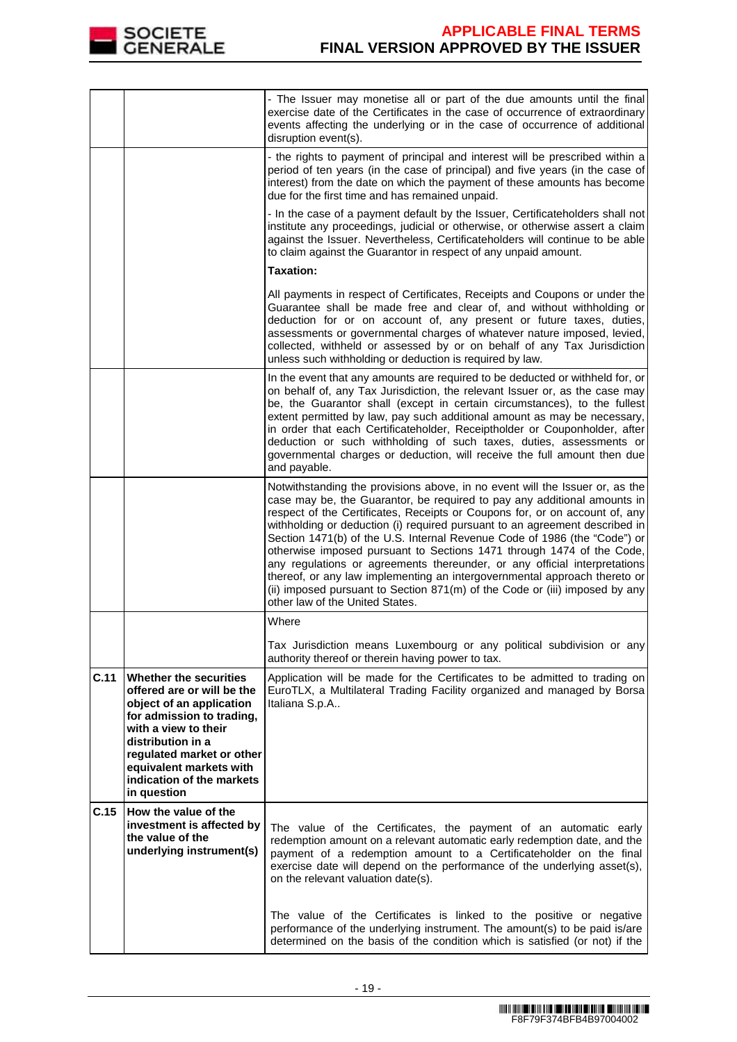| | | |
|---|---|---|
| | | - The Issuer may monetise all or part of the due amounts until the final exercise date of the Certificates in the case of occurrence of extraordinary events affecting the underlying or in the case of occurrence of additional disruption event(s). |
| | | - the rights to payment of principal and interest will be prescribed within a period of ten years (in the case of principal) and five years (in the case of interest) from the date on which the payment of these amounts has become due for the first time and has remained unpaid.<br><br>- In the case of a payment default by the Issuer, Certificateholders shall not institute any proceedings, judicial or otherwise, or otherwise assert a claim against the Issuer. Nevertheless, Certificateholders will continue to be able to claim against the Guarantor in respect of any unpaid amount.<br><br>**Taxation:**<br><br>All payments in respect of Certificates, Receipts and Coupons or under the Guarantee shall be made free and clear of, and without withholding or deduction for or on account of, any present or future taxes, duties, assessments or governmental charges of whatever nature imposed, levied, collected, withheld or assessed by or on behalf of any Tax Jurisdiction unless such withholding or deduction is required by law. |
| | | In the event that any amounts are required to be deducted or withheld for, or on behalf of, any Tax Jurisdiction, the relevant Issuer or, as the case may be, the Guarantor shall (except in certain circumstances), to the fullest extent permitted by law, pay such additional amount as may be necessary, in order that each Certificateholder, Receiptholder or Couponholder, after deduction or such withholding of such taxes, duties, assessments or governmental charges or deduction, will receive the full amount then due and payable. |
| | | Notwithstanding the provisions above, in no event will the Issuer or, as the case may be, the Guarantor, be required to pay any additional amounts in respect of the Certificates, Receipts or Coupons for, or on account of, any withholding or deduction (i) required pursuant to an agreement described in Section 1471(b) of the U.S. Internal Revenue Code of 1986 (the "Code") or otherwise imposed pursuant to Sections 1471 through 1474 of the Code, any regulations or agreements thereunder, or any official interpretations thereof, or any law implementing an intergovernmental approach thereto or (ii) imposed pursuant to Section 871(m) of the Code or (iii) imposed by any other law of the United States. |
| | | Where<br><br>Tax Jurisdiction means Luxembourg or any political subdivision or any authority thereof or therein having power to tax. |
| **C.11** | **Whether the securities offered are or will be the object of an application for admission to trading, with a view to their distribution in a regulated market or other equivalent markets with indication of the markets in question** | Application will be made for the Certificates to be admitted to trading on EuroTLX, a Multilateral Trading Facility organized and managed by Borsa Italiana S.p.A.. |
| **C.15** | **How the value of the investment is affected by the value of the underlying instrument(s)** | The value of the Certificates, the payment of an automatic early redemption amount on a relevant automatic early redemption date, and the payment of a redemption amount to a Certificateholder on the final exercise date will depend on the performance of the underlying asset(s), on the relevant valuation date(s).<br><br>The value of the Certificates is linked to the positive or negative performance of the underlying instrument. The amount(s) to be paid is/are determined on the basis of the condition which is satisfied (or not) if the |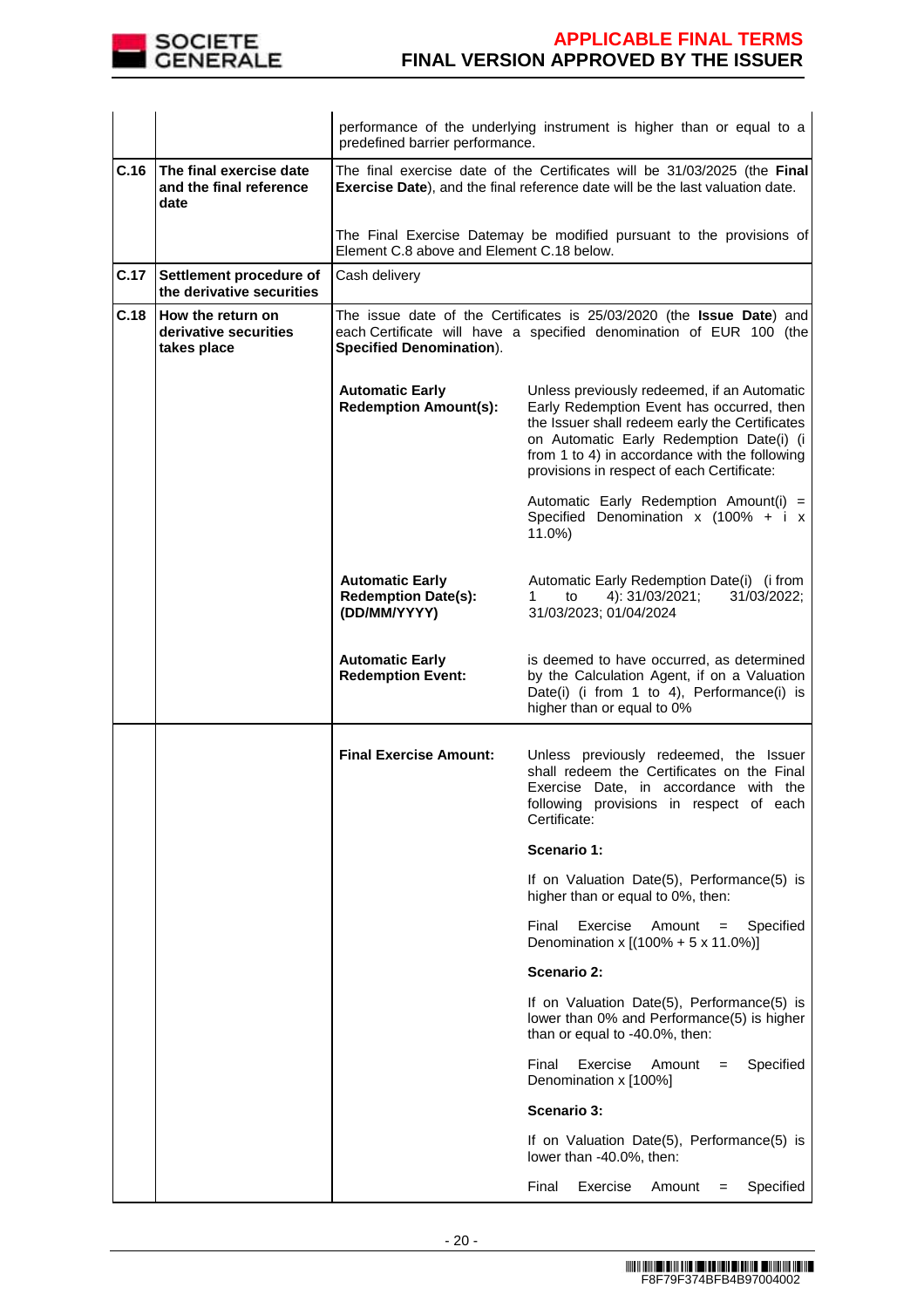| | | |
|---|---|---|
| | | performance of the underlying instrument is higher than or equal to a predefined barrier performance. |
| C.16 | **The final exercise date and the final reference date** | The final exercise date of the Certificates will be 31/03/2025 (the **Final Exercise Date**), and the final reference date will be the last valuation date.<br><br>The Final Exercise Datemay be modified pursuant to the provisions of Element C.8 above and Element C.18 below. |
| C.17 | **Settlement procedure of the derivative securities** | Cash delivery |
| C.18 | **How the return on derivative securities takes place** | The issue date of the Certificates is 25/03/2020 (the **Issue Date**) and each Certificate will have a specified denomination of EUR 100 (the **Specified Denomination**).<br><br>**Automatic Early Redemption Amount(s):** Unless previously redeemed, if an Automatic Early Redemption Event has occurred, then the Issuer shall redeem early the Certificates on Automatic Early Redemption Date(i) (i from 1 to 4) in accordance with the following provisions in respect of each Certificate:<br><br>Automatic Early Redemption Amount(i) = Specified Denomination x (100% + i x 11.0%)<br><br>**Automatic Early Redemption Date(s): (DD/MM/YYYY)** Automatic Early Redemption Date(i) (i from 1 to 4): 31/03/2021; 31/03/2022; 31/03/2023; 01/04/2024<br><br>**Automatic Early Redemption Event:** is deemed to have occurred, as determined by the Calculation Agent, if on a Valuation Date(i) (i from 1 to 4), Performance(i) is higher than or equal to 0% |
| | | **Final Exercise Amount:** Unless previously redeemed, the Issuer shall redeem the Certificates on the Final Exercise Date, in accordance with the following provisions in respect of each Certificate:<br><br>**Scenario 1:**<br><br>If on Valuation Date(5), Performance(5) is higher than or equal to 0%, then:<br><br>Final Exercise Amount = Specified Denomination x [(100% + 5 x 11.0%)]<br><br>**Scenario 2:**<br><br>If on Valuation Date(5), Performance(5) is lower than 0% and Performance(5) is higher than or equal to -40.0%, then:<br><br>Final Exercise Amount = Specified Denomination x [100%]<br><br>**Scenario 3:**<br><br>If on Valuation Date(5), Performance(5) is lower than -40.0%, then:<br><br>Final Exercise Amount = Specified |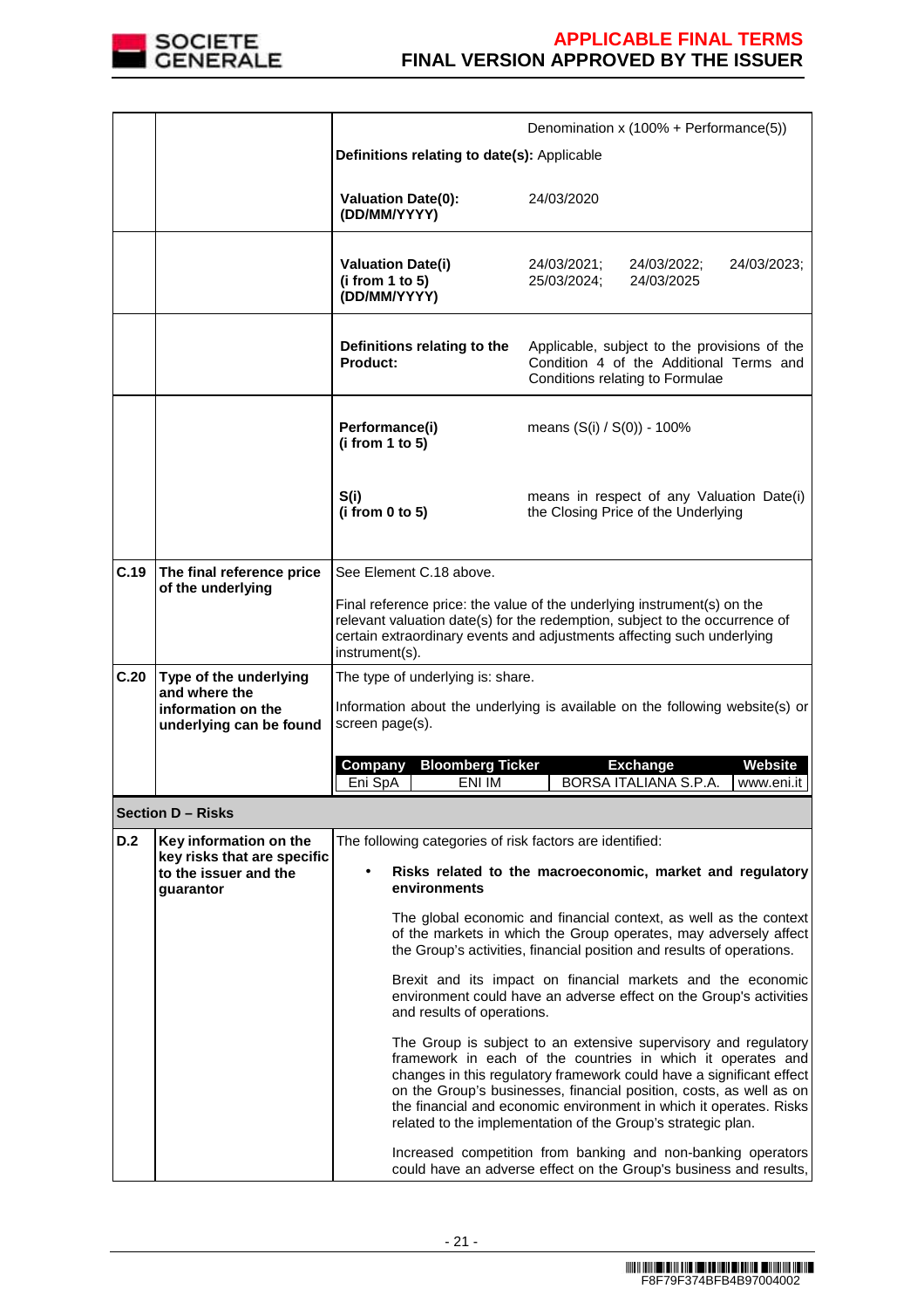| | | | |
|---|---|---|---|
| | | | Denomination x (100% + Performance(5)) |
| | | **Definitions relating to date(s):** Applicable | |
| | | **Valuation Date(0): (DD/MM/YYYY)** | 24/03/2020 |
| | | **Valuation Date(i) (i from 1 to 5) (DD/MM/YYYY)** | 24/03/2021; 24/03/2022; 24/03/2023; 25/03/2024; 24/03/2025 |
| | | **Definitions relating to the Product:** | Applicable, subject to the provisions of the Condition 4 of the Additional Terms and Conditions relating to Formulae |
| | | **Performance(i) (i from 1 to 5)** | means (S(i) / S(0)) - 100% |
| | | **S(i) (i from 0 to 5)** | means in respect of any Valuation Date(i) the Closing Price of the Underlying |
| **C.19** | **The final reference price of the underlying** | See Element C.18 above.<br><br>Final reference price: the value of the underlying instrument(s) on the relevant valuation date(s) for the redemption, subject to the occurrence of certain extraordinary events and adjustments affecting such underlying instrument(s). | |
| **C.20** | **Type of the underlying and where the information on the underlying can be found** | The type of underlying is: share.<br><br>Information about the underlying is available on the following website(s) or screen page(s). | |

| Company | Bloomberg Ticker | Exchange | Website |
|---|---|---|---|
| Eni SpA | ENI IM | BORSA ITALIANA S.P.A. | www.eni.it |

**Section D – Risks**

| | | |
|---|---|---|
| **D.2** | **Key information on the key risks that are specific to the issuer and the guarantor** | The following categories of risk factors are identified:<br><br>• **Risks related to the macroeconomic, market and regulatory environments**<br><br>The global economic and financial context, as well as the context of the markets in which the Group operates, may adversely affect the Group's activities, financial position and results of operations.<br><br>Brexit and its impact on financial markets and the economic environment could have an adverse effect on the Group's activities and results of operations.<br><br>The Group is subject to an extensive supervisory and regulatory framework in each of the countries in which it operates and changes in this regulatory framework could have a significant effect on the Group's businesses, financial position, costs, as well as on the financial and economic environment in which it operates. Risks related to the implementation of the Group's strategic plan.<br><br>Increased competition from banking and non-banking operators could have an adverse effect on the Group's business and results, |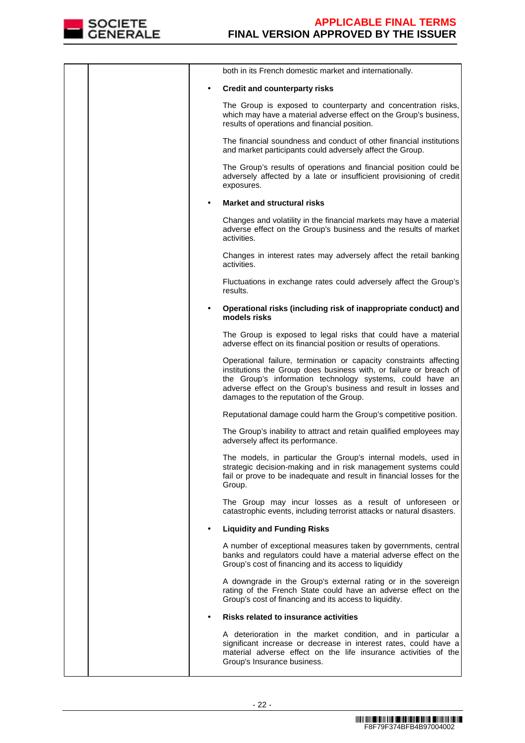| | | |
|---|---|---|
| | | both in its French domestic market and internationally.<br><br>• **Credit and counterparty risks**<br><br>The Group is exposed to counterparty and concentration risks, which may have a material adverse effect on the Group's business, results of operations and financial position.<br><br>The financial soundness and conduct of other financial institutions and market participants could adversely affect the Group.<br><br>The Group's results of operations and financial position could be adversely affected by a late or insufficient provisioning of credit exposures.<br><br>• **Market and structural risks**<br><br>Changes and volatility in the financial markets may have a material adverse effect on the Group's business and the results of market activities.<br><br>Changes in interest rates may adversely affect the retail banking activities.<br><br>Fluctuations in exchange rates could adversely affect the Group's results.<br><br>• **Operational risks (including risk of inappropriate conduct) and models risks**<br><br>The Group is exposed to legal risks that could have a material adverse effect on its financial position or results of operations.<br><br>Operational failure, termination or capacity constraints affecting institutions the Group does business with, or failure or breach of the Group's information technology systems, could have an adverse effect on the Group's business and result in losses and damages to the reputation of the Group.<br><br>Reputational damage could harm the Group's competitive position.<br><br>The Group's inability to attract and retain qualified employees may adversely affect its performance.<br><br>The models, in particular the Group's internal models, used in strategic decision-making and in risk management systems could fail or prove to be inadequate and result in financial losses for the Group.<br><br>The Group may incur losses as a result of unforeseen or catastrophic events, including terrorist attacks or natural disasters.<br><br>• **Liquidity and Funding Risks**<br><br>A number of exceptional measures taken by governments, central banks and regulators could have a material adverse effect on the Group's cost of financing and its access to liquididy<br><br>A downgrade in the Group's external rating or in the sovereign rating of the French State could have an adverse effect on the Group's cost of financing and its access to liquidity.<br><br>• **Risks related to insurance activities**<br><br>A deterioration in the market condition, and in particular a significant increase or decrease in interest rates, could have a material adverse effect on the life insurance activities of the Group's Insurance business. |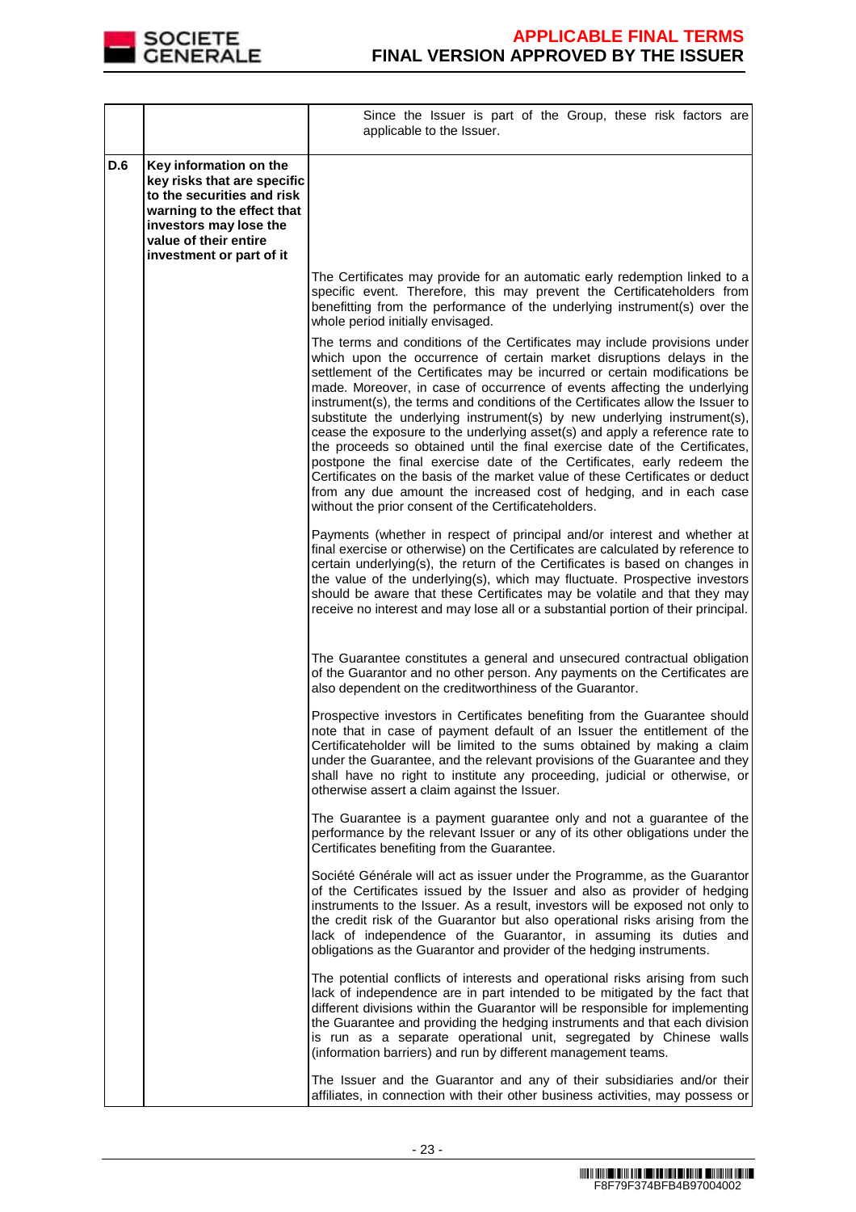| | | |
|---|---|---|
| | | Since the Issuer is part of the Group, these risk factors are applicable to the Issuer. |
| **D.6** | **Key information on the key risks that are specific to the securities and risk warning to the effect that investors may lose the value of their entire investment or part of it** | |
| | | The Certificates may provide for an automatic early redemption linked to a specific event. Therefore, this may prevent the Certificateholders from benefitting from the performance of the underlying instrument(s) over the whole period initially envisaged.<br><br>The terms and conditions of the Certificates may include provisions under which upon the occurrence of certain market disruptions delays in the settlement of the Certificates may be incurred or certain modifications be made. Moreover, in case of occurrence of events affecting the underlying instrument(s), the terms and conditions of the Certificates allow the Issuer to substitute the underlying instrument(s) by new underlying instrument(s), cease the exposure to the underlying asset(s) and apply a reference rate to the proceeds so obtained until the final exercise date of the Certificates, postpone the final exercise date of the Certificates, early redeem the Certificates on the basis of the market value of these Certificates or deduct from any due amount the increased cost of hedging, and in each case without the prior consent of the Certificateholders.<br><br>Payments (whether in respect of principal and/or interest and whether at final exercise or otherwise) on the Certificates are calculated by reference to certain underlying(s), the return of the Certificates is based on changes in the value of the underlying(s), which may fluctuate. Prospective investors should be aware that these Certificates may be volatile and that they may receive no interest and may lose all or a substantial portion of their principal.<br><br>The Guarantee constitutes a general and unsecured contractual obligation of the Guarantor and no other person. Any payments on the Certificates are also dependent on the creditworthiness of the Guarantor.<br><br>Prospective investors in Certificates benefiting from the Guarantee should note that in case of payment default of an Issuer the entitlement of the Certificateholder will be limited to the sums obtained by making a claim under the Guarantee, and the relevant provisions of the Guarantee and they shall have no right to institute any proceeding, judicial or otherwise, or otherwise assert a claim against the Issuer.<br><br>The Guarantee is a payment guarantee only and not a guarantee of the performance by the relevant Issuer or any of its other obligations under the Certificates benefiting from the Guarantee.<br><br>Société Générale will act as issuer under the Programme, as the Guarantor of the Certificates issued by the Issuer and also as provider of hedging instruments to the Issuer. As a result, investors will be exposed not only to the credit risk of the Guarantor but also operational risks arising from the lack of independence of the Guarantor, in assuming its duties and obligations as the Guarantor and provider of the hedging instruments.<br><br>The potential conflicts of interests and operational risks arising from such lack of independence are in part intended to be mitigated by the fact that different divisions within the Guarantor will be responsible for implementing the Guarantee and providing the hedging instruments and that each division is run as a separate operational unit, segregated by Chinese walls (information barriers) and run by different management teams.<br><br>The Issuer and the Guarantor and any of their subsidiaries and/or their affiliates, in connection with their other business activities, may possess or |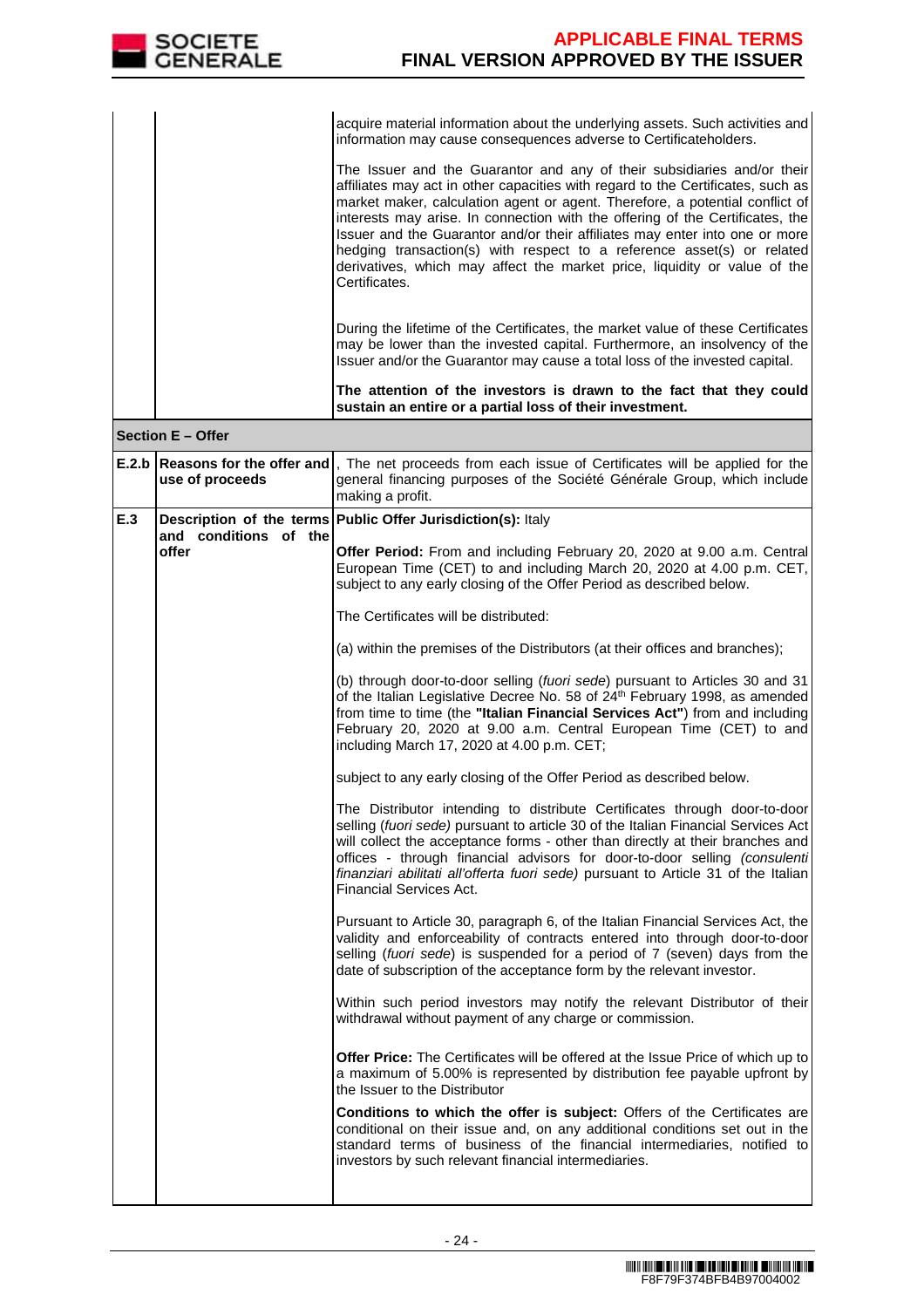| | | |
|---|---|---|
| | | acquire material information about the underlying assets. Such activities and information may cause consequences adverse to Certificateholders.<br><br>The Issuer and the Guarantor and any of their subsidiaries and/or their affiliates may act in other capacities with regard to the Certificates, such as market maker, calculation agent or agent. Therefore, a potential conflict of interests may arise. In connection with the offering of the Certificates, the Issuer and the Guarantor and/or their affiliates may enter into one or more hedging transaction(s) with respect to a reference asset(s) or related derivatives, which may affect the market price, liquidity or value of the Certificates.<br><br>During the lifetime of the Certificates, the market value of these Certificates may be lower than the invested capital. Furthermore, an insolvency of the Issuer and/or the Guarantor may cause a total loss of the invested capital.<br><br>**The attention of the investors is drawn to the fact that they could sustain an entire or a partial loss of their investment.** |
| **Section E – Offer** | | |
| **E.2.b** | **Reasons for the offer and use of proceeds** | , The net proceeds from each issue of Certificates will be applied for the general financing purposes of the Société Générale Group, which include making a profit. |
| **E.3** | **Description of the terms and conditions of the offer** | **Public Offer Jurisdiction(s):** Italy<br><br>**Offer Period:** From and including February 20, 2020 at 9.00 a.m. Central European Time (CET) to and including March 20, 2020 at 4.00 p.m. CET, subject to any early closing of the Offer Period as described below.<br><br>The Certificates will be distributed:<br><br>(a) within the premises of the Distributors (at their offices and branches);<br><br>(b) through door-to-door selling (*fuori sede*) pursuant to Articles 30 and 31 of the Italian Legislative Decree No. 58 of 24th February 1998, as amended from time to time (the **"Italian Financial Services Act"**) from and including February 20, 2020 at 9.00 a.m. Central European Time (CET) to and including March 17, 2020 at 4.00 p.m. CET;<br><br>subject to any early closing of the Offer Period as described below.<br><br>The Distributor intending to distribute Certificates through door-to-door selling (*fuori sede)* pursuant to article 30 of the Italian Financial Services Act will collect the acceptance forms - other than directly at their branches and offices - through financial advisors for door-to-door selling *(consulenti finanziari abilitati all'offerta fuori sede)* pursuant to Article 31 of the Italian Financial Services Act.<br><br>Pursuant to Article 30, paragraph 6, of the Italian Financial Services Act, the validity and enforceability of contracts entered into through door-to-door selling (*fuori sede*) is suspended for a period of 7 (seven) days from the date of subscription of the acceptance form by the relevant investor.<br><br>Within such period investors may notify the relevant Distributor of their withdrawal without payment of any charge or commission.<br><br>**Offer Price:** The Certificates will be offered at the Issue Price of which up to a maximum of 5.00% is represented by distribution fee payable upfront by the Issuer to the Distributor<br><br>**Conditions to which the offer is subject:** Offers of the Certificates are conditional on their issue and, on any additional conditions set out in the standard terms of business of the financial intermediaries, notified to investors by such relevant financial intermediaries. |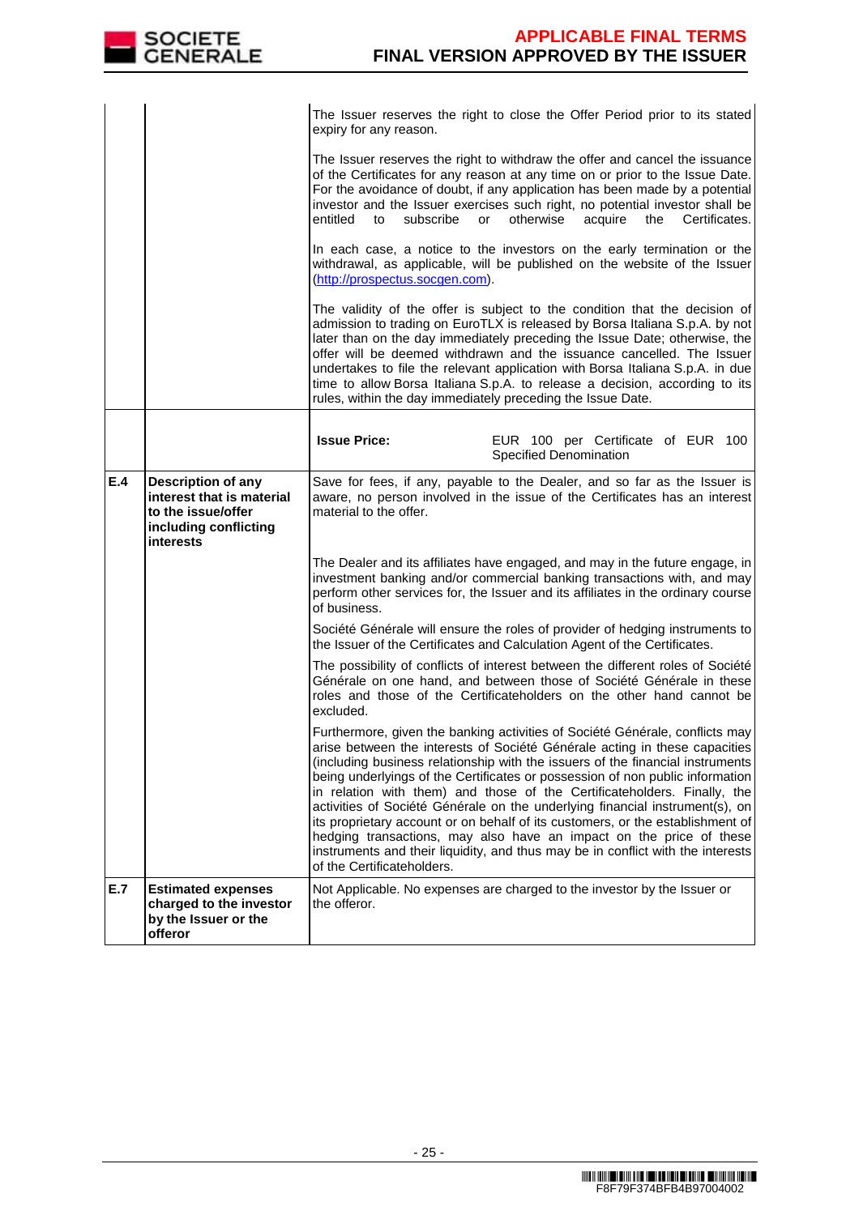| | | |
|---|---|---|
| | | The Issuer reserves the right to close the Offer Period prior to its stated expiry for any reason.<br><br>The Issuer reserves the right to withdraw the offer and cancel the issuance of the Certificates for any reason at any time on or prior to the Issue Date. For the avoidance of doubt, if any application has been made by a potential investor and the Issuer exercises such right, no potential investor shall be entitled to subscribe or otherwise acquire the Certificates.<br><br>In each case, a notice to the investors on the early termination or the withdrawal, as applicable, will be published on the website of the Issuer (http://prospectus.socgen.com).<br><br>The validity of the offer is subject to the condition that the decision of admission to trading on EuroTLX is released by Borsa Italiana S.p.A. by not later than on the day immediately preceding the Issue Date; otherwise, the offer will be deemed withdrawn and the issuance cancelled. The Issuer undertakes to file the relevant application with Borsa Italiana S.p.A. in due time to allow Borsa Italiana S.p.A. to release a decision, according to its rules, within the day immediately preceding the Issue Date. |
| | | **Issue Price:** EUR 100 per Certificate of EUR 100 Specified Denomination |
| **E.4** | **Description of any interest that is material to the issue/offer including conflicting interests** | Save for fees, if any, payable to the Dealer, and so far as the Issuer is aware, no person involved in the issue of the Certificates has an interest material to the offer.<br><br>The Dealer and its affiliates have engaged, and may in the future engage, in investment banking and/or commercial banking transactions with, and may perform other services for, the Issuer and its affiliates in the ordinary course of business.<br><br>Société Générale will ensure the roles of provider of hedging instruments to the Issuer of the Certificates and Calculation Agent of the Certificates.<br><br>The possibility of conflicts of interest between the different roles of Société Générale on one hand, and between those of Société Générale in these roles and those of the Certificateholders on the other hand cannot be excluded.<br><br>Furthermore, given the banking activities of Société Générale, conflicts may arise between the interests of Société Générale acting in these capacities (including business relationship with the issuers of the financial instruments being underlyings of the Certificates or possession of non public information in relation with them) and those of the Certificateholders. Finally, the activities of Société Générale on the underlying financial instrument(s), on its proprietary account or on behalf of its customers, or the establishment of hedging transactions, may also have an impact on the price of these instruments and their liquidity, and thus may be in conflict with the interests of the Certificateholders. |
| **E.7** | **Estimated expenses charged to the investor by the Issuer or the offeror** | Not Applicable. No expenses are charged to the investor by the Issuer or the offeror. |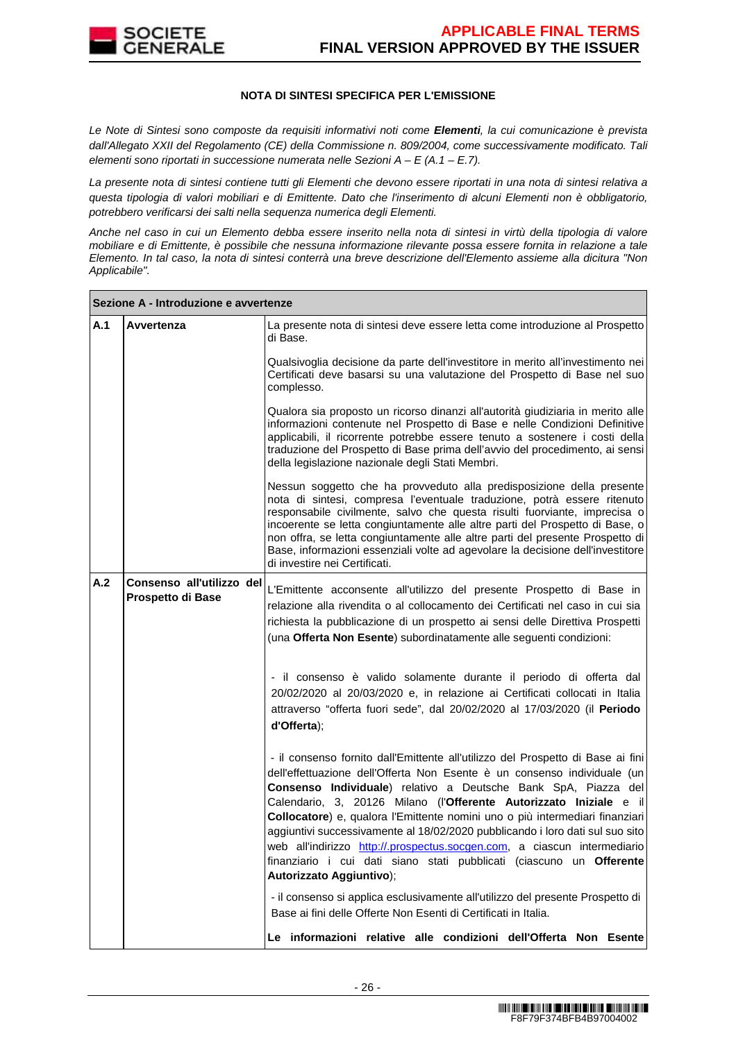### NOTA DI SINTESI SPECIFICA PER L'EMISSIONE

*Le Note di Sintesi sono composte da requisiti informativi noti come **Elementi**, la cui comunicazione è prevista dall'Allegato XXII del Regolamento (CE) della Commissione n. 809/2004, come successivamente modificato. Tali elementi sono riportati in successione numerata nelle Sezioni A – E (A.1 – E.7).*

*La presente nota di sintesi contiene tutti gli Elementi che devono essere riportati in una nota di sintesi relativa a questa tipologia di valori mobiliari e di Emittente. Dato che l'inserimento di alcuni Elementi non è obbligatorio, potrebbero verificarsi dei salti nella sequenza numerica degli Elementi.*

*Anche nel caso in cui un Elemento debba essere inserito nella nota di sintesi in virtù della tipologia di valore mobiliare e di Emittente, è possibile che nessuna informazione rilevante possa essere fornita in relazione a tale Elemento. In tal caso, la nota di sintesi conterrà una breve descrizione dell'Elemento assieme alla dicitura "Non Applicabile".*

| **Sezione A - Introduzione e avvertenze** | | |
|---|---|---|
| **A.1** | **Avvertenza** | La presente nota di sintesi deve essere letta come introduzione al Prospetto di Base.<br><br>Qualsivoglia decisione da parte dell'investitore in merito all'investimento nei Certificati deve basarsi su una valutazione del Prospetto di Base nel suo complesso.<br><br>Qualora sia proposto un ricorso dinanzi all'autorità giudiziaria in merito alle informazioni contenute nel Prospetto di Base e nelle Condizioni Definitive applicabili, il ricorrente potrebbe essere tenuto a sostenere i costi della traduzione del Prospetto di Base prima dell'avvio del procedimento, ai sensi della legislazione nazionale degli Stati Membri.<br><br>Nessun soggetto che ha provveduto alla predisposizione della presente nota di sintesi, compresa l'eventuale traduzione, potrà essere ritenuto responsabile civilmente, salvo che questa risulti fuorviante, imprecisa o incoerente se letta congiuntamente alle altre parti del Prospetto di Base, o non offra, se letta congiuntamente alle altre parti del presente Prospetto di Base, informazioni essenziali volte ad agevolare la decisione dell'investitore di investire nei Certificati. |
| **A.2** | **Consenso all'utilizzo del Prospetto di Base** | L'Emittente acconsente all'utilizzo del presente Prospetto di Base in relazione alla rivendita o al collocamento dei Certificati nel caso in cui sia richiesta la pubblicazione di un prospetto ai sensi delle Direttiva Prospetti (una **Offerta Non Esente**) subordinatamente alle seguenti condizioni:<br><br>- il consenso è valido solamente durante il periodo di offerta dal 20/02/2020 al 20/03/2020 e, in relazione ai Certificati collocati in Italia attraverso "offerta fuori sede", dal 20/02/2020 al 17/03/2020 (il **Periodo d'Offerta**);<br><br>- il consenso fornito dall'Emittente all'utilizzo del Prospetto di Base ai fini dell'effettuazione dell'Offerta Non Esente è un consenso individuale (un **Consenso Individuale**) relativo a Deutsche Bank SpA, Piazza del Calendario, 3, 20126 Milano (l'**Offerente Autorizzato Iniziale** e il **Collocatore**) e, qualora l'Emittente nomini uno o più intermediari finanziari aggiuntivi successivamente al 18/02/2020 pubblicando i loro dati sul suo sito web all'indirizzo http://.prospectus.socgen.com, a ciascun intermediario finanziario i cui dati siano stati pubblicati (ciascuno un **Offerente Autorizzato Aggiuntivo**);<br><br>- il consenso si applica esclusivamente all'utilizzo del presente Prospetto di Base ai fini delle Offerte Non Esenti di Certificati in Italia.<br><br>**Le informazioni relative alle condizioni dell'Offerta Non Esente** |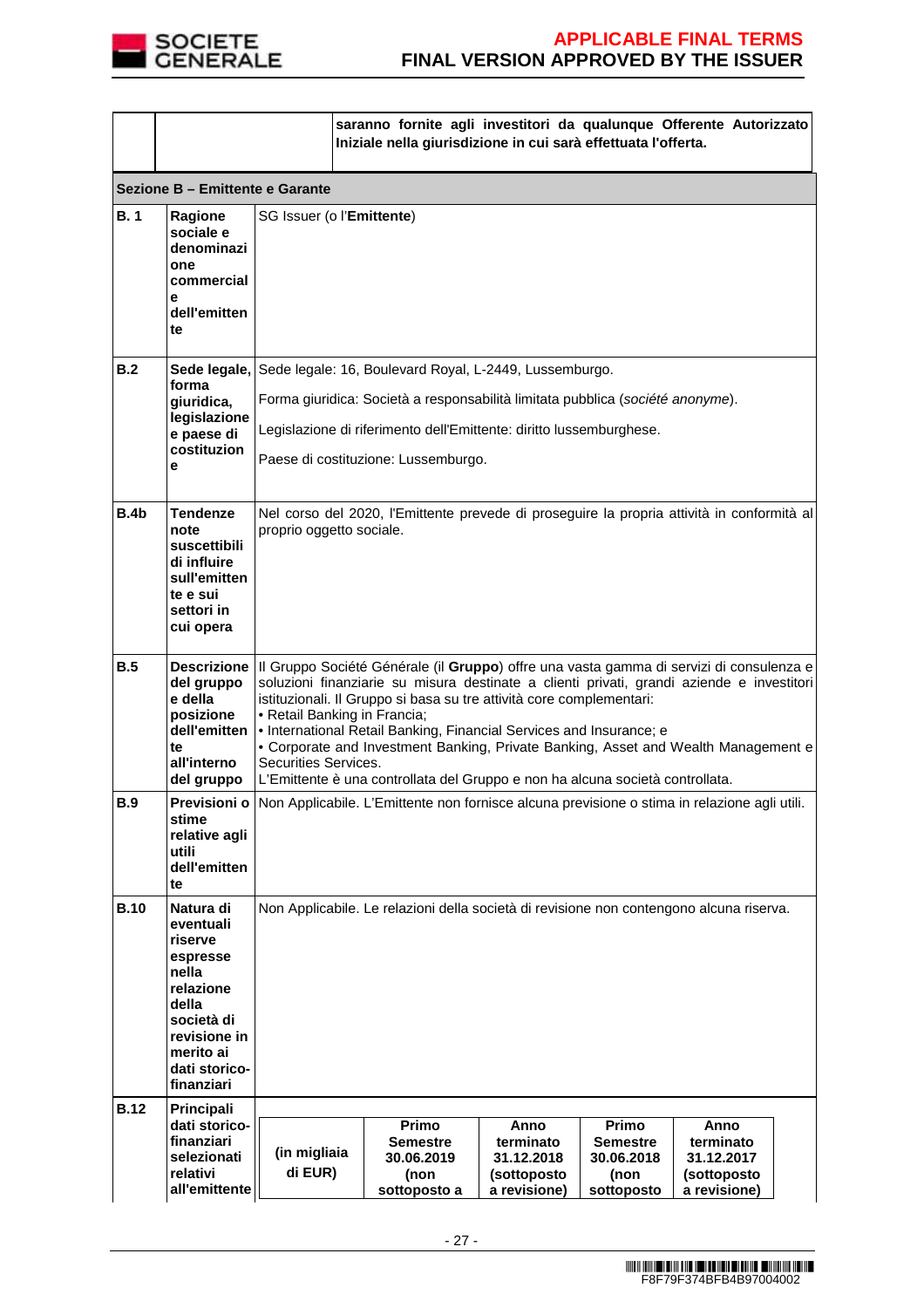| | | |
|---|---|---|
| | | **saranno fornite agli investitori da qualunque Offerente Autorizzato Iniziale nella giurisdizione in cui sarà effettuata l'offerta.** |

| | | |
|---|---|---|
| **Sezione B – Emittente e Garante** | | |
| **B. 1** | **Ragione sociale e denominazione commerciale dell'emittente** | SG Issuer (o l'**Emittente**) |
| **B.2** | **Sede legale, forma giuridica, legislazione e paese di costituzione** | Sede legale: 16, Boulevard Royal, L-2449, Lussemburgo.<br><br>Forma giuridica: Società a responsabilità limitata pubblica (*société anonyme*).<br><br>Legislazione di riferimento dell'Emittente: diritto lussemburghese.<br><br>Paese di costituzione: Lussemburgo. |
| **B.4b** | **Tendenze note suscettibili di influire sull'emittente e sui settori in cui opera** | Nel corso del 2020, l'Emittente prevede di proseguire la propria attività in conformità al proprio oggetto sociale. |
| **B.5** | **Descrizione del gruppo e della posizione dell'emittente all'interno del gruppo** | Il Gruppo Société Générale (il **Gruppo**) offre una vasta gamma di servizi di consulenza e soluzioni finanziarie su misura destinate a clienti privati, grandi aziende e investitori istituzionali. Il Gruppo si basa su tre attività core complementari:<br>• Retail Banking in Francia;<br>• International Retail Banking, Financial Services and Insurance; e<br>• Corporate and Investment Banking, Private Banking, Asset and Wealth Management e Securities Services.<br>L'Emittente è una controllata del Gruppo e non ha alcuna società controllata. |
| **B.9** | **Previsioni o stime relative agli utili dell'emittente** | Non Applicabile. L'Emittente non fornisce alcuna previsione o stima in relazione agli utili. |
| **B.10** | **Natura di eventuali riserve espresse nella relazione della società di revisione in merito ai dati storico-finanziari** | Non Applicabile. Le relazioni della società di revisione non contengono alcuna riserva. |
| **B.12** | **Principali dati storico-finanziari selezionati relativi all'emittente** | |

| (in migliaia di EUR) | Primo Semestre 30.06.2019 (non sottoposto a | Anno terminato 31.12.2018 (sottoposto a revisione) | Primo Semestre 30.06.2018 (non sottoposto | Anno terminato 31.12.2017 (sottoposto a revisione) |
|---|---|---|---|---|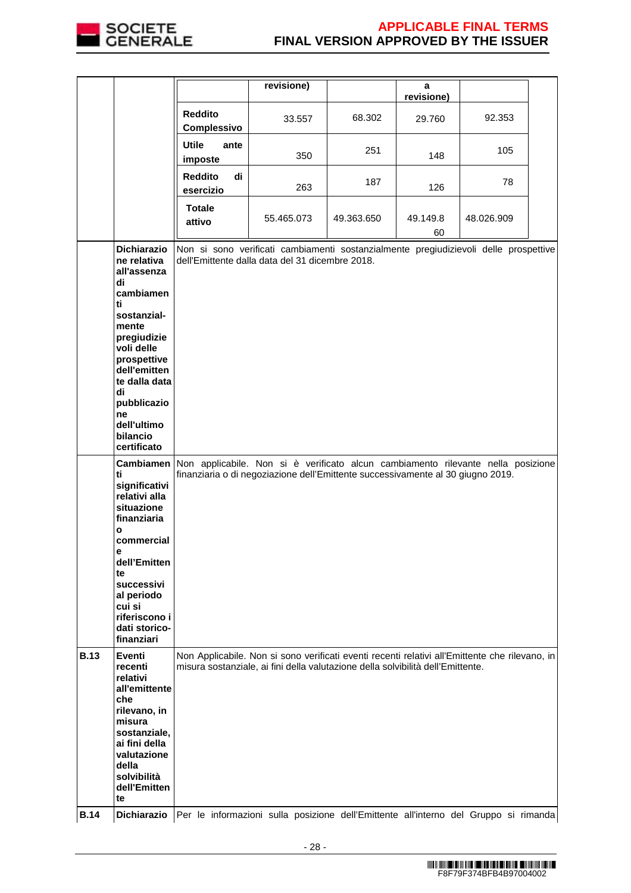| | | | | | | |
|---|---|---|---|---|---|---|
| | | | revisione) | | a revisione) | |
| | | Reddito Complessivo | 33.557 | 68.302 | 29.760 | 92.353 |
| | | Utile ante imposte | 350 | 251 | 148 | 105 |
| | | Reddito di esercizio | 263 | 187 | 126 | 78 |
| | | Totale attivo | 55.465.073 | 49.363.650 | 49.149.860 | 48.026.909 |
| | **Dichiarazione relativa all'assenza di cambiamenti sostanzial-mente pregiudizievoli delle prospettive dell'emittente dalla data di pubblicazione dell'ultimo bilancio certificato** | Non si sono verificati cambiamenti sostanzialmente pregiudizievoli delle prospettive dell'Emittente dalla data del 31 dicembre 2018. | | | | |
| | **Cambiamenti significativi relativi alla situazione finanziaria o commerciale dell'Emittente successivi al periodo cui si riferiscono i dati storico-finanziari** | Non applicabile. Non si è verificato alcun cambiamento rilevante nella posizione finanziaria o di negoziazione dell'Emittente successivamente al 30 giugno 2019. | | | | |
| **B.13** | **Eventi recenti relativi all'emittente che rilevano, in misura sostanziale, ai fini della valutazione della solvibilità dell'Emittente** | Non Applicabile. Non si sono verificati eventi recenti relativi all'Emittente che rilevano, in misura sostanziale, ai fini della valutazione della solvibilità dell'Emittente. | | | | |
| **B.14** | **Dichiarazio** | Per le informazioni sulla posizione dell'Emittente all'interno del Gruppo si rimanda | | | | |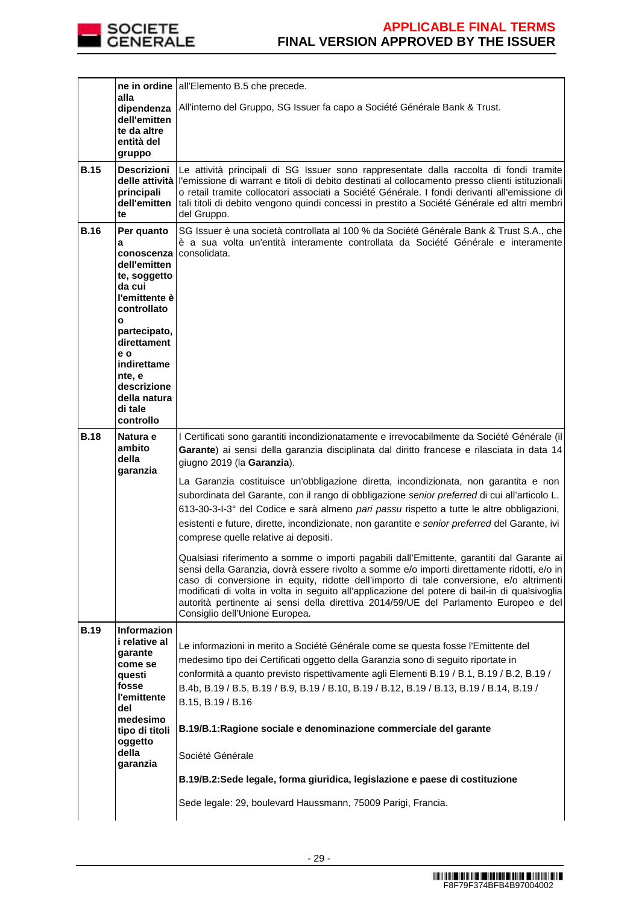| | | |
|---|---|---|
| | **ne in ordine alla dipendenza dell'emittente da altre entità del gruppo** | all'Elemento B.5 che precede.<br><br>All'interno del Gruppo, SG Issuer fa capo a Société Générale Bank & Trust. |
| **B.15** | **Descrizioni delle attività principali dell'emittente** | Le attività principali di SG Issuer sono rappresentate dalla raccolta di fondi tramite l'emissione di warrant e titoli di debito destinati al collocamento presso clienti istituzionali o retail tramite collocatori associati a Société Générale. I fondi derivanti all'emissione di tali titoli di debito vengono quindi concessi in prestito a Société Générale ed altri membri del Gruppo. |
| **B.16** | **Per quanto a conoscenza dell'emittente, soggetto da cui l'emittente è controllato o partecipato, direttamente o indirettamente, e descrizione della natura di tale controllo** | SG Issuer è una società controllata al 100 % da Société Générale Bank & Trust S.A., che è a sua volta un'entità interamente controllata da Société Générale e interamente consolidata. |
| **B.18** | **Natura e ambito della garanzia** | I Certificati sono garantiti incondizionatamente e irrevocabilmente da Société Générale (il **Garante**) ai sensi della garanzia disciplinata dal diritto francese e rilasciata in data 14 giugno 2019 (la **Garanzia**).<br><br>La Garanzia costituisce un'obbligazione diretta, incondizionata, non garantita e non subordinata del Garante, con il rango di obbligazione *senior preferred* di cui all'articolo L. 613-30-3-I-3° del Codice e sarà almeno *pari passu* rispetto a tutte le altre obbligazioni, esistenti e future, dirette, incondizionate, non garantite e *senior preferred* del Garante, ivi comprese quelle relative ai depositi.<br><br>Qualsiasi riferimento a somme o importi pagabili dall'Emittente, garantiti dal Garante ai sensi della Garanzia, dovrà essere rivolto a somme e/o importi direttamente ridotti, e/o in caso di conversione in equity, ridotte dell'importo di tale conversione, e/o altrimenti modificati di volta in volta in seguito all'applicazione del potere di bail-in di qualsivoglia autorità pertinente ai sensi della direttiva 2014/59/UE del Parlamento Europeo e del Consiglio dell'Unione Europea. |
| **B.19** | **Informazioni relative al garante come se questi fosse l'emittente del medesimo tipo di titoli oggetto della garanzia** | Le informazioni in merito a Société Générale come se questa fosse l'Emittente del medesimo tipo dei Certificati oggetto della Garanzia sono di seguito riportate in conformità a quanto previsto rispettivamente agli Elementi B.19 / B.1, B.19 / B.2, B.19 / B.4b, B.19 / B.5, B.19 / B.9, B.19 / B.10, B.19 / B.12, B.19 / B.13, B.19 / B.14, B.19 / B.15, B.19 / B.16<br><br>**B.19/B.1:Ragione sociale e denominazione commerciale del garante**<br><br>Société Générale<br><br>**B.19/B.2:Sede legale, forma giuridica, legislazione e paese di costituzione**<br><br>Sede legale: 29, boulevard Haussmann, 75009 Parigi, Francia. |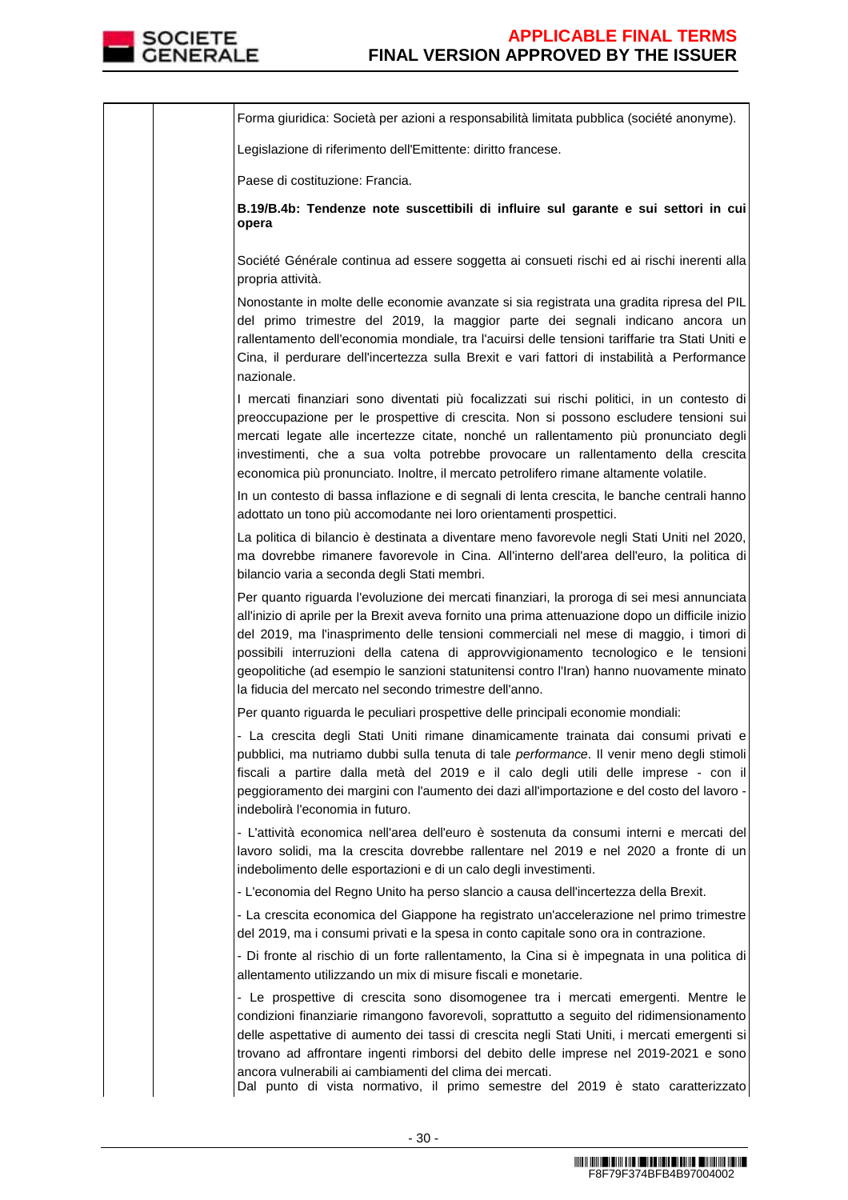Forma giuridica: Società per azioni a responsabilità limitata pubblica (société anonyme).

Legislazione di riferimento dell'Emittente: diritto francese.

Paese di costituzione: Francia.

**B.19/B.4b: Tendenze note suscettibili di influire sul garante e sui settori in cui opera**

Société Générale continua ad essere soggetta ai consueti rischi ed ai rischi inerenti alla propria attività.

Nonostante in molte delle economie avanzate si sia registrata una gradita ripresa del PIL del primo trimestre del 2019, la maggior parte dei segnali indicano ancora un rallentamento dell'economia mondiale, tra l'acuirsi delle tensioni tariffarie tra Stati Uniti e Cina, il perdurare dell'incertezza sulla Brexit e vari fattori di instabilità a Performance nazionale.

I mercati finanziari sono diventati più focalizzati sui rischi politici, in un contesto di preoccupazione per le prospettive di crescita. Non si possono escludere tensioni sui mercati legate alle incertezze citate, nonché un rallentamento più pronunciato degli investimenti, che a sua volta potrebbe provocare un rallentamento della crescita economica più pronunciato. Inoltre, il mercato petrolifero rimane altamente volatile.

In un contesto di bassa inflazione e di segnali di lenta crescita, le banche centrali hanno adottato un tono più accomodante nei loro orientamenti prospettici.

La politica di bilancio è destinata a diventare meno favorevole negli Stati Uniti nel 2020, ma dovrebbe rimanere favorevole in Cina. All'interno dell'area dell'euro, la politica di bilancio varia a seconda degli Stati membri.

Per quanto riguarda l'evoluzione dei mercati finanziari, la proroga di sei mesi annunciata all'inizio di aprile per la Brexit aveva fornito una prima attenuazione dopo un difficile inizio del 2019, ma l'inasprimento delle tensioni commerciali nel mese di maggio, i timori di possibili interruzioni della catena di approvvigionamento tecnologico e le tensioni geopolitiche (ad esempio le sanzioni statunitensi contro l'Iran) hanno nuovamente minato la fiducia del mercato nel secondo trimestre dell'anno.

Per quanto riguarda le peculiari prospettive delle principali economie mondiali:

- La crescita degli Stati Uniti rimane dinamicamente trainata dai consumi privati e pubblici, ma nutriamo dubbi sulla tenuta di tale *performance*. Il venir meno degli stimoli fiscali a partire dalla metà del 2019 e il calo degli utili delle imprese - con il peggioramento dei margini con l'aumento dei dazi all'importazione e del costo del lavoro - indebolirà l'economia in futuro.

- L'attività economica nell'area dell'euro è sostenuta da consumi interni e mercati del lavoro solidi, ma la crescita dovrebbe rallentare nel 2019 e nel 2020 a fronte di un indebolimento delle esportazioni e di un calo degli investimenti.

- L'economia del Regno Unito ha perso slancio a causa dell'incertezza della Brexit.

- La crescita economica del Giappone ha registrato un'accelerazione nel primo trimestre del 2019, ma i consumi privati e la spesa in conto capitale sono ora in contrazione.

- Di fronte al rischio di un forte rallentamento, la Cina si è impegnata in una politica di allentamento utilizzando un mix di misure fiscali e monetarie.

- Le prospettive di crescita sono disomogenee tra i mercati emergenti. Mentre le condizioni finanziarie rimangono favorevoli, soprattutto a seguito del ridimensionamento delle aspettative di aumento dei tassi di crescita negli Stati Uniti, i mercati emergenti si trovano ad affrontare ingenti rimborsi del debito delle imprese nel 2019-2021 e sono ancora vulnerabili ai cambiamenti del clima dei mercati.

Dal punto di vista normativo, il primo semestre del 2019 è stato caratterizzato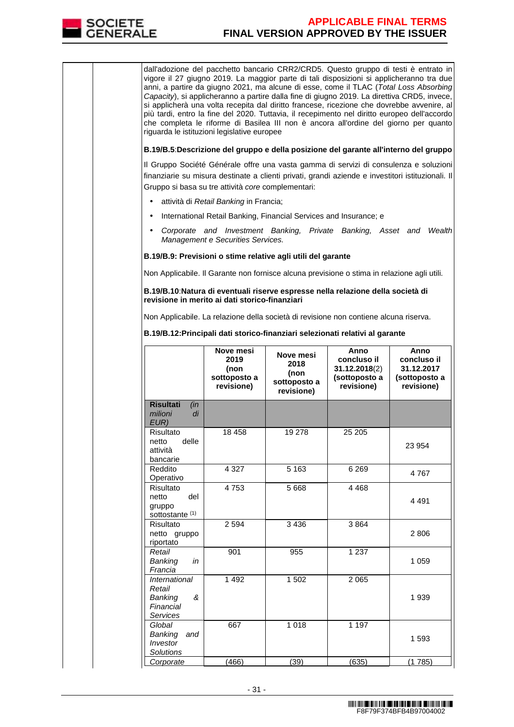dall'adozione del pacchetto bancario CRR2/CRD5. Questo gruppo di testi è entrato in vigore il 27 giugno 2019. La maggior parte di tali disposizioni si applicheranno tra due anni, a partire da giugno 2021, ma alcune di esse, come il TLAC (*Total Loss Absorbing Capacity*), si applicheranno a partire dalla fine di giugno 2019. La direttiva CRD5, invece, si applicherà una volta recepita dal diritto francese, ricezione che dovrebbe avvenire, al più tardi, entro la fine del 2020. Tuttavia, il recepimento nel diritto europeo dell'accordo che completa le riforme di Basilea III non è ancora all'ordine del giorno per quanto riguarda le istituzioni legislative europee

**B.19/B.5**:**Descrizione del gruppo e della posizione del garante all'interno del gruppo**

Il Gruppo Société Générale offre una vasta gamma di servizi di consulenza e soluzioni finanziarie su misura destinate a clienti privati, grandi aziende e investitori istituzionali. Il Gruppo si basa su tre attività *core* complementari:

- attività di *Retail Banking* in Francia;
- International Retail Banking, Financial Services and Insurance; e
- *Corporate and Investment Banking, Private Banking, Asset and Wealth Management e Securities Services.*

**B.19/B.9: Previsioni o stime relative agli utili del garante**

Non Applicabile. Il Garante non fornisce alcuna previsione o stima in relazione agli utili.

**B.19/B.10**:**Natura di eventuali riserve espresse nella relazione della società di revisione in merito ai dati storico-finanziari**

Non Applicabile. La relazione della società di revisione non contiene alcuna riserva.

**B.19/B.12**:**Principali dati storico-finanziari selezionati relativi al garante**

| | **Nove mesi 2019 (non sottoposto a revisione)** | **Nove mesi 2018 (non sottoposto a revisione)** | **Anno concluso il 31.12.2018**(2) **(sottoposto a revisione)** | **Anno concluso il 31.12.2017 (sottoposto a revisione)** |
|---|---|---|---|---|
| **Risultati** *(in milioni di EUR)* | | | | |
| Risultato netto delle attività bancarie | 18 458 | 19 278 | 25 205 | 23 954 |
| Reddito Operativo | 4 327 | 5 163 | 6 269 | 4 767 |
| Risultato netto del gruppo sottostante (1) | 4 753 | 5 668 | 4 468 | 4 491 |
| Risultato netto gruppo riportato | 2 594 | 3 436 | 3 864 | 2 806 |
| *Retail Banking in Francia* | 901 | 955 | 1 237 | 1 059 |
| *International Retail Banking & Financial Services* | 1 492 | 1 502 | 2 065 | 1 939 |
| *Global Banking and Investor Solutions* | 667 | 1 018 | 1 197 | 1 593 |
| *Corporate* | (466) | (39) | (635) | (1 785) |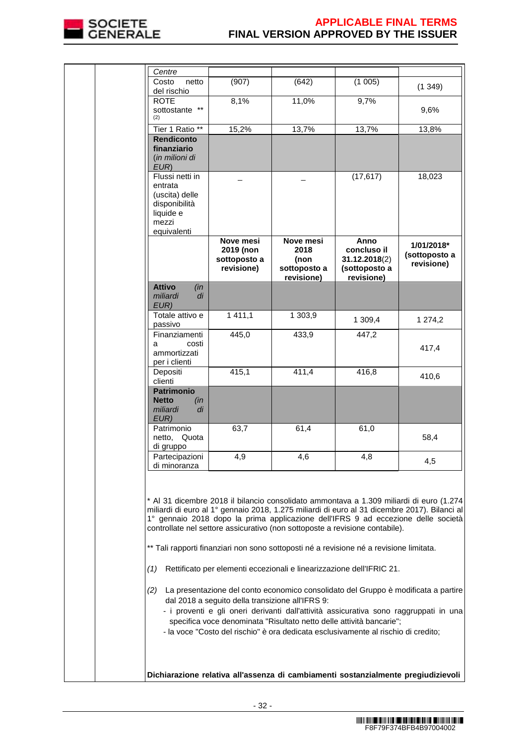| | | | | |
|---|---|---|---|---|
| *Centre* | | | | |
| Costo netto del rischio | (907) | (642) | (1 005) | (1 349) |
| ROTE sottostante ** (2) | 8,1% | 11,0% | 9,7% | 9,6% |
| Tier 1 Ratio ** | 15,2% | 13,7% | 13,7% | 13,8% |
| **Rendiconto finanziario** (*in milioni di EUR*) | | | | |
| Flussi netti in entrata (uscita) delle disponibilità liquide e mezzi equivalenti | _ | _ | (17,617) | 18,023 |
| | **Nove mesi 2019 (non sottoposto a revisione)** | **Nove mesi 2018 (non sottoposto a revisione)** | **Anno concluso il 31.12.2018**(2) **(sottoposto a revisione)** | **1/01/2018* (sottoposto a revisione)** |
| **Attivo** (*in miliardi di EUR*) | | | | |
| Totale attivo e passivo | 1 411,1 | 1 303,9 | 1 309,4 | 1 274,2 |
| Finanziamenti a costi ammortizzati per i clienti | 445,0 | 433,9 | 447,2 | 417,4 |
| Depositi clienti | 415,1 | 411,4 | 416,8 | 410,6 |
| **Patrimonio Netto** (*in miliardi di EUR*) | | | | |
| Patrimonio netto, Quota di gruppo | 63,7 | 61,4 | 61,0 | 58,4 |
| Partecipazioni di minoranza | 4,9 | 4,6 | 4,8 | 4,5 |

* Al 31 dicembre 2018 il bilancio consolidato ammontava a 1.309 miliardi di euro (1.274 miliardi di euro al 1° gennaio 2018, 1.275 miliardi di euro al 31 dicembre 2017). Bilanci al 1° gennaio 2018 dopo la prima applicazione dell'IFRS 9 ad eccezione delle società controllate nel settore assicurativo (non sottoposte a revisione contabile).

** Tali rapporti finanziari non sono sottoposti né a revisione né a revisione limitata.

*(1)* Rettificato per elementi eccezionali e linearizzazione dell'IFRIC 21.

*(2)* La presentazione del conto economico consolidato del Gruppo è modificata a partire dal 2018 a seguito della transizione all'IFRS 9:
- i proventi e gli oneri derivanti dall'attività assicurativa sono raggruppati in una specifica voce denominata "Risultato netto delle attività bancarie";
- la voce "Costo del rischio" è ora dedicata esclusivamente al rischio di credito;

**Dichiarazione relativa all'assenza di cambiamenti sostanzialmente pregiudizievoli**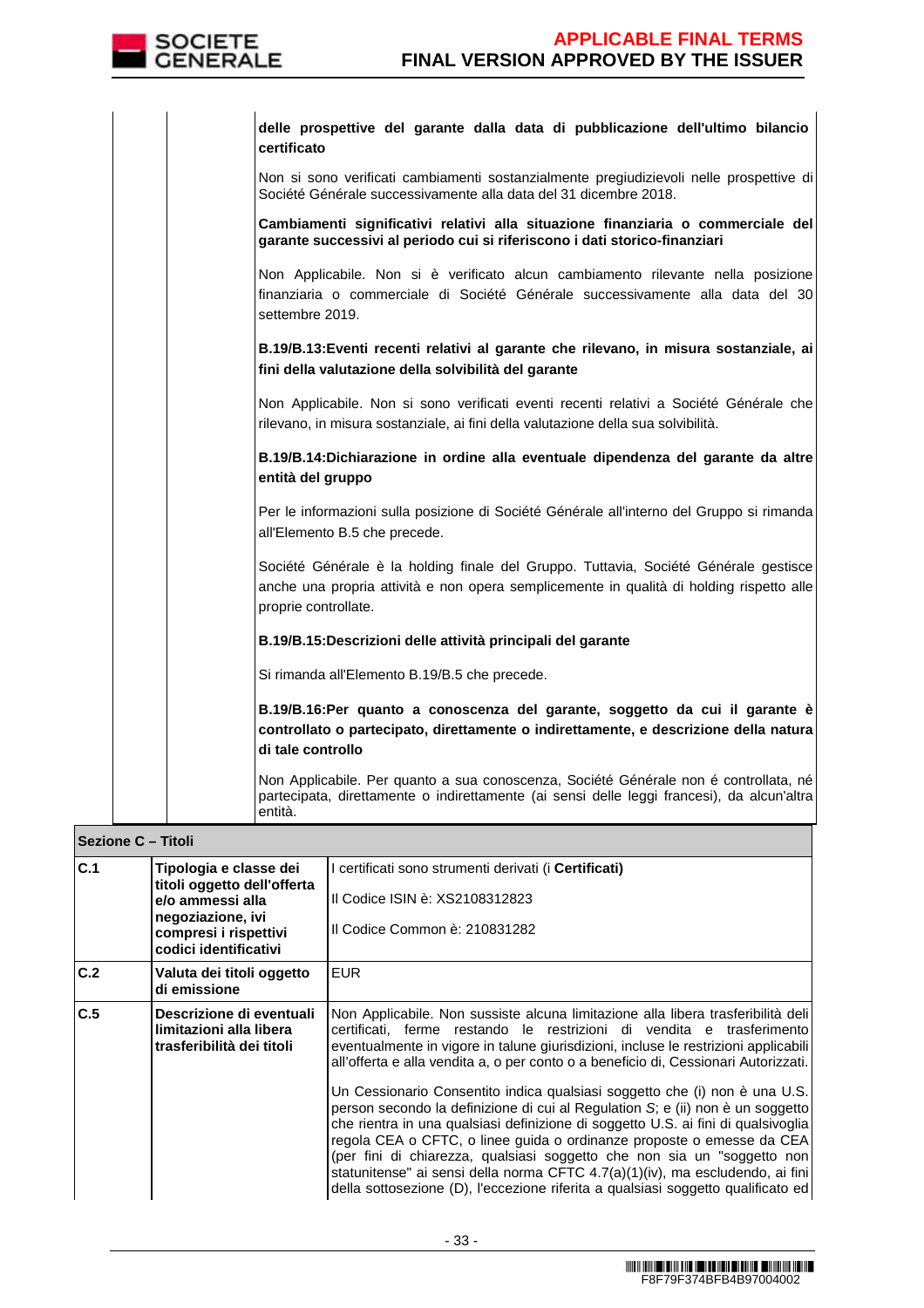| | | |
|---|---|---|
| | | **delle prospettive del garante dalla data di pubblicazione dell'ultimo bilancio certificato**<br><br>Non si sono verificati cambiamenti sostanzialmente pregiudizievoli nelle prospettive di Société Générale successivamente alla data del 31 dicembre 2018.<br><br>**Cambiamenti significativi relativi alla situazione finanziaria o commerciale del garante successivi al periodo cui si riferiscono i dati storico-finanziari**<br><br>Non Applicabile. Non si è verificato alcun cambiamento rilevante nella posizione finanziaria o commerciale di Société Générale successivamente alla data del 30 settembre 2019.<br><br>**B.19/B.13:Eventi recenti relativi al garante che rilevano, in misura sostanziale, ai fini della valutazione della solvibilità del garante**<br><br>Non Applicabile. Non si sono verificati eventi recenti relativi a Société Générale che rilevano, in misura sostanziale, ai fini della valutazione della sua solvibilità.<br><br>**B.19/B.14:Dichiarazione in ordine alla eventuale dipendenza del garante da altre entità del gruppo**<br><br>Per le informazioni sulla posizione di Société Générale all'interno del Gruppo si rimanda all'Elemento B.5 che precede.<br><br>Société Générale è la holding finale del Gruppo. Tuttavia, Société Générale gestisce anche una propria attività e non opera semplicemente in qualità di holding rispetto alle proprie controllate.<br><br>**B.19/B.15:Descrizioni delle attività principali del garante**<br><br>Si rimanda all'Elemento B.19/B.5 che precede.<br><br>**B.19/B.16:Per quanto a conoscenza del garante, soggetto da cui il garante è controllato o partecipato, direttamente o indirettamente, e descrizione della natura di tale controllo**<br><br>Non Applicabile. Per quanto a sua conoscenza, Société Générale non é controllata, né partecipata, direttamente o indirettamente (ai sensi delle leggi francesi), da alcun'altra entità. |

**Sezione C – Titoli**

| | | |
|---|---|---|
| **C.1** | **Tipologia e classe dei titoli oggetto dell'offerta e/o ammessi alla negoziazione, ivi compresi i rispettivi codici identificativi** | I certificati sono strumenti derivati (i **Certificati**)<br><br>Il Codice ISIN è: XS2108312823<br><br>Il Codice Common è: 210831282 |
| **C.2** | **Valuta dei titoli oggetto di emissione** | EUR |
| **C.5** | **Descrizione di eventuali limitazioni alla libera trasferibilità dei titoli** | Non Applicabile. Non sussiste alcuna limitazione alla libera trasferibilità dei certificati, ferme restando le restrizioni di vendita e trasferimento eventualmente in vigore in talune giurisdizioni, incluse le restrizioni applicabili all'offerta e alla vendita a, o per conto o a beneficio di, Cessionari Autorizzati.<br><br>Un Cessionario Consentito indica qualsiasi soggetto che (i) non è una U.S. person secondo la definizione di cui al Regulation *S*; e (ii) non è un soggetto che rientra in una qualsiasi definizione di soggetto U.S. ai fini di qualsivoglia regola CEA o CFTC, o linee guida o ordinanze proposte o emesse da CEA (per fini di chiarezza, qualsiasi soggetto che non sia un "soggetto non statunitense" ai sensi della norma CFTC 4.7(a)(1)(iv), ma escludendo, ai fini della sottosezione (D), l'eccezione riferita a qualsiasi soggetto qualificato ed |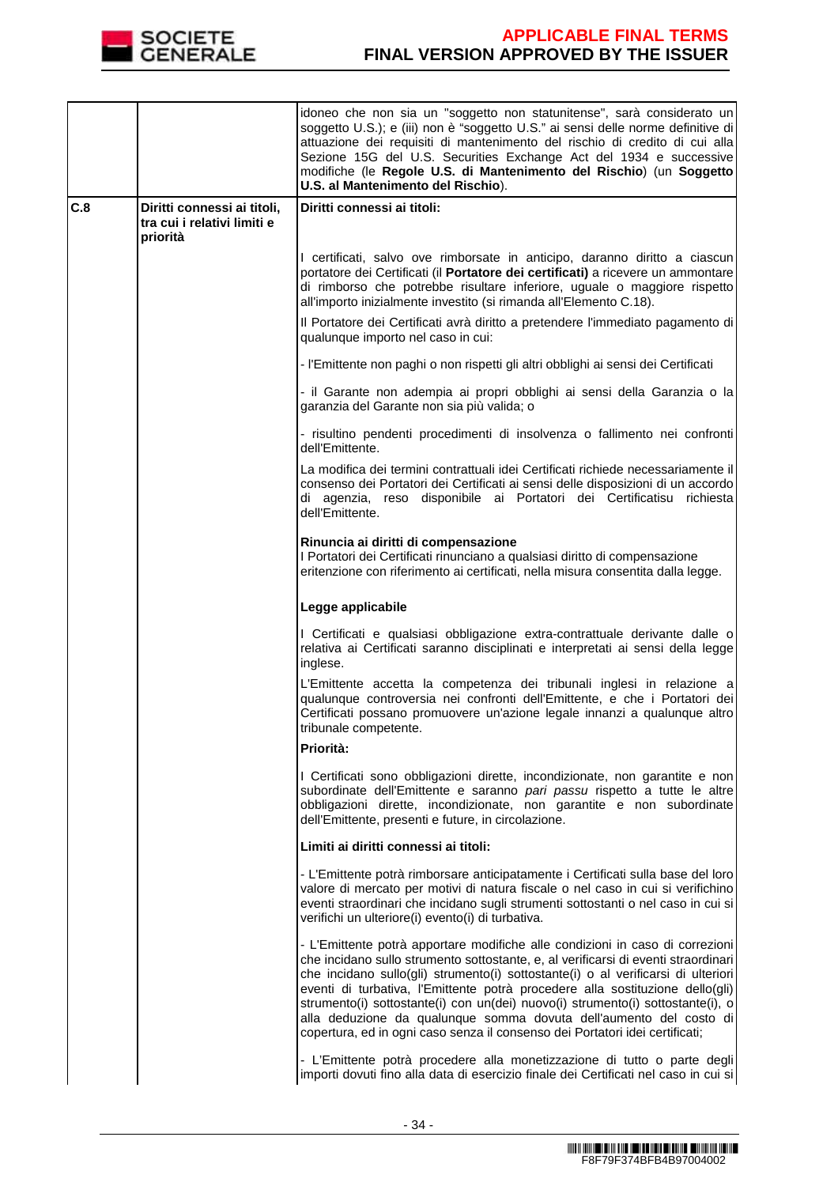| | | |
|---|---|---|
| | | idoneo che non sia un "soggetto non statunitense", sarà considerato un soggetto U.S.); e (iii) non è "soggetto U.S." ai sensi delle norme definitive di attuazione dei requisiti di mantenimento del rischio di credito di cui alla Sezione 15G del U.S. Securities Exchange Act del 1934 e successive modifiche (le **Regole U.S. di Mantenimento del Rischio**) (un **Soggetto U.S. al Mantenimento del Rischio**). |
| **C.8** | **Diritti connessi ai titoli, tra cui i relativi limiti e priorità** | **Diritti connessi ai titoli:**<br><br>I certificati, salvo ove rimborsate in anticipo, daranno diritto a ciascun portatore dei Certificati (il **Portatore dei certificati)** a ricevere un ammontare di rimborso che potrebbe risultare inferiore, uguale o maggiore rispetto all'importo inizialmente investito (si rimanda all'Elemento C.18).<br><br>Il Portatore dei Certificati avrà diritto a pretendere l'immediato pagamento di qualunque importo nel caso in cui:<br><br>- l'Emittente non paghi o non rispetti gli altri obblighi ai sensi dei Certificati<br><br>- il Garante non adempia ai propri obblighi ai sensi della Garanzia o la garanzia del Garante non sia più valida; o<br><br>- risultino pendenti procedimenti di insolvenza o fallimento nei confronti dell'Emittente.<br><br>La modifica dei termini contrattuali idei Certificati richiede necessariamente il consenso dei Portatori dei Certificati ai sensi delle disposizioni di un accordo di agenzia, reso disponibile ai Portatori dei Certificatisu richiesta dell'Emittente.<br><br>**Rinuncia ai diritti di compensazione**<br>I Portatori dei Certificati rinunciano a qualsiasi diritto di compensazione eritenzione con riferimento ai certificati, nella misura consentita dalla legge.<br><br>**Legge applicabile**<br><br>I Certificati e qualsiasi obbligazione extra-contrattuale derivante dalle o relativa ai Certificati saranno disciplinati e interpretati ai sensi della legge inglese.<br><br>L'Emittente accetta la competenza dei tribunali inglesi in relazione a qualunque controversia nei confronti dell'Emittente, e che i Portatori dei Certificati possano promuovere un'azione legale innanzi a qualunque altro tribunale competente.<br><br>**Priorità:**<br><br>I Certificati sono obbligazioni dirette, incondizionate, non garantite e non subordinate dell'Emittente e saranno *pari passu* rispetto a tutte le altre obbligazioni dirette, incondizionate, non garantite e non subordinate dell'Emittente, presenti e future, in circolazione.<br><br>**Limiti ai diritti connessi ai titoli:**<br><br>- L'Emittente potrà rimborsare anticipatamente i Certificati sulla base del loro valore di mercato per motivi di natura fiscale o nel caso in cui si verifichino eventi straordinari che incidano sugli strumenti sottostanti o nel caso in cui si verifichi un ulteriore(i) evento(i) di turbativa.<br><br>- L'Emittente potrà apportare modifiche alle condizioni in caso di correzioni che incidano sullo strumento sottostante, e, al verificarsi di eventi straordinari che incidano sullo(gli) strumento(i) sottostante(i) o al verificarsi di ulteriori eventi di turbativa, l'Emittente potrà procedere alla sostituzione dello(gli) strumento(i) sottostante(i) con un(dei) nuovo(i) strumento(i) sottostante(i), o alla deduzione da qualunque somma dovuta dell'aumento del costo di copertura, ed in ogni caso senza il consenso dei Portatori idei certificati;<br><br>- L'Emittente potrà procedere alla monetizzazione di tutto o parte degli importi dovuti fino alla data di esercizio finale dei Certificati nel caso in cui si |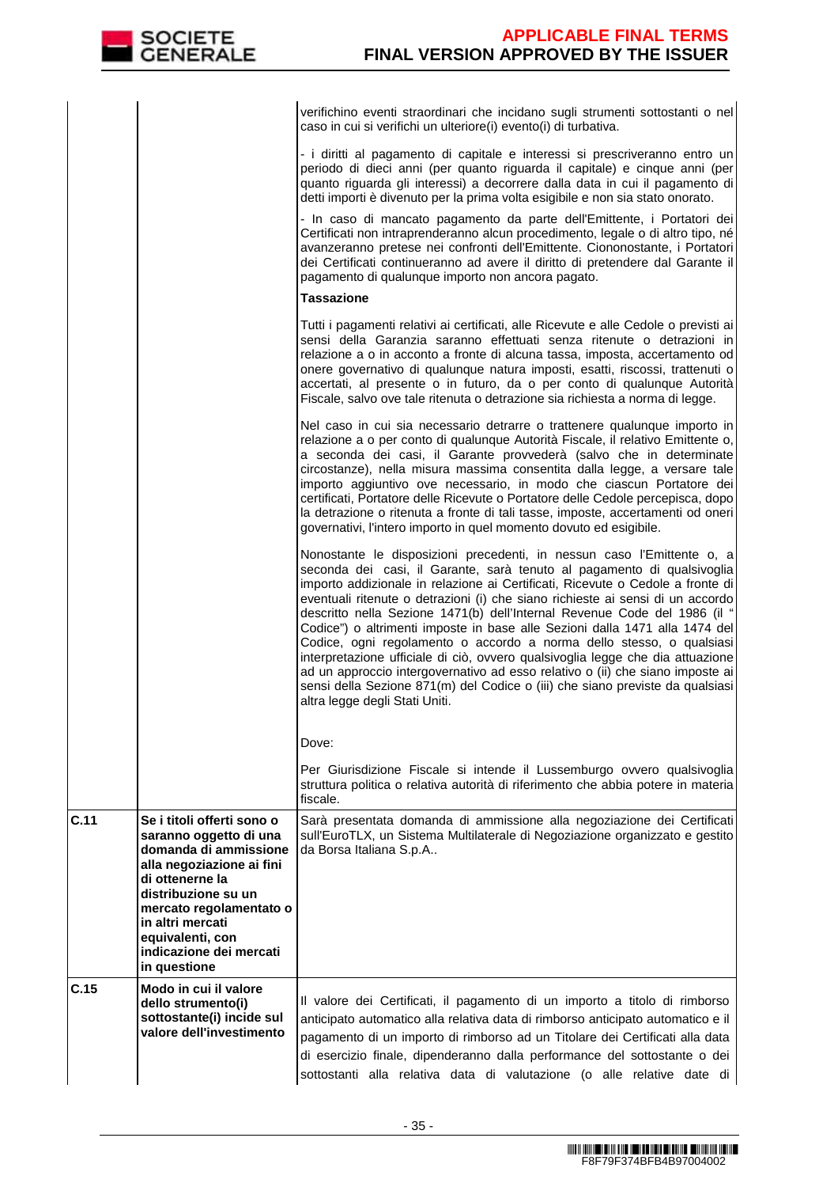| | | |
|---|---|---|
| | | verifichino eventi straordinari che incidano sugli strumenti sottostanti o nel caso in cui si verifichi un ulteriore(i) evento(i) di turbativa.<br><br>- i diritti al pagamento di capitale e interessi si prescriveranno entro un periodo di dieci anni (per quanto riguarda il capitale) e cinque anni (per quanto riguarda gli interessi) a decorrere dalla data in cui il pagamento di detti importi è divenuto per la prima volta esigibile e non sia stato onorato.<br><br>- In caso di mancato pagamento da parte dell'Emittente, i Portatori dei Certificati non intraprenderanno alcun procedimento, legale o di altro tipo, né avanzeranno pretese nei confronti dell'Emittente. Ciononostante, i Portatori dei Certificati continueranno ad avere il diritto di pretendere dal Garante il pagamento di qualunque importo non ancora pagato.<br><br>**Tassazione**<br><br>Tutti i pagamenti relativi ai certificati, alle Ricevute e alle Cedole o previsti ai sensi della Garanzia saranno effettuati senza ritenute o detrazioni in relazione a o in acconto a fronte di alcuna tassa, imposta, accertamento od onere governativo di qualunque natura imposti, esatti, riscossi, trattenuti o accertati, al presente o in futuro, da o per conto di qualunque Autorità Fiscale, salvo ove tale ritenuta o detrazione sia richiesta a norma di legge.<br><br>Nel caso in cui sia necessario detrarre o trattenere qualunque importo in relazione a o per conto di qualunque Autorità Fiscale, il relativo Emittente o, a seconda dei casi, il Garante provvederà (salvo che in determinate circostanze), nella misura massima consentita dalla legge, a versare tale importo aggiuntivo ove necessario, in modo che ciascun Portatore dei certificati, Portatore delle Ricevute o Portatore delle Cedole percepisca, dopo la detrazione o ritenuta a fronte di tali tasse, imposte, accertamenti od oneri governativi, l'intero importo in quel momento dovuto ed esigibile.<br><br>Nonostante le disposizioni precedenti, in nessun caso l'Emittente o, a seconda dei casi, il Garante, sarà tenuto al pagamento di qualsivoglia importo addizionale in relazione ai Certificati, Ricevute o Cedole a fronte di eventuali ritenute o detrazioni (i) che siano richieste ai sensi di un accordo descritto nella Sezione 1471(b) dell'Internal Revenue Code del 1986 (il " Codice") o altrimenti imposte in base alle Sezioni dalla 1471 alla 1474 del Codice, ogni regolamento o accordo a norma dello stesso, o qualsiasi interpretazione ufficiale di ciò, ovvero qualsivoglia legge che dia attuazione ad un approccio intergovernativo ad esso relativo o (ii) che siano imposte ai sensi della Sezione 871(m) del Codice o (iii) che siano previste da qualsiasi altra legge degli Stati Uniti.<br><br>Dove:<br><br>Per Giurisdizione Fiscale si intende il Lussemburgo ovvero qualsivoglia struttura politica o relativa autorità di riferimento che abbia potere in materia fiscale. |
| **C.11** | **Se i titoli offerti sono o saranno oggetto di una domanda di ammissione alla negoziazione ai fini di ottenerne la distribuzione su un mercato regolamentato o in altri mercati equivalenti, con indicazione dei mercati in questione** | Sarà presentata domanda di ammissione alla negoziazione dei Certificati sull'EuroTLX, un Sistema Multilaterale di Negoziazione organizzato e gestito da Borsa Italiana S.p.A.. |
| **C.15** | **Modo in cui il valore dello strumento(i) sottostante(i) incide sul valore dell'investimento** | Il valore dei Certificati, il pagamento di un importo a titolo di rimborso anticipato automatico alla relativa data di rimborso anticipato automatico e il pagamento di un importo di rimborso ad un Titolare dei Certificati alla data di esercizio finale, dipenderanno dalla performance del sottostante o dei sottostanti alla relativa data di valutazione (o alle relative date di |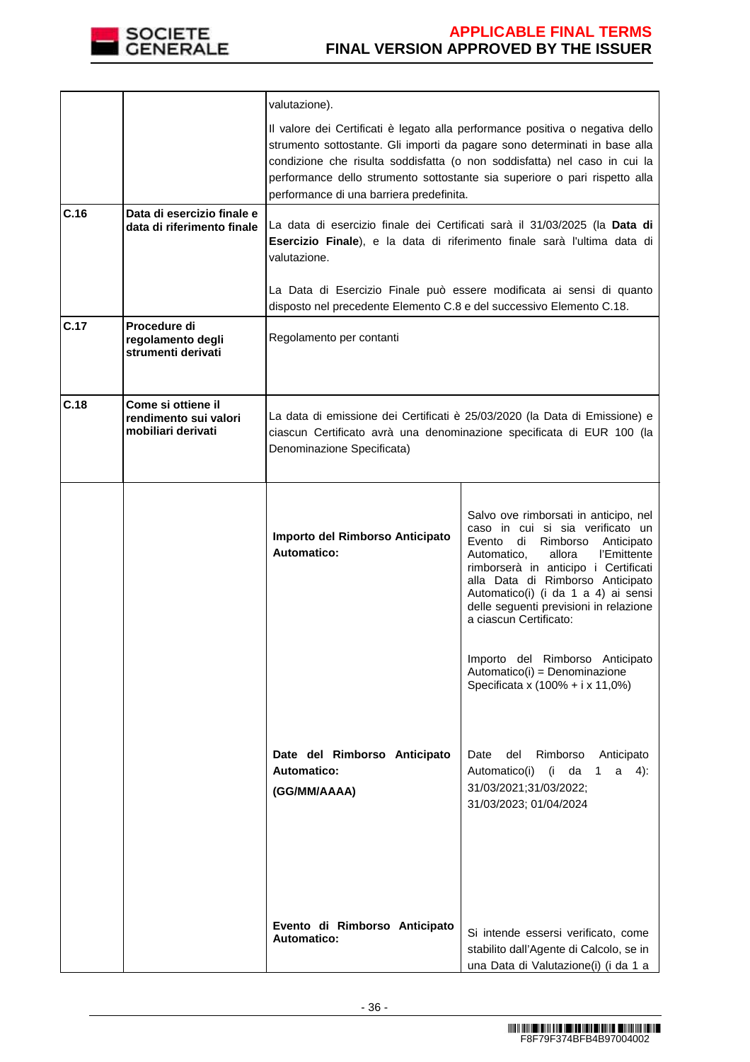| | | |
|---|---|---|
| | | valutazione).<br><br>Il valore dei Certificati è legato alla performance positiva o negativa dello strumento sottostante. Gli importi da pagare sono determinati in base alla condizione che risulta soddisfatta (o non soddisfatta) nel caso in cui la performance dello strumento sottostante sia superiore o pari rispetto alla performance di una barriera predefinita. |
| **C.16** | **Data di esercizio finale e data di riferimento finale** | La data di esercizio finale dei Certificati sarà il 31/03/2025 (la **Data di Esercizio Finale**), e la data di riferimento finale sarà l'ultima data di valutazione.<br><br>La Data di Esercizio Finale può essere modificata ai sensi di quanto disposto nel precedente Elemento C.8 e del successivo Elemento C.18. |
| **C.17** | **Procedure di regolamento degli strumenti derivati** | Regolamento per contanti |
| **C.18** | **Come si ottiene il rendimento sui valori mobiliari derivati** | La data di emissione dei Certificati è 25/03/2020 (la Data di Emissione) e ciascun Certificato avrà una denominazione specificata di EUR 100 (la Denominazione Specificata) |

| | | | |
|---|---|---|---|
| | | **Importo del Rimborso Anticipato Automatico:** | Salvo ove rimborsati in anticipo, nel caso in cui si sia verificato un Evento di Rimborso Anticipato Automatico, allora l'Emittente rimborserà in anticipo i Certificati alla Data di Rimborso Anticipato Automatico(i) (i da 1 a 4) ai sensi delle seguenti previsioni in relazione a ciascun Certificato:<br><br>Importo del Rimborso Anticipato Automatico(i) = Denominazione Specificata x (100% + i x 11,0%) |
| | | **Date del Rimborso Anticipato Automatico:**<br>**(GG/MM/AAAA)** | Date del Rimborso Anticipato Automatico(i) (i da 1 a 4): 31/03/2021;31/03/2022; 31/03/2023; 01/04/2024 |
| | | **Evento di Rimborso Anticipato Automatico:** | Si intende essersi verificato, come stabilito dall'Agente di Calcolo, se in una Data di Valutazione(i) (i da 1 a |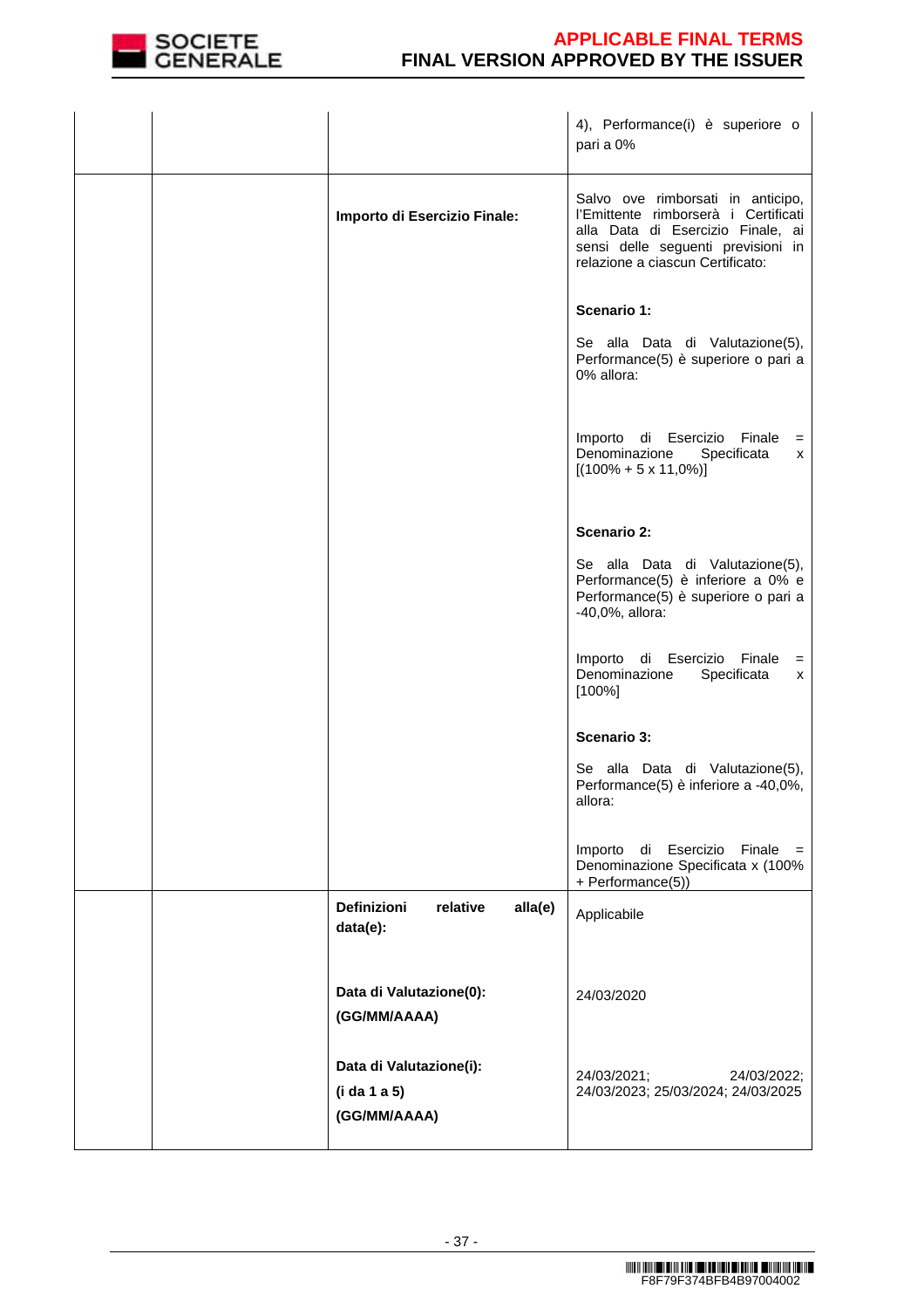| | | | |
|---|---|---|---|
| | | | 4), Performance(i) è superiore o pari a 0% |
| | | **Importo di Esercizio Finale:** | Salvo ove rimborsati in anticipo, l'Emittente rimborserà i Certificati alla Data di Esercizio Finale, ai sensi delle seguenti previsioni in relazione a ciascun Certificato:<br><br>**Scenario 1:**<br><br>Se alla Data di Valutazione(5), Performance(5) è superiore o pari a 0% allora:<br><br>Importo di Esercizio Finale = Denominazione Specificata x [(100% + 5 x 11,0%)]<br><br>**Scenario 2:**<br><br>Se alla Data di Valutazione(5), Performance(5) è inferiore a 0% e Performance(5) è superiore o pari a -40,0%, allora:<br><br>Importo di Esercizio Finale = Denominazione Specificata x [100%]<br><br>**Scenario 3:**<br><br>Se alla Data di Valutazione(5), Performance(5) è inferiore a -40,0%, allora:<br><br>Importo di Esercizio Finale = Denominazione Specificata x (100% + Performance(5)) |
| | | **Definizioni relative alla(e) data(e):**<br><br>**Data di Valutazione(0): (GG/MM/AAAA)**<br><br>**Data di Valutazione(i): (i da 1 a 5) (GG/MM/AAAA)** | Applicabile<br><br>24/03/2020<br><br>24/03/2021; 24/03/2022; 24/03/2023; 25/03/2024; 24/03/2025 |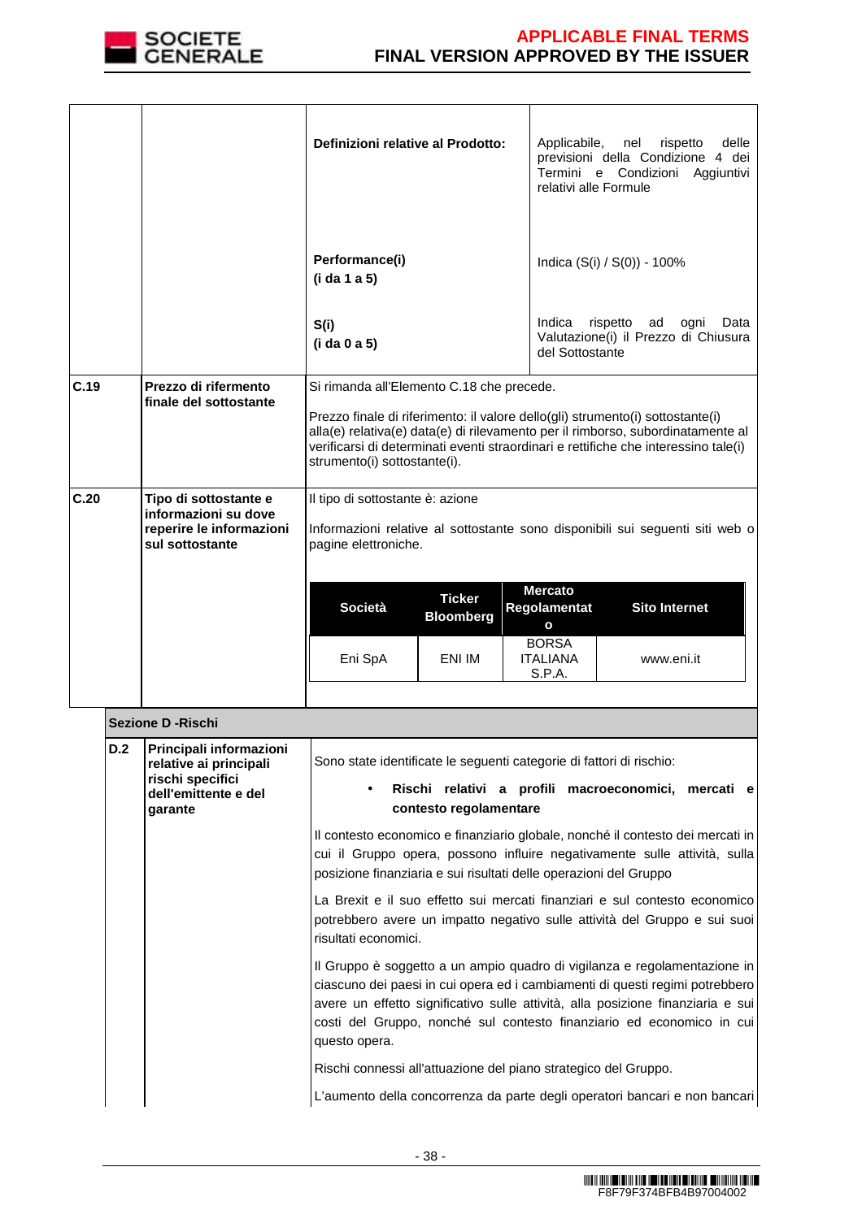| | | | |
|---|---|---|---|
| | | **Definizioni relative al Prodotto:** | Applicabile, nel rispetto delle previsioni della Condizione 4 dei Termini e Condizioni Aggiuntivi relativi alle Formule |
| | | **Performance(i)** **(i da 1 a 5)** | Indica (S(i) / S(0)) - 100% |
| | | **S(i)** **(i da 0 a 5)** | Indica rispetto ad ogni Data Valutazione(i) il Prezzo di Chiusura del Sottostante |
| **C.19** | **Prezzo di rifermento finale del sottostante** | Si rimanda all'Elemento C.18 che precede. Prezzo finale di riferimento: il valore dello(gli) strumento(i) sottostante(i) alla(e) relativa(e) data(e) di rilevamento per il rimborso, subordinatamente al verificarsi di determinati eventi straordinari e rettifiche che interessino tale(i) strumento(i) sottostante(i). | |
| **C.20** | **Tipo di sottostante e informazioni su dove reperire le informazioni sul sottostante** | Il tipo di sottostante è: azione Informazioni relative al sottostante sono disponibili sui seguenti siti web o pagine elettroniche. | |

| Società | Ticker Bloomberg | Mercato Regolamentato | Sito Internet |
|---|---|---|---|
| Eni SpA | ENI IM | BORSA ITALIANA S.P.A. | www.eni.it |

## Sezione D -Rischi

| | | |
|---|---|---|
| **D.2** | **Principali informazioni relative ai principali rischi specifici dell'emittente e del garante** | Sono state identificate le seguenti categorie di fattori di rischio: |

- **Rischi relativi a profili macroeconomici, mercati e contesto regolamentare**

Il contesto economico e finanziario globale, nonché il contesto dei mercati in cui il Gruppo opera, possono influire negativamente sulle attività, sulla posizione finanziaria e sui risultati delle operazioni del Gruppo

La Brexit e il suo effetto sui mercati finanziari e sul contesto economico potrebbero avere un impatto negativo sulle attività del Gruppo e sui suoi risultati economici.

Il Gruppo è soggetto a un ampio quadro di vigilanza e regolamentazione in ciascuno dei paesi in cui opera ed i cambiamenti di questi regimi potrebbero avere un effetto significativo sulle attività, alla posizione finanziaria e sui costi del Gruppo, nonché sul contesto finanziario ed economico in cui questo opera.

Rischi connessi all'attuazione del piano strategico del Gruppo.

L'aumento della concorrenza da parte degli operatori bancari e non bancari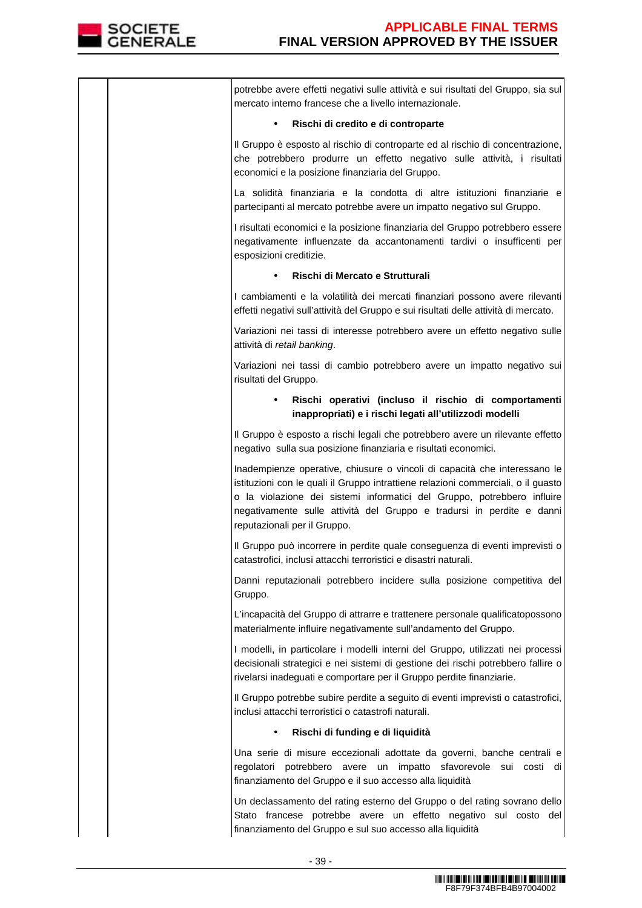| | | |
|---|---|---|
| | | potrebbe avere effetti negativi sulle attività e sui risultati del Gruppo, sia sul mercato interno francese che a livello internazionale.<br><br>• **Rischi di credito e di controparte**<br><br>Il Gruppo è esposto al rischio di controparte ed al rischio di concentrazione, che potrebbero produrre un effetto negativo sulle attività, i risultati economici e la posizione finanziaria del Gruppo.<br><br>La solidità finanziaria e la condotta di altre istituzioni finanziarie e partecipanti al mercato potrebbe avere un impatto negativo sul Gruppo.<br><br>I risultati economici e la posizione finanziaria del Gruppo potrebbero essere negativamente influenzate da accantonamenti tardivi o insufficenti per esposizioni creditizie.<br><br>• **Rischi di Mercato e Strutturali**<br><br>I cambiamenti e la volatilità dei mercati finanziari possono avere rilevanti effetti negativi sull'attività del Gruppo e sui risultati delle attività di mercato.<br><br>Variazioni nei tassi di interesse potrebbero avere un effetto negativo sulle attività di *retail banking*.<br><br>Variazioni nei tassi di cambio potrebbero avere un impatto negativo sui risultati del Gruppo.<br><br>• **Rischi operativi (incluso il rischio di comportamenti inappropriati) e i rischi legati all'utilizzodi modelli**<br><br>Il Gruppo è esposto a rischi legali che potrebbero avere un rilevante effetto negativo sulla sua posizione finanziaria e risultati economici.<br><br>Inadempienze operative, chiusure o vincoli di capacità che interessano le istituzioni con le quali il Gruppo intrattiene relazioni commerciali, o il guasto o la violazione dei sistemi informatici del Gruppo, potrebbero influire negativamente sulle attività del Gruppo e tradursi in perdite e danni reputazionali per il Gruppo.<br><br>Il Gruppo può incorrere in perdite quale conseguenza di eventi imprevisti o catastrofici, inclusi attacchi terroristici e disastri naturali.<br><br>Danni reputazionali potrebbero incidere sulla posizione competitiva del Gruppo.<br><br>L'incapacità del Gruppo di attrarre e trattenere personale qualificatopossono materialmente influire negativamente sull'andamento del Gruppo.<br><br>I modelli, in particolare i modelli interni del Gruppo, utilizzati nei processi decisionali strategici e nei sistemi di gestione dei rischi potrebbero fallire o rivelarsi inadeguati e comportare per il Gruppo perdite finanziarie.<br><br>Il Gruppo potrebbe subire perdite a seguito di eventi imprevisti o catastrofici, inclusi attacchi terroristici o catastrofi naturali.<br><br>• **Rischi di funding e di liquidità**<br><br>Una serie di misure eccezionali adottate da governi, banche centrali e regolatori potrebbero avere un impatto sfavorevole sui costi di finanziamento del Gruppo e il suo accesso alla liquidità<br><br>Un declassamento del rating esterno del Gruppo o del rating sovrano dello Stato francese potrebbe avere un effetto negativo sul costo del finanziamento del Gruppo e sul suo accesso alla liquidità |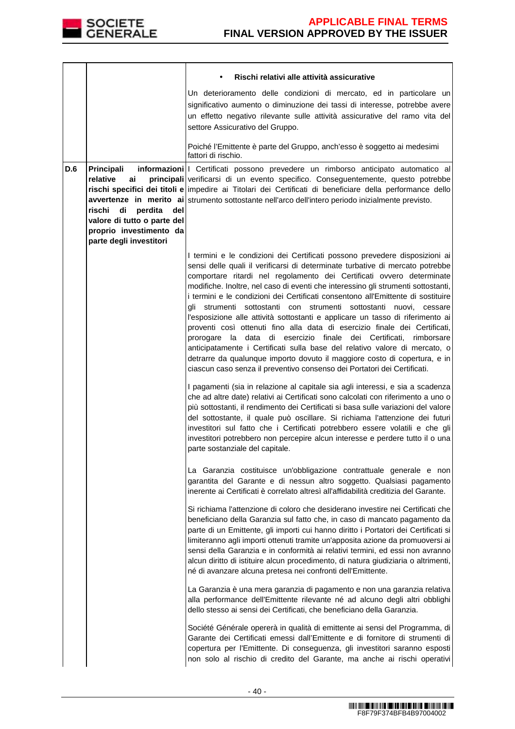| | | |
|---|---|---|
| | | • **Rischi relativi alle attività assicurative**<br><br>Un deterioramento delle condizioni di mercato, ed in particolare un significativo aumento o diminuzione dei tassi di interesse, potrebbe avere un effetto negativo rilevante sulle attività assicurative del ramo vita del settore Assicurativo del Gruppo.<br><br>Poiché l'Emittente è parte del Gruppo, anch'esso è soggetto ai medesimi fattori di rischio. |
| **D.6** | **Principali informazioni relative ai principali rischi specifici dei titoli e avvertenze in merito ai rischi di perdita del valore di tutto o parte del proprio investimento da parte degli investitori** | I Certificati possono prevedere un rimborso anticipato automatico al verificarsi di un evento specifico. Conseguentemente, questo potrebbe impedire ai Titolari dei Certificati di beneficiare della performance dello strumento sottostante nell'arco dell'intero periodo inizialmente previsto.<br><br>I termini e le condizioni dei Certificati possono prevedere disposizioni ai sensi delle quali il verificarsi di determinate turbative di mercato potrebbe comportare ritardi nel regolamento dei Certificati ovvero determinate modifiche. Inoltre, nel caso di eventi che interessino gli strumenti sottostanti, i termini e le condizioni dei Certificati consentono all'Emittente di sostituire gli strumenti sottostanti con strumenti sottostanti nuovi, cessare l'esposizione alle attività sottostanti e applicare un tasso di riferimento ai proventi così ottenuti fino alla data di esercizio finale dei Certificati, prorogare la data di esercizio finale dei Certificati, rimborsare anticipatamente i Certificati sulla base del relativo valore di mercato, o detrarre da qualunque importo dovuto il maggiore costo di copertura, e in ciascun caso senza il preventivo consenso dei Portatori dei Certificati.<br><br>I pagamenti (sia in relazione al capitale sia agli interessi, e sia a scadenza che ad altre date) relativi ai Certificati sono calcolati con riferimento a uno o più sottostanti, il rendimento dei Certificati si basa sulle variazioni del valore del sottostante, il quale può oscillare. Si richiama l'attenzione dei futuri investitori sul fatto che i Certificati potrebbero essere volatili e che gli investitori potrebbero non percepire alcun interesse e perdere tutto il o una parte sostanziale del capitale.<br><br>La Garanzia costituisce un'obbligazione contrattuale generale e non garantita del Garante e di nessun altro soggetto. Qualsiasi pagamento inerente ai Certificati è correlato altresì all'affidabilità creditizia del Garante.<br><br>Si richiama l'attenzione di coloro che desiderano investire nei Certificati che beneficiano della Garanzia sul fatto che, in caso di mancato pagamento da parte di un Emittente, gli importi cui hanno diritto i Portatori dei Certificati si limiteranno agli importi ottenuti tramite un'apposita azione da promuoversi ai sensi della Garanzia e in conformità ai relativi termini, ed essi non avranno alcun diritto di istituire alcun procedimento, di natura giudiziaria o altrimenti, né di avanzare alcuna pretesa nei confronti dell'Emittente.<br><br>La Garanzia è una mera garanzia di pagamento e non una garanzia relativa alla performance dell'Emittente rilevante né ad alcuno degli altri obblighi dello stesso ai sensi dei Certificati, che beneficiano della Garanzia.<br><br>Société Générale opererà in qualità di emittente ai sensi del Programma, di Garante dei Certificati emessi dall'Emittente e di fornitore di strumenti di copertura per l'Emittente. Di conseguenza, gli investitori saranno esposti non solo al rischio di credito del Garante, ma anche ai rischi operativi |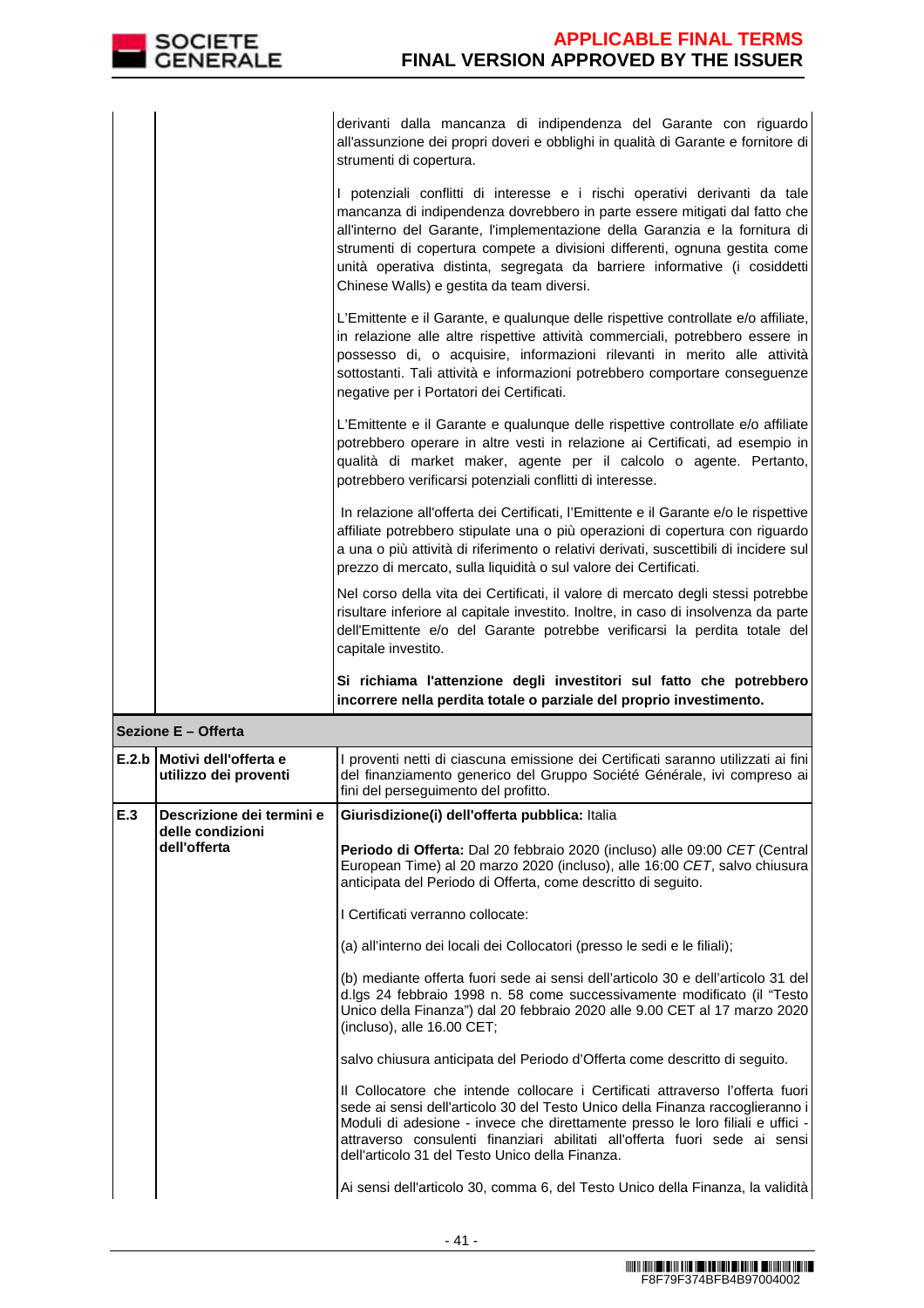| | | |
|---|---|---|
| | | derivanti dalla mancanza di indipendenza del Garante con riguardo all'assunzione dei propri doveri e obblighi in qualità di Garante e fornitore di strumenti di copertura.<br><br>I potenziali conflitti di interesse e i rischi operativi derivanti da tale mancanza di indipendenza dovrebbero in parte essere mitigati dal fatto che all'interno del Garante, l'implementazione della Garanzia e la fornitura di strumenti di copertura compete a divisioni differenti, ognuna gestita come unità operativa distinta, segregata da barriere informative (i cosiddetti Chinese Walls) e gestita da team diversi.<br><br>L'Emittente e il Garante, e qualunque delle rispettive controllate e/o affiliate, in relazione alle altre rispettive attività commerciali, potrebbero essere in possesso di, o acquisire, informazioni rilevanti in merito alle attività sottostanti. Tali attività e informazioni potrebbero comportare conseguenze negative per i Portatori dei Certificati.<br><br>L'Emittente e il Garante e qualunque delle rispettive controllate e/o affiliate potrebbero operare in altre vesti in relazione ai Certificati, ad esempio in qualità di market maker, agente per il calcolo o agente. Pertanto, potrebbero verificarsi potenziali conflitti di interesse.<br><br>In relazione all'offerta dei Certificati, l'Emittente e il Garante e/o le rispettive affiliate potrebbero stipulate una o più operazioni di copertura con riguardo a una o più attività di riferimento o relativi derivati, suscettibili di incidere sul prezzo di mercato, sulla liquidità o sul valore dei Certificati.<br><br>Nel corso della vita dei Certificati, il valore di mercato degli stessi potrebbe risultare inferiore al capitale investito. Inoltre, in caso di insolvenza da parte dell'Emittente e/o del Garante potrebbe verificarsi la perdita totale del capitale investito.<br><br>**Si richiama l'attenzione degli investitori sul fatto che potrebbero incorrere nella perdita totale o parziale del proprio investimento.** |
| **Sezione E – Offerta** | | |
| **E.2.b** | **Motivi dell'offerta e utilizzo dei proventi** | I proventi netti di ciascuna emissione dei Certificati saranno utilizzati ai fini del finanziamento generico del Gruppo Société Générale, ivi compreso ai fini del perseguimento del profitto. |
| **E.3** | **Descrizione dei termini e delle condizioni dell'offerta** | **Giurisdizione(i) dell'offerta pubblica:** Italia<br><br>**Periodo di Offerta:** Dal 20 febbraio 2020 (incluso) alle 09:00 *CET* (Central European Time) al 20 marzo 2020 (incluso), alle 16:00 *CET*, salvo chiusura anticipata del Periodo di Offerta, come descritto di seguito.<br><br>I Certificati verranno collocate:<br><br>(a) all'interno dei locali dei Collocatori (presso le sedi e le filiali);<br><br>(b) mediante offerta fuori sede ai sensi dell'articolo 30 e dell'articolo 31 del d.lgs 24 febbraio 1998 n. 58 come successivamente modificato (il "Testo Unico della Finanza") dal 20 febbraio 2020 alle 9.00 CET al 17 marzo 2020 (incluso), alle 16.00 CET;<br><br>salvo chiusura anticipata del Periodo d'Offerta come descritto di seguito.<br><br>Il Collocatore che intende collocare i Certificati attraverso l'offerta fuori sede ai sensi dell'articolo 30 del Testo Unico della Finanza raccoglieranno i Moduli di adesione - invece che direttamente presso le loro filiali e uffici - attraverso consulenti finanziari abilitati all'offerta fuori sede ai sensi dell'articolo 31 del Testo Unico della Finanza.<br><br>Ai sensi dell'articolo 30, comma 6, del Testo Unico della Finanza, la validità |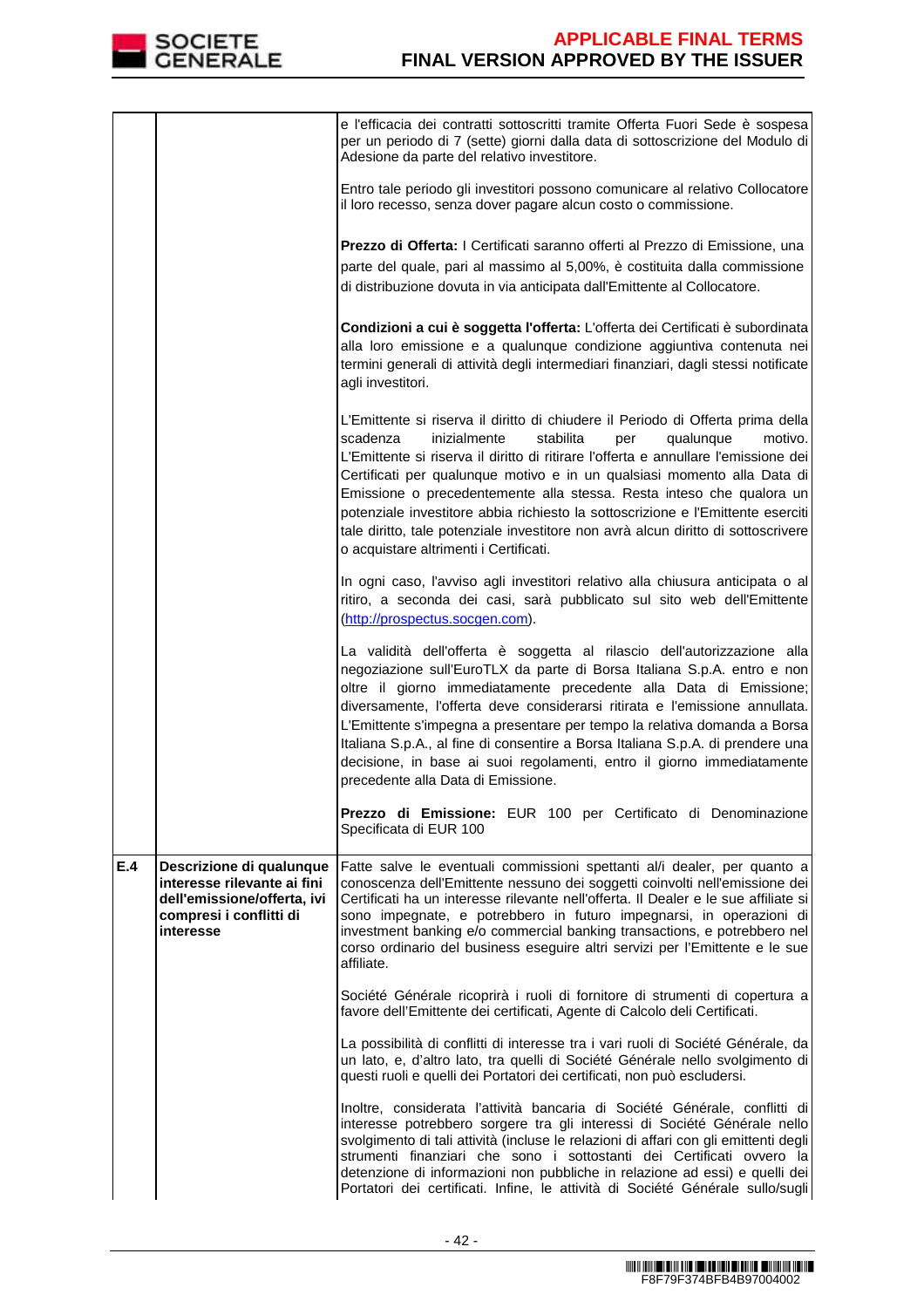| | | |
|---|---|---|
| | | e l'efficacia dei contratti sottoscritti tramite Offerta Fuori Sede è sospesa per un periodo di 7 (sette) giorni dalla data di sottoscrizione del Modulo di Adesione da parte del relativo investitore.<br><br>Entro tale periodo gli investitori possono comunicare al relativo Collocatore il loro recesso, senza dover pagare alcun costo o commissione.<br><br>**Prezzo di Offerta:** I Certificati saranno offerti al Prezzo di Emissione, una parte del quale, pari al massimo al 5,00%, è costituita dalla commissione di distribuzione dovuta in via anticipata dall'Emittente al Collocatore.<br><br>**Condizioni a cui è soggetta l'offerta:** L'offerta dei Certificati è subordinata alla loro emissione e a qualunque condizione aggiuntiva contenuta nei termini generali di attività degli intermediari finanziari, dagli stessi notificate agli investitori.<br><br>L'Emittente si riserva il diritto di chiudere il Periodo di Offerta prima della scadenza inizialmente stabilita per qualunque motivo. L'Emittente si riserva il diritto di ritirare l'offerta e annullare l'emissione dei Certificati per qualunque motivo e in un qualsiasi momento alla Data di Emissione o precedentemente alla stessa. Resta inteso che qualora un potenziale investitore abbia richiesto la sottoscrizione e l'Emittente eserciti tale diritto, tale potenziale investitore non avrà alcun diritto di sottoscrivere o acquistare altrimenti i Certificati.<br><br>In ogni caso, l'avviso agli investitori relativo alla chiusura anticipata o al ritiro, a seconda dei casi, sarà pubblicato sul sito web dell'Emittente (http://prospectus.socgen.com).<br><br>La validità dell'offerta è soggetta al rilascio dell'autorizzazione alla negoziazione sull'EuroTLX da parte di Borsa Italiana S.p.A. entro e non oltre il giorno immediatamente precedente alla Data di Emissione; diversamente, l'offerta deve considerarsi ritirata e l'emissione annullata. L'Emittente s'impegna a presentare per tempo la relativa domanda a Borsa Italiana S.p.A., al fine di consentire a Borsa Italiana S.p.A. di prendere una decisione, in base ai suoi regolamenti, entro il giorno immediatamente precedente alla Data di Emissione.<br><br>**Prezzo di Emissione:** EUR 100 per Certificato di Denominazione Specificata di EUR 100 |
| **E.4** | **Descrizione di qualunque interesse rilevante ai fini dell'emissione/offerta, ivi compresi i conflitti di interesse** | Fatte salve le eventuali commissioni spettanti al/i dealer, per quanto a conoscenza dell'Emittente nessuno dei soggetti coinvolti nell'emissione dei Certificati ha un interesse rilevante nell'offerta. Il Dealer e le sue affiliate si sono impegnate, e potrebbero in futuro impegnarsi, in operazioni di investment banking e/o commercial banking transactions, e potrebbero nel corso ordinario del business eseguire altri servizi per l'Emittente e le sue affiliate.<br><br>Société Générale ricoprirà i ruoli di fornitore di strumenti di copertura a favore dell'Emittente dei certificati, Agente di Calcolo deli Certificati.<br><br>La possibilità di conflitti di interesse tra i vari ruoli di Société Générale, da un lato, e, d'altro lato, tra quelli di Société Générale nello svolgimento di questi ruoli e quelli dei Portatori dei certificati, non può escludersi.<br><br>Inoltre, considerata l'attività bancaria di Société Générale, conflitti di interesse potrebbero sorgere tra gli interessi di Société Générale nello svolgimento di tali attività (incluse le relazioni di affari con gli emittenti degli strumenti finanziari che sono i sottostanti dei Certificati ovvero la detenzione di informazioni non pubbliche in relazione ad essi) e quelli dei Portatori dei certificati. Infine, le attività di Société Générale sullo/sugli |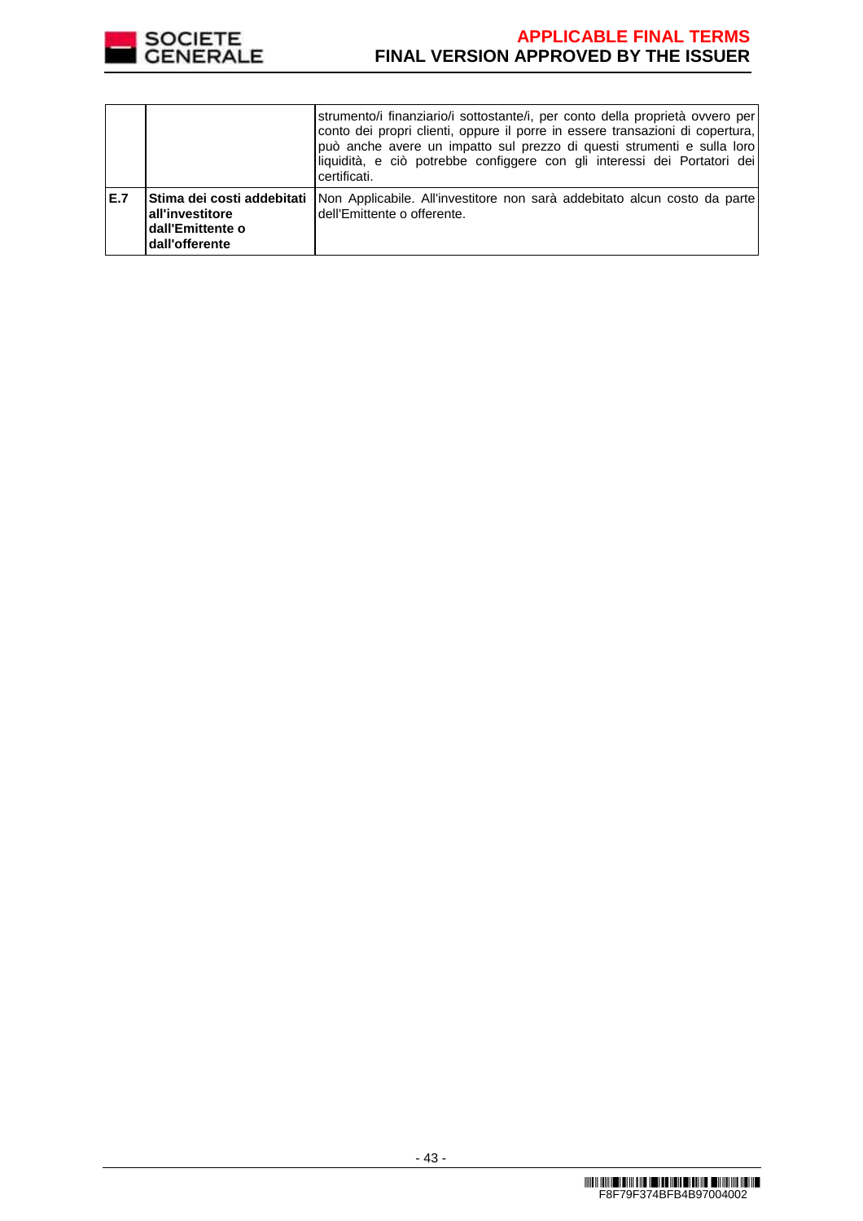| | | |
|---|---|---|
| | | strumento/i finanziario/i sottostante/i, per conto della proprietà ovvero per conto dei propri clienti, oppure il porre in essere transazioni di copertura, può anche avere un impatto sul prezzo di questi strumenti e sulla loro liquidità, e ciò potrebbe configgere con gli interessi dei Portatori dei certificati. |
| **E.7** | **Stima dei costi addebitati all'investitore dall'Emittente o dall'offerente** | Non Applicabile. All'investitore non sarà addebitato alcun costo da parte dell'Emittente o offerente. |